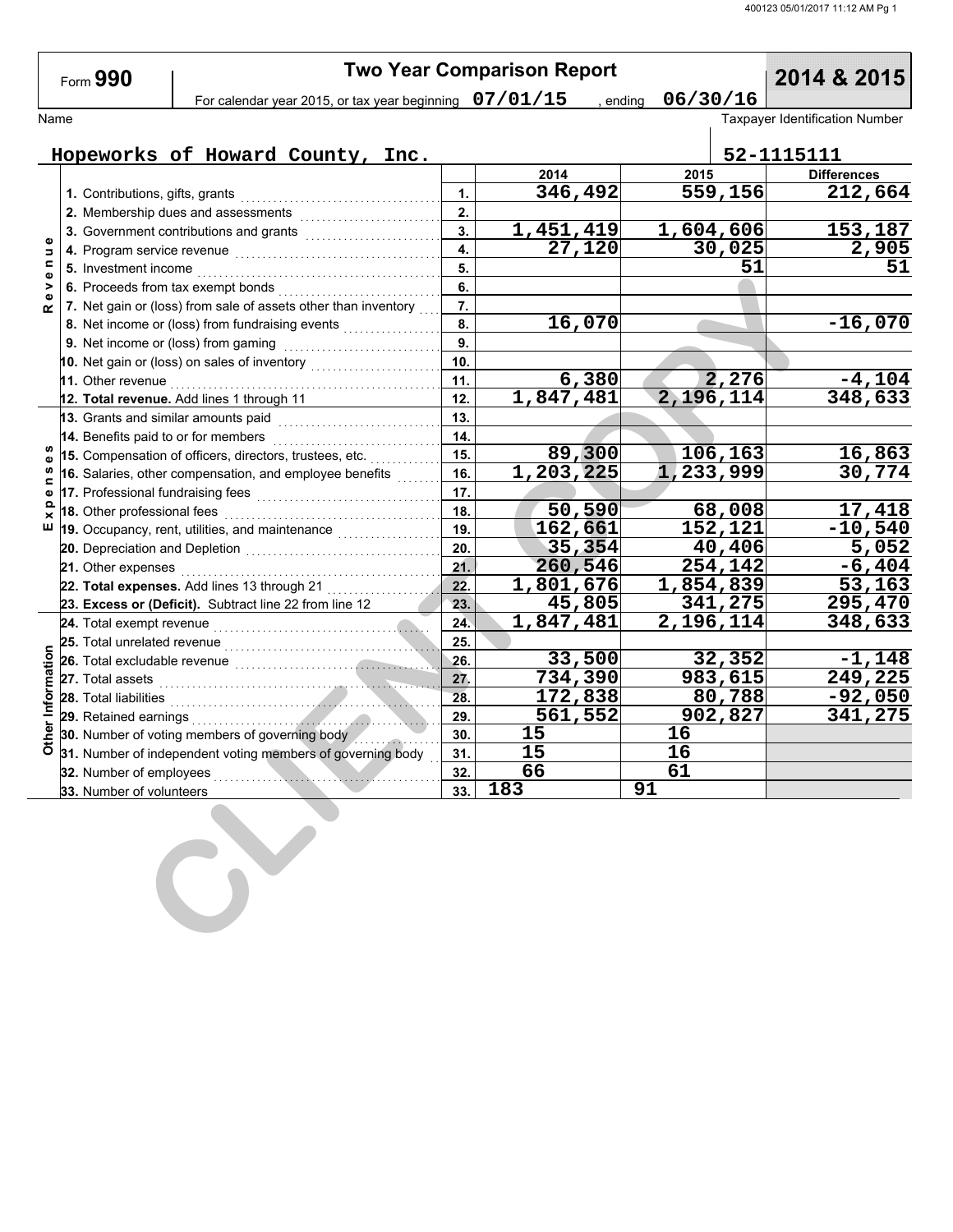# Form 990 — Two Year Comparison Report — 2014 & 2015

For calendar year 2015, or tax year beginning **07/01/15**, ending **06/30/16**

Name: **Hopeworks of Howard County, Inc.**

Taxpayer Identification Number: **52-1115111**

| Section | Line | No. | 2014 | 2015 | Differences |
|---|---|---|---|---|---|
| Revenue | 1. Contributions, gifts, grants | 1. | 346,492 | 559,156 | 212,664 |
| | 2. Membership dues and assessments | 2. | | | |
| | 3. Government contributions and grants | 3. | 1,451,419 | 1,604,606 | 153,187 |
| | 4. Program service revenue | 4. | 27,120 | 30,025 | 2,905 |
| | 5. Investment income | 5. | | 51 | 51 |
| | 6. Proceeds from tax exempt bonds | 6. | | | |
| | 7. Net gain or (loss) from sale of assets other than inventory | 7. | | | |
| | 8. Net income or (loss) from fundraising events | 8. | 16,070 | | -16,070 |
| | 9. Net income or (loss) from gaming | 9. | | | |
| | 10. Net gain or (loss) on sales of inventory | 10. | | | |
| | 11. Other revenue | 11. | 6,380 | 2,276 | -4,104 |
| | **12. Total revenue.** Add lines 1 through 11 | 12. | 1,847,481 | 2,196,114 | 348,633 |
| Expenses | 13. Grants and similar amounts paid | 13. | | | |
| | 14. Benefits paid to or for members | 14. | | | |
| | 15. Compensation of officers, directors, trustees, etc. | 15. | 89,300 | 106,163 | 16,863 |
| | 16. Salaries, other compensation, and employee benefits | 16. | 1,203,225 | 1,233,999 | 30,774 |
| | 17. Professional fundraising fees | 17. | | | |
| | 18. Other professional fees | 18. | 50,590 | 68,008 | 17,418 |
| | 19. Occupancy, rent, utilities, and maintenance | 19. | 162,661 | 152,121 | -10,540 |
| | 20. Depreciation and Depletion | 20. | 35,354 | 40,406 | 5,052 |
| | 21. Other expenses | 21. | 260,546 | 254,142 | -6,404 |
| | **22. Total expenses.** Add lines 13 through 21 | 22. | 1,801,676 | 1,854,839 | 53,163 |
| | **23. Excess or (Deficit).** Subtract line 22 from line 12 | 23. | 45,805 | 341,275 | 295,470 |
| Other Information | 24. Total exempt revenue | 24. | 1,847,481 | 2,196,114 | 348,633 |
| | 25. Total unrelated revenue | 25. | | | |
| | 26. Total excludable revenue | 26. | 33,500 | 32,352 | -1,148 |
| | 27. Total assets | 27. | 734,390 | 983,615 | 249,225 |
| | 28. Total liabilities | 28. | 172,838 | 80,788 | -92,050 |
| | 29. Retained earnings | 29. | 561,552 | 902,827 | 341,275 |
| | 30. Number of voting members of governing body | 30. | 15 | 16 | |
| | 31. Number of independent voting members of governing body | 31. | 15 | 16 | |
| | 32. Number of employees | 32. | 66 | 61 | |
| | 33. Number of volunteers | 33. | 183 | 91 | |

CLIENT COPY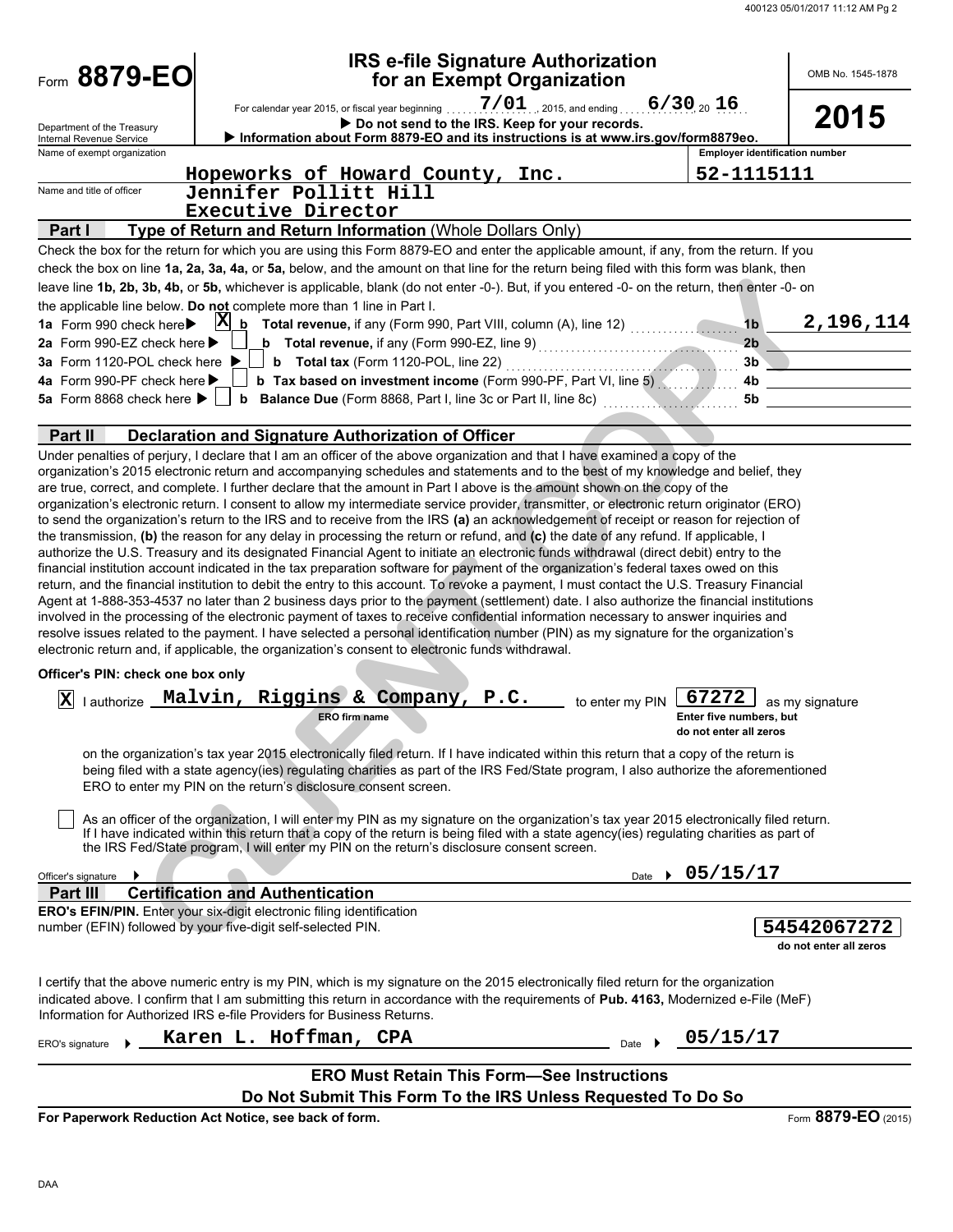# Form 8879-EO

## IRS e-file Signature Authorization for an Exempt Organization

OMB No. 1545-1878

**2015**

For calendar year 2015, or fiscal year beginning 7/01, 2015, and ending 6/30, 20 16

▶ Do not send to the IRS. Keep for your records.

▶ Information about Form 8879-EO and its instructions is at www.irs.gov/form8879eo.

Department of the Treasury
Internal Revenue Service

Name of exempt organization: Hopeworks of Howard County, Inc.

Employer identification number: 52-1115111

Name and title of officer: Jennifer Pollitt Hill, Executive Director

## Part I — Type of Return and Return Information (Whole Dollars Only)

Check the box for the return for which you are using this Form 8879-EO and enter the applicable amount, if any, from the return. If you check the box on line **1a, 2a, 3a, 4a,** or **5a,** below, and the amount on that line for the return being filed with this form was blank, then leave line **1b, 2b, 3b, 4b,** or **5b,** whichever is applicable, blank (do not enter -0-). But, if you entered -0- on the return, then enter -0- on the applicable line below. **Do not** complete more than 1 line in Part I.

| | | | Line | Amount |
|---|---|---|---|---|
| 1a Form 990 check here ▶ | X | **b Total revenue,** if any (Form 990, Part VIII, column (A), line 12) | 1b | 2,196,114 |
| 2a Form 990-EZ check here ▶ | | **b Total revenue,** if any (Form 990-EZ, line 9) | 2b | |
| 3a Form 1120-POL check here ▶ | | **b Total tax** (Form 1120-POL, line 22) | 3b | |
| 4a Form 990-PF check here ▶ | | **b Tax based on investment income** (Form 990-PF, Part VI, line 5) | 4b | |
| 5a Form 8868 check here ▶ | | **b Balance Due** (Form 8868, Part I, line 3c or Part II, line 8c) | 5b | |

## Part II — Declaration and Signature Authorization of Officer

Under penalties of perjury, I declare that I am an officer of the above organization and that I have examined a copy of the organization's 2015 electronic return and accompanying schedules and statements and to the best of my knowledge and belief, they are true, correct, and complete. I further declare that the amount in Part I above is the amount shown on the copy of the organization's electronic return. I consent to allow my intermediate service provider, transmitter, or electronic return originator (ERO) to send the organization's return to the IRS and to receive from the IRS **(a)** an acknowledgement of receipt or reason for rejection of the transmission, **(b)** the reason for any delay in processing the return or refund, and **(c)** the date of any refund. If applicable, I authorize the U.S. Treasury and its designated Financial Agent to initiate an electronic funds withdrawal (direct debit) entry to the financial institution account indicated in the tax preparation software for payment of the organization's federal taxes owed on this return, and the financial institution to debit the entry to this account. To revoke a payment, I must contact the U.S. Treasury Financial Agent at 1-888-353-4537 no later than 2 business days prior to the payment (settlement) date. I also authorize the financial institutions involved in the processing of the electronic payment of taxes to receive confidential information necessary to answer inquiries and resolve issues related to the payment. I have selected a personal identification number (PIN) as my signature for the organization's electronic return and, if applicable, the organization's consent to electronic funds withdrawal.

**Officer's PIN: check one box only**

[X] I authorize **Malvin, Riggins & Company, P.C.** (ERO firm name) to enter my PIN **67272** (Enter five numbers, but do not enter all zeros) as my signature on the organization's tax year 2015 electronically filed return. If I have indicated within this return that a copy of the return is being filed with a state agency(ies) regulating charities as part of the IRS Fed/State program, I also authorize the aforementioned ERO to enter my PIN on the return's disclosure consent screen.

[ ] As an officer of the organization, I will enter my PIN as my signature on the organization's tax year 2015 electronically filed return. If I have indicated within this return that a copy of the return is being filed with a state agency(ies) regulating charities as part of the IRS Fed/State program, I will enter my PIN on the return's disclosure consent screen.

Officer's signature ▶ Date ▶ 05/15/17

## Part III — Certification and Authentication

**ERO's EFIN/PIN.** Enter your six-digit electronic filing identification number (EFIN) followed by your five-digit self-selected PIN.

**54542067272** (do not enter all zeros)

I certify that the above numeric entry is my PIN, which is my signature on the 2015 electronically filed return for the organization indicated above. I confirm that I am submitting this return in accordance with the requirements of **Pub. 4163,** Modernized e-File (MeF) Information for Authorized IRS e-file Providers for Business Returns.

ERO's signature ▶ Karen L. Hoffman, CPA Date ▶ 05/15/17

**ERO Must Retain This Form—See Instructions**

**Do Not Submit This Form To the IRS Unless Requested To Do So**

**For Paperwork Reduction Act Notice, see back of form.**

Form **8879-EO** (2015)

DAA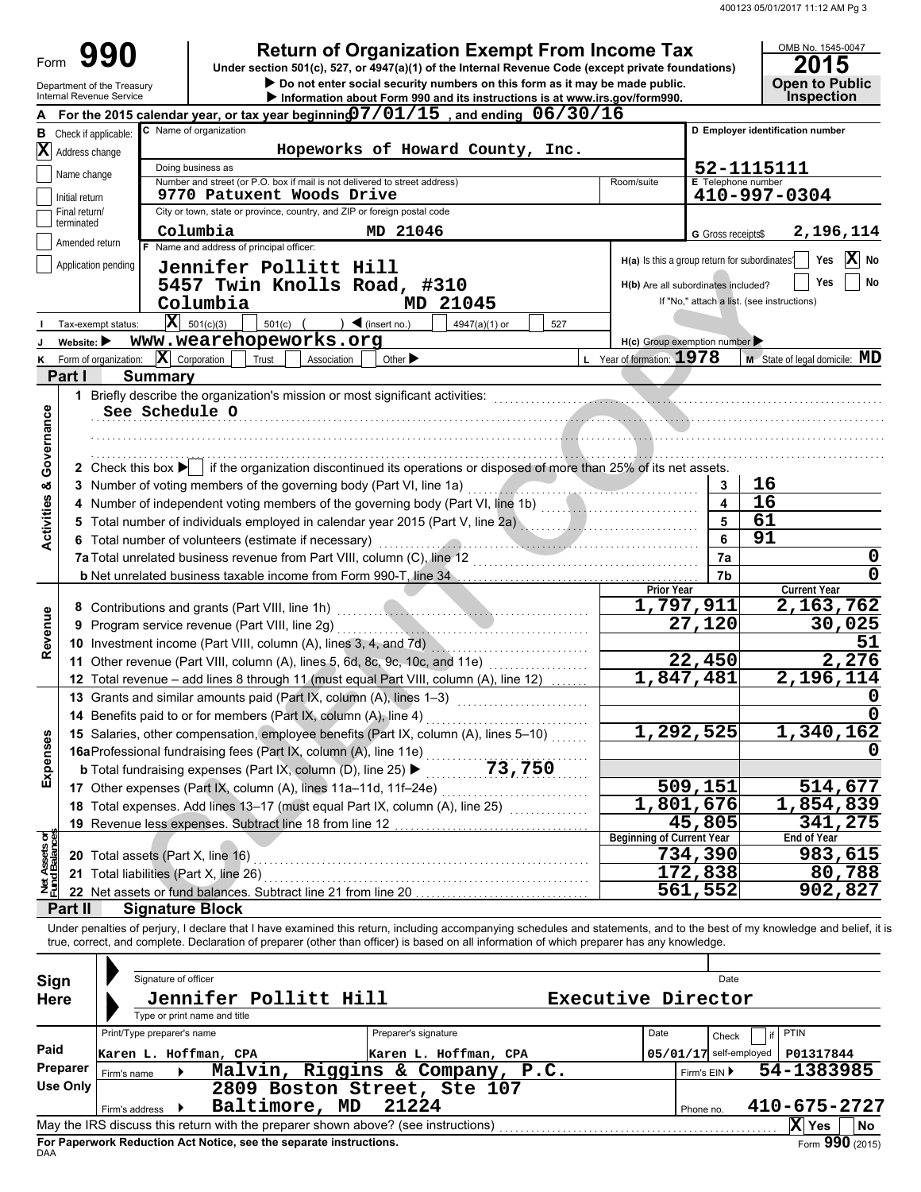# Form 990

## Return of Organization Exempt From Income Tax

Under section 501(c), 527, or 4947(a)(1) of the Internal Revenue Code (except private foundations)

▶ Do not enter social security numbers on this form as it may be made public.

▶ Information about Form 990 and its instructions is at www.irs.gov/form990.

Department of the Treasury
Internal Revenue Service

OMB No. 1545-0047

**2015**

**Open to Public Inspection**

**A** For the 2015 calendar year, or tax year beginning 07/01/15 , and ending 06/30/16

**B** Check if applicable:
- [X] Address change
- [ ] Name change
- [ ] Initial return
- [ ] Final return/terminated
- [ ] Amended return
- [ ] Application pending

**C** Name of organization: Hopeworks of Howard County, Inc.

Doing business as

Number and street (or P.O. box if mail is not delivered to street address): 9770 Patuxent Woods Drive — Room/suite

City or town, state or province, country, and ZIP or foreign postal code: Columbia MD 21046

**D** Employer identification number: 52-1115111

**E** Telephone number: 410-997-0304

**G** Gross receipts$ 2,196,114

**F** Name and address of principal officer:
Jennifer Pollitt Hill
5457 Twin Knolls Road, #310
Columbia MD 21045

H(a) Is this a group return for subordinates? [ ] Yes [X] No

H(b) Are all subordinates included? [ ] Yes [ ] No
If "No," attach a list. (see instructions)

**I** Tax-exempt status: [X] 501(c)(3) [ ] 501(c) ( ) ◀ (insert no.) [ ] 4947(a)(1) or [ ] 527

**J** Website: ▶ www.wearehopeworks.org

H(c) Group exemption number ▶

**K** Form of organization: [X] Corporation [ ] Trust [ ] Association [ ] Other ▶

**L** Year of formation: 1978

**M** State of legal domicile: MD

## Part I Summary

### Activities & Governance

1 Briefly describe the organization's mission or most significant activities:
See Schedule O

2 Check this box ▶ [ ] if the organization discontinued its operations or disposed of more than 25% of its net assets.

| | | | |
|---|---|---|---|
| 3 | Number of voting members of the governing body (Part VI, line 1a) | 3 | 16 |
| 4 | Number of independent voting members of the governing body (Part VI, line 1b) | 4 | 16 |
| 5 | Total number of individuals employed in calendar year 2015 (Part V, line 2a) | 5 | 61 |
| 6 | Total number of volunteers (estimate if necessary) | 6 | 91 |
| 7a | Total unrelated business revenue from Part VIII, column (C), line 12 | 7a | 0 |
| b | Net unrelated business taxable income from Form 990-T, line 34 | 7b | 0 |

### Revenue, Expenses, Net Assets

| | | Prior Year | Current Year |
|---|---|---|---|
| 8 | Contributions and grants (Part VIII, line 1h) | 1,797,911 | 2,163,762 |
| 9 | Program service revenue (Part VIII, line 2g) | 27,120 | 30,025 |
| 10 | Investment income (Part VIII, column (A), lines 3, 4, and 7d) | | 51 |
| 11 | Other revenue (Part VIII, column (A), lines 5, 6d, 8c, 9c, 10c, and 11e) | 22,450 | 2,276 |
| 12 | Total revenue – add lines 8 through 11 (must equal Part VIII, column (A), line 12) | 1,847,481 | 2,196,114 |
| 13 | Grants and similar amounts paid (Part IX, column (A), lines 1–3) | | 0 |
| 14 | Benefits paid to or for members (Part IX, column (A), line 4) | | 0 |
| 15 | Salaries, other compensation, employee benefits (Part IX, column (A), lines 5–10) | 1,292,525 | 1,340,162 |
| 16a | Professional fundraising fees (Part IX, column (A), line 11e) | | 0 |
| b | Total fundraising expenses (Part IX, column (D), line 25) ▶ 73,750 | | |
| 17 | Other expenses (Part IX, column (A), lines 11a–11d, 11f–24e) | 509,151 | 514,677 |
| 18 | Total expenses. Add lines 13–17 (must equal Part IX, column (A), line 25) | 1,801,676 | 1,854,839 |
| 19 | Revenue less expenses. Subtract line 18 from line 12 | 45,805 | 341,275 |
| | | **Beginning of Current Year** | **End of Year** |
| 20 | Total assets (Part X, line 16) | 734,390 | 983,615 |
| 21 | Total liabilities (Part X, line 26) | 172,838 | 80,788 |
| 22 | Net assets or fund balances. Subtract line 21 from line 20 | 561,552 | 902,827 |

## Part II Signature Block

Under penalties of perjury, I declare that I have examined this return, including accompanying schedules and statements, and to the best of my knowledge and belief, it is true, correct, and complete. Declaration of preparer (other than officer) is based on all information of which preparer has any knowledge.

**Sign Here**

Signature of officer — Date

Jennifer Pollitt Hill — Executive Director

Type or print name and title

**Paid Preparer Use Only**

| Print/Type preparer's name | Preparer's signature | Date | Check [ ] if self-employed | PTIN |
|---|---|---|---|---|
| Karen L. Hoffman, CPA | Karen L. Hoffman, CPA | 05/01/17 | | P01317844 |

Firm's name ▶ Malvin, Riggins & Company, P.C. — Firm's EIN ▶ 54-1383985

Firm's address ▶ 2809 Boston Street, Ste 107, Baltimore, MD 21224 — Phone no. 410-675-2727

May the IRS discuss this return with the preparer shown above? (see instructions) [X] Yes [ ] No

**For Paperwork Reduction Act Notice, see the separate instructions.**

DAA

Form **990** (2015)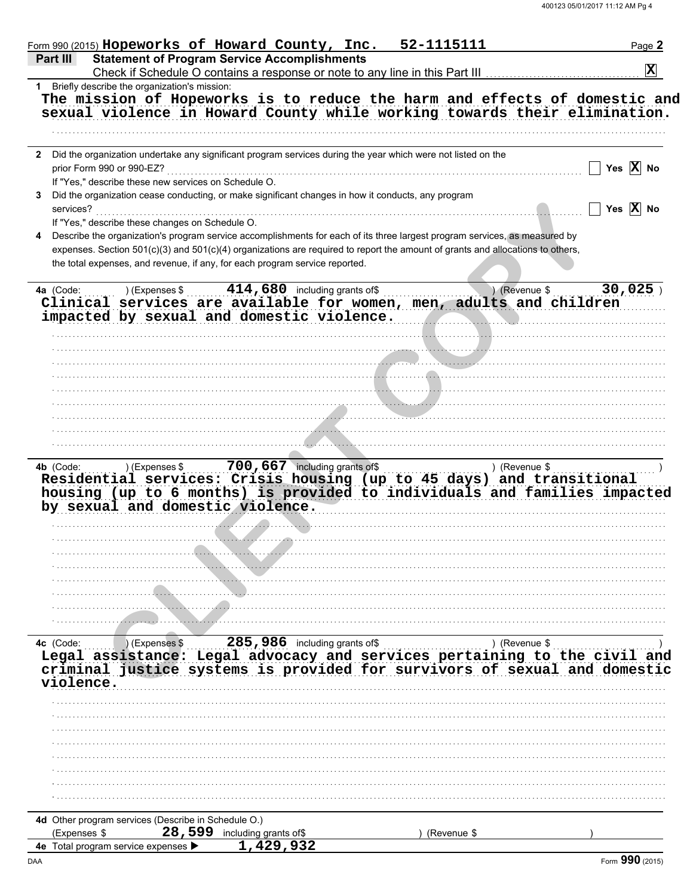Form 990 (2015) **Hopeworks of Howard County, Inc.** **52-1115111** Page **2**

## Part III Statement of Program Service Accomplishments

Check if Schedule O contains a response or note to any line in this Part III .......... **[X]**

**1** Briefly describe the organization's mission:

The mission of Hopeworks is to reduce the harm and effects of domestic and sexual violence in Howard County while working towards their elimination.

**2** Did the organization undertake any significant program services during the year which were not listed on the prior Form 990 or 990-EZ? .......... [ ] Yes [X] No

If "Yes," describe these new services on Schedule O.

**3** Did the organization cease conducting, or make significant changes in how it conducts, any program services? .......... [ ] Yes [X] No

If "Yes," describe these changes on Schedule O.

**4** Describe the organization's program service accomplishments for each of its three largest program services, as measured by expenses. Section 501(c)(3) and 501(c)(4) organizations are required to report the amount of grants and allocations to others, the total expenses, and revenue, if any, for each program service reported.

**4a** (Code: ) (Expenses $ **414,680** including grants of$ ) (Revenue $ **30,025** )

Clinical services are available for women, men, adults and children impacted by sexual and domestic violence.

**4b** (Code: ) (Expenses $ **700,667** including grants of$ ) (Revenue $ )

Residential services: Crisis housing (up to 45 days) and transitional housing (up to 6 months) is provided to individuals and families impacted by sexual and domestic violence.

**4c** (Code: ) (Expenses $ **285,986** including grants of$ ) (Revenue $ )

Legal assistance: Legal advocacy and services pertaining to the civil and criminal justice systems is provided for survivors of sexual and domestic violence.

**4d** Other program services (Describe in Schedule O.)

(Expenses $ **28,599** including grants of$ ) (Revenue $ )

**4e** Total program service expenses ▶ **1,429,932**

DAA Form **990** (2015)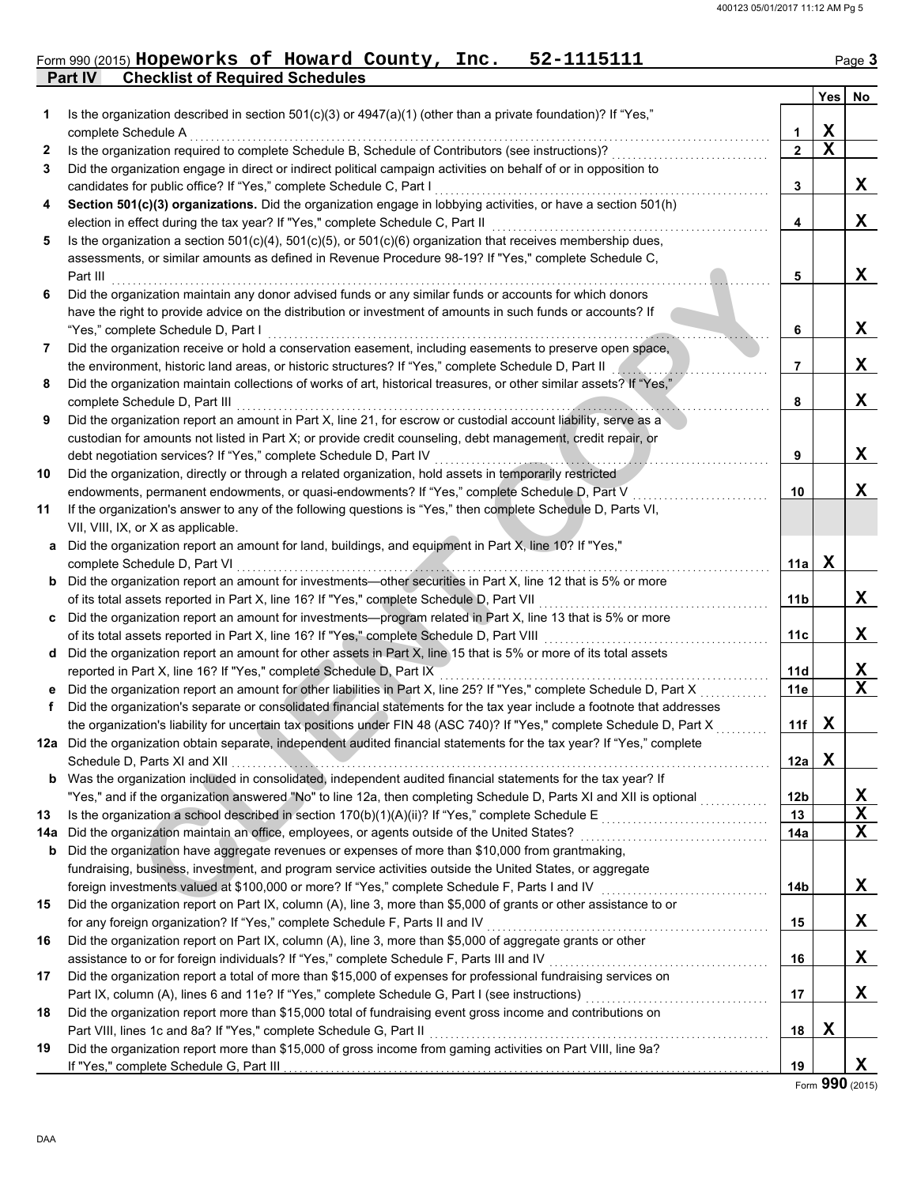Form 990 (2015) **Hopeworks of Howard County, Inc. 52-1115111** Page 3

## Part IV Checklist of Required Schedules

| | | | Yes | No |
|---|---|---|---|---|
| 1 | Is the organization described in section 501(c)(3) or 4947(a)(1) (other than a private foundation)? If "Yes," complete Schedule A | 1 | X | |
| 2 | Is the organization required to complete Schedule B, Schedule of Contributors (see instructions)? | 2 | X | |
| 3 | Did the organization engage in direct or indirect political campaign activities on behalf of or in opposition to candidates for public office? If "Yes," complete Schedule C, Part I | 3 | | X |
| 4 | **Section 501(c)(3) organizations.** Did the organization engage in lobbying activities, or have a section 501(h) election in effect during the tax year? If "Yes," complete Schedule C, Part II | 4 | | X |
| 5 | Is the organization a section 501(c)(4), 501(c)(5), or 501(c)(6) organization that receives membership dues, assessments, or similar amounts as defined in Revenue Procedure 98-19? If "Yes," complete Schedule C, Part III | 5 | | X |
| 6 | Did the organization maintain any donor advised funds or any similar funds or accounts for which donors have the right to provide advice on the distribution or investment of amounts in such funds or accounts? If "Yes," complete Schedule D, Part I | 6 | | X |
| 7 | Did the organization receive or hold a conservation easement, including easements to preserve open space, the environment, historic land areas, or historic structures? If "Yes," complete Schedule D, Part II | 7 | | X |
| 8 | Did the organization maintain collections of works of art, historical treasures, or other similar assets? If "Yes," complete Schedule D, Part III | 8 | | X |
| 9 | Did the organization report an amount in Part X, line 21, for escrow or custodial account liability, serve as a custodian for amounts not listed in Part X; or provide credit counseling, debt management, credit repair, or debt negotiation services? If "Yes," complete Schedule D, Part IV | 9 | | X |
| 10 | Did the organization, directly or through a related organization, hold assets in temporarily restricted endowments, permanent endowments, or quasi-endowments? If "Yes," complete Schedule D, Part V | 10 | | X |
| 11 | If the organization's answer to any of the following questions is "Yes," then complete Schedule D, Parts VI, VII, VIII, IX, or X as applicable. | | | |
| a | Did the organization report an amount for land, buildings, and equipment in Part X, line 10? If "Yes," complete Schedule D, Part VI | 11a | X | |
| b | Did the organization report an amount for investments—other securities in Part X, line 12 that is 5% or more of its total assets reported in Part X, line 16? If "Yes," complete Schedule D, Part VII | 11b | | X |
| c | Did the organization report an amount for investments—program related in Part X, line 13 that is 5% or more of its total assets reported in Part X, line 16? If "Yes," complete Schedule D, Part VIII | 11c | | X |
| d | Did the organization report an amount for other assets in Part X, line 15 that is 5% or more of its total assets reported in Part X, line 16? If "Yes," complete Schedule D, Part IX | 11d | | X |
| e | Did the organization report an amount for other liabilities in Part X, line 25? If "Yes," complete Schedule D, Part X | 11e | | X |
| f | Did the organization's separate or consolidated financial statements for the tax year include a footnote that addresses the organization's liability for uncertain tax positions under FIN 48 (ASC 740)? If "Yes," complete Schedule D, Part X | 11f | X | |
| 12a | Did the organization obtain separate, independent audited financial statements for the tax year? If "Yes," complete Schedule D, Parts XI and XII | 12a | X | |
| b | Was the organization included in consolidated, independent audited financial statements for the tax year? If "Yes," and if the organization answered "No" to line 12a, then completing Schedule D, Parts XI and XII is optional | 12b | | X |
| 13 | Is the organization a school described in section 170(b)(1)(A)(ii)? If "Yes," complete Schedule E | 13 | | X |
| 14a | Did the organization maintain an office, employees, or agents outside of the United States? | 14a | | X |
| b | Did the organization have aggregate revenues or expenses of more than $10,000 from grantmaking, fundraising, business, investment, and program service activities outside the United States, or aggregate foreign investments valued at $100,000 or more? If "Yes," complete Schedule F, Parts I and IV | 14b | | X |
| 15 | Did the organization report on Part IX, column (A), line 3, more than $5,000 of grants or other assistance to or for any foreign organization? If "Yes," complete Schedule F, Parts II and IV | 15 | | X |
| 16 | Did the organization report on Part IX, column (A), line 3, more than $5,000 of aggregate grants or other assistance to or for foreign individuals? If "Yes," complete Schedule F, Parts III and IV | 16 | | X |
| 17 | Did the organization report a total of more than $15,000 of expenses for professional fundraising services on Part IX, column (A), lines 6 and 11e? If "Yes," complete Schedule G, Part I (see instructions) | 17 | | X |
| 18 | Did the organization report more than $15,000 total of fundraising event gross income and contributions on Part VIII, lines 1c and 8a? If "Yes," complete Schedule G, Part II | 18 | X | |
| 19 | Did the organization report more than $15,000 of gross income from gaming activities on Part VIII, line 9a? If "Yes," complete Schedule G, Part III | 19 | | X |

Form **990** (2015)

DAA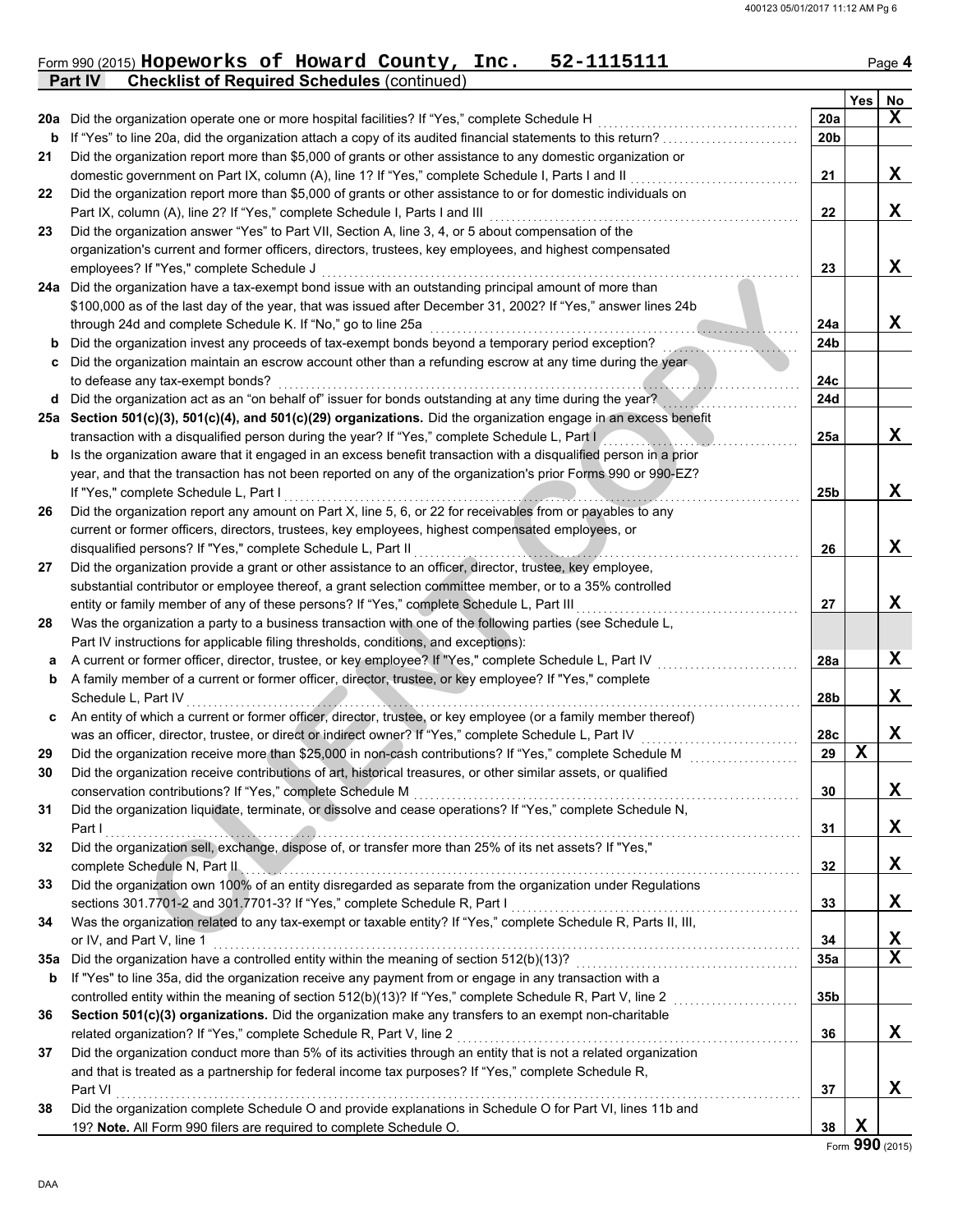Form 990 (2015) **Hopeworks of Howard County, Inc. 52-1115111** Page **4**

**Part IV Checklist of Required Schedules** (continued)

| | | | Yes | No |
|---|---|---|---|---|
| **20a** | Did the organization operate one or more hospital facilities? If "Yes," complete Schedule H | 20a | | X |
| **b** | If "Yes" to line 20a, did the organization attach a copy of its audited financial statements to this return? | 20b | | |
| **21** | Did the organization report more than $5,000 of grants or other assistance to any domestic organization or domestic government on Part IX, column (A), line 1? If "Yes," complete Schedule I, Parts I and II | 21 | | X |
| **22** | Did the organization report more than $5,000 of grants or other assistance to or for domestic individuals on Part IX, column (A), line 2? If "Yes," complete Schedule I, Parts I and III | 22 | | X |
| **23** | Did the organization answer "Yes" to Part VII, Section A, line 3, 4, or 5 about compensation of the organization's current and former officers, directors, trustees, key employees, and highest compensated employees? If "Yes," complete Schedule J | 23 | | X |
| **24a** | Did the organization have a tax-exempt bond issue with an outstanding principal amount of more than $100,000 as of the last day of the year, that was issued after December 31, 2002? If "Yes," answer lines 24b through 24d and complete Schedule K. If "No," go to line 25a | 24a | | X |
| **b** | Did the organization invest any proceeds of tax-exempt bonds beyond a temporary period exception? | 24b | | |
| **c** | Did the organization maintain an escrow account other than a refunding escrow at any time during the year to defease any tax-exempt bonds? | 24c | | |
| **d** | Did the organization act as an "on behalf of" issuer for bonds outstanding at any time during the year? | 24d | | |
| **25a** | **Section 501(c)(3), 501(c)(4), and 501(c)(29) organizations.** Did the organization engage in an excess benefit transaction with a disqualified person during the year? If "Yes," complete Schedule L, Part I | 25a | | X |
| **b** | Is the organization aware that it engaged in an excess benefit transaction with a disqualified person in a prior year, and that the transaction has not been reported on any of the organization's prior Forms 990 or 990-EZ? If "Yes," complete Schedule L, Part I | 25b | | X |
| **26** | Did the organization report any amount on Part X, line 5, 6, or 22 for receivables from or payables to any current or former officers, directors, trustees, key employees, highest compensated employees, or disqualified persons? If "Yes," complete Schedule L, Part II | 26 | | X |
| **27** | Did the organization provide a grant or other assistance to an officer, director, trustee, key employee, substantial contributor or employee thereof, a grant selection committee member, or to a 35% controlled entity or family member of any of these persons? If "Yes," complete Schedule L, Part III | 27 | | X |
| **28** | Was the organization a party to a business transaction with one of the following parties (see Schedule L, Part IV instructions for applicable filing thresholds, conditions, and exceptions): | | | |
| **a** | A current or former officer, director, trustee, or key employee? If "Yes," complete Schedule L, Part IV | 28a | | X |
| **b** | A family member of a current or former officer, director, trustee, or key employee? If "Yes," complete Schedule L, Part IV | 28b | | X |
| **c** | An entity of which a current or former officer, director, trustee, or key employee (or a family member thereof) was an officer, director, trustee, or direct or indirect owner? If "Yes," complete Schedule L, Part IV | 28c | | X |
| **29** | Did the organization receive more than $25,000 in non-cash contributions? If "Yes," complete Schedule M | 29 | X | |
| **30** | Did the organization receive contributions of art, historical treasures, or other similar assets, or qualified conservation contributions? If "Yes," complete Schedule M | 30 | | X |
| **31** | Did the organization liquidate, terminate, or dissolve and cease operations? If "Yes," complete Schedule N, Part I | 31 | | X |
| **32** | Did the organization sell, exchange, dispose of, or transfer more than 25% of its net assets? If "Yes," complete Schedule N, Part II | 32 | | X |
| **33** | Did the organization own 100% of an entity disregarded as separate from the organization under Regulations sections 301.7701-2 and 301.7701-3? If "Yes," complete Schedule R, Part I | 33 | | X |
| **34** | Was the organization related to any tax-exempt or taxable entity? If "Yes," complete Schedule R, Parts II, III, or IV, and Part V, line 1 | 34 | | X |
| **35a** | Did the organization have a controlled entity within the meaning of section 512(b)(13)? | 35a | | X |
| **b** | If "Yes" to line 35a, did the organization receive any payment from or engage in any transaction with a controlled entity within the meaning of section 512(b)(13)? If "Yes," complete Schedule R, Part V, line 2 | 35b | | |
| **36** | **Section 501(c)(3) organizations.** Did the organization make any transfers to an exempt non-charitable related organization? If "Yes," complete Schedule R, Part V, line 2 | 36 | | X |
| **37** | Did the organization conduct more than 5% of its activities through an entity that is not a related organization and that is treated as a partnership for federal income tax purposes? If "Yes," complete Schedule R, Part VI | 37 | | X |
| **38** | Did the organization complete Schedule O and provide explanations in Schedule O for Part VI, lines 11b and 19? **Note.** All Form 990 filers are required to complete Schedule O. | 38 | X | |

Form **990** (2015)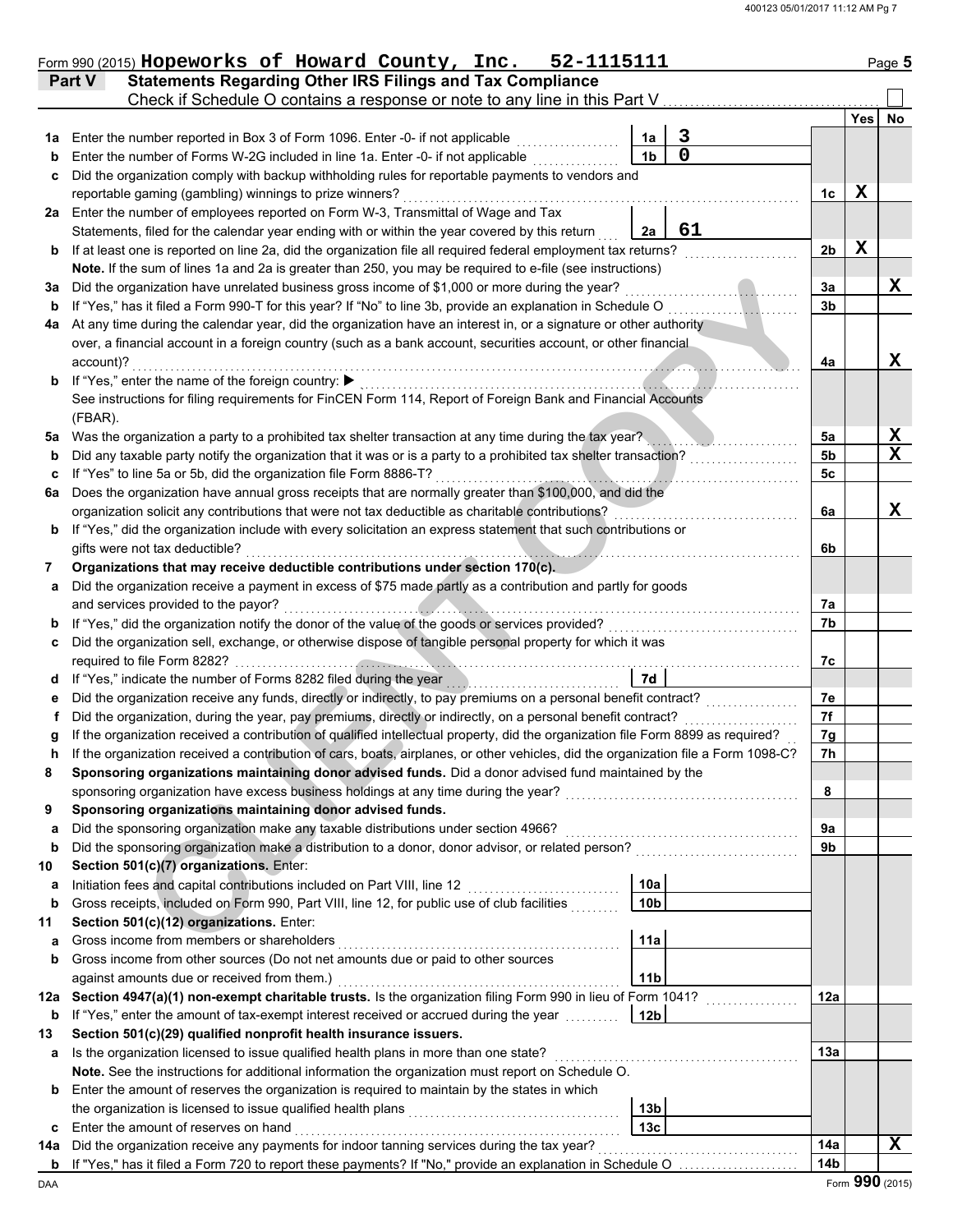Form 990 (2015) **Hopeworks of Howard County, Inc. 52-1115111** Page **5**

## Part V Statements Regarding Other IRS Filings and Tax Compliance

Check if Schedule O contains a response or note to any line in this Part V . . . . . . . ☐

| | | | | | Yes | No |
|---|---|---|---|---|---|---|
| **1a** | Enter the number reported in Box 3 of Form 1096. Enter -0- if not applicable | 1a | 3 | | | |
| **b** | Enter the number of Forms W-2G included in line 1a. Enter -0- if not applicable | 1b | 0 | | | |
| **c** | Did the organization comply with backup withholding rules for reportable payments to vendors and reportable gaming (gambling) winnings to prize winners? | | | 1c | X | |
| **2a** | Enter the number of employees reported on Form W-3, Transmittal of Wage and Tax Statements, filed for the calendar year ending with or within the year covered by this return | 2a | 61 | | | |
| **b** | If at least one is reported on line 2a, did the organization file all required federal employment tax returns? | | | 2b | X | |
| | **Note.** If the sum of lines 1a and 2a is greater than 250, you may be required to e-file (see instructions) | | | | | |
| **3a** | Did the organization have unrelated business gross income of $1,000 or more during the year? | | | 3a | | X |
| **b** | If "Yes," has it filed a Form 990-T for this year? If "No" to line 3b, provide an explanation in Schedule O | | | 3b | | |
| **4a** | At any time during the calendar year, did the organization have an interest in, or a signature or other authority over, a financial account in a foreign country (such as a bank account, securities account, or other financial account)? | | | 4a | | X |
| **b** | If "Yes," enter the name of the foreign country: ▶ | | | | | |
| | See instructions for filing requirements for FinCEN Form 114, Report of Foreign Bank and Financial Accounts (FBAR). | | | | | |
| **5a** | Was the organization a party to a prohibited tax shelter transaction at any time during the tax year? | | | 5a | | X |
| **b** | Did any taxable party notify the organization that it was or is a party to a prohibited tax shelter transaction? | | | 5b | | X |
| **c** | If "Yes" to line 5a or 5b, did the organization file Form 8886-T? | | | 5c | | |
| **6a** | Does the organization have annual gross receipts that are normally greater than $100,000, and did the organization solicit any contributions that were not tax deductible as charitable contributions? | | | 6a | | X |
| **b** | If "Yes," did the organization include with every solicitation an express statement that such contributions or gifts were not tax deductible? | | | 6b | | |
| **7** | **Organizations that may receive deductible contributions under section 170(c).** | | | | | |
| **a** | Did the organization receive a payment in excess of $75 made partly as a contribution and partly for goods and services provided to the payor? | | | 7a | | |
| **b** | If "Yes," did the organization notify the donor of the value of the goods or services provided? | | | 7b | | |
| **c** | Did the organization sell, exchange, or otherwise dispose of tangible personal property for which it was required to file Form 8282? | | | 7c | | |
| **d** | If "Yes," indicate the number of Forms 8282 filed during the year | 7d | | | | |
| **e** | Did the organization receive any funds, directly or indirectly, to pay premiums on a personal benefit contract? | | | 7e | | |
| **f** | Did the organization, during the year, pay premiums, directly or indirectly, on a personal benefit contract? | | | 7f | | |
| **g** | If the organization received a contribution of qualified intellectual property, did the organization file Form 8899 as required? | | | 7g | | |
| **h** | If the organization received a contribution of cars, boats, airplanes, or other vehicles, did the organization file a Form 1098-C? | | | 7h | | |
| **8** | **Sponsoring organizations maintaining donor advised funds.** Did a donor advised fund maintained by the sponsoring organization have excess business holdings at any time during the year? | | | 8 | | |
| **9** | **Sponsoring organizations maintaining donor advised funds.** | | | | | |
| **a** | Did the sponsoring organization make any taxable distributions under section 4966? | | | 9a | | |
| **b** | Did the sponsoring organization make a distribution to a donor, donor advisor, or related person? | | | 9b | | |
| **10** | **Section 501(c)(7) organizations.** Enter: | | | | | |
| **a** | Initiation fees and capital contributions included on Part VIII, line 12 | 10a | | | | |
| **b** | Gross receipts, included on Form 990, Part VIII, line 12, for public use of club facilities | 10b | | | | |
| **11** | **Section 501(c)(12) organizations.** Enter: | | | | | |
| **a** | Gross income from members or shareholders | 11a | | | | |
| **b** | Gross income from other sources (Do not net amounts due or paid to other sources against amounts due or received from them.) | 11b | | | | |
| **12a** | **Section 4947(a)(1) non-exempt charitable trusts.** Is the organization filing Form 990 in lieu of Form 1041? | | | 12a | | |
| **b** | If "Yes," enter the amount of tax-exempt interest received or accrued during the year | 12b | | | | |
| **13** | **Section 501(c)(29) qualified nonprofit health insurance issuers.** | | | | | |
| **a** | Is the organization licensed to issue qualified health plans in more than one state? | | | 13a | | |
| | **Note.** See the instructions for additional information the organization must report on Schedule O. | | | | | |
| **b** | Enter the amount of reserves the organization is required to maintain by the states in which the organization is licensed to issue qualified health plans | 13b | | | | |
| **c** | Enter the amount of reserves on hand | 13c | | | | |
| **14a** | Did the organization receive any payments for indoor tanning services during the tax year? | | | 14a | | X |
| **b** | If "Yes," has it filed a Form 720 to report these payments? If "No," provide an explanation in Schedule O | | | 14b | | |

DAA Form **990** (2015)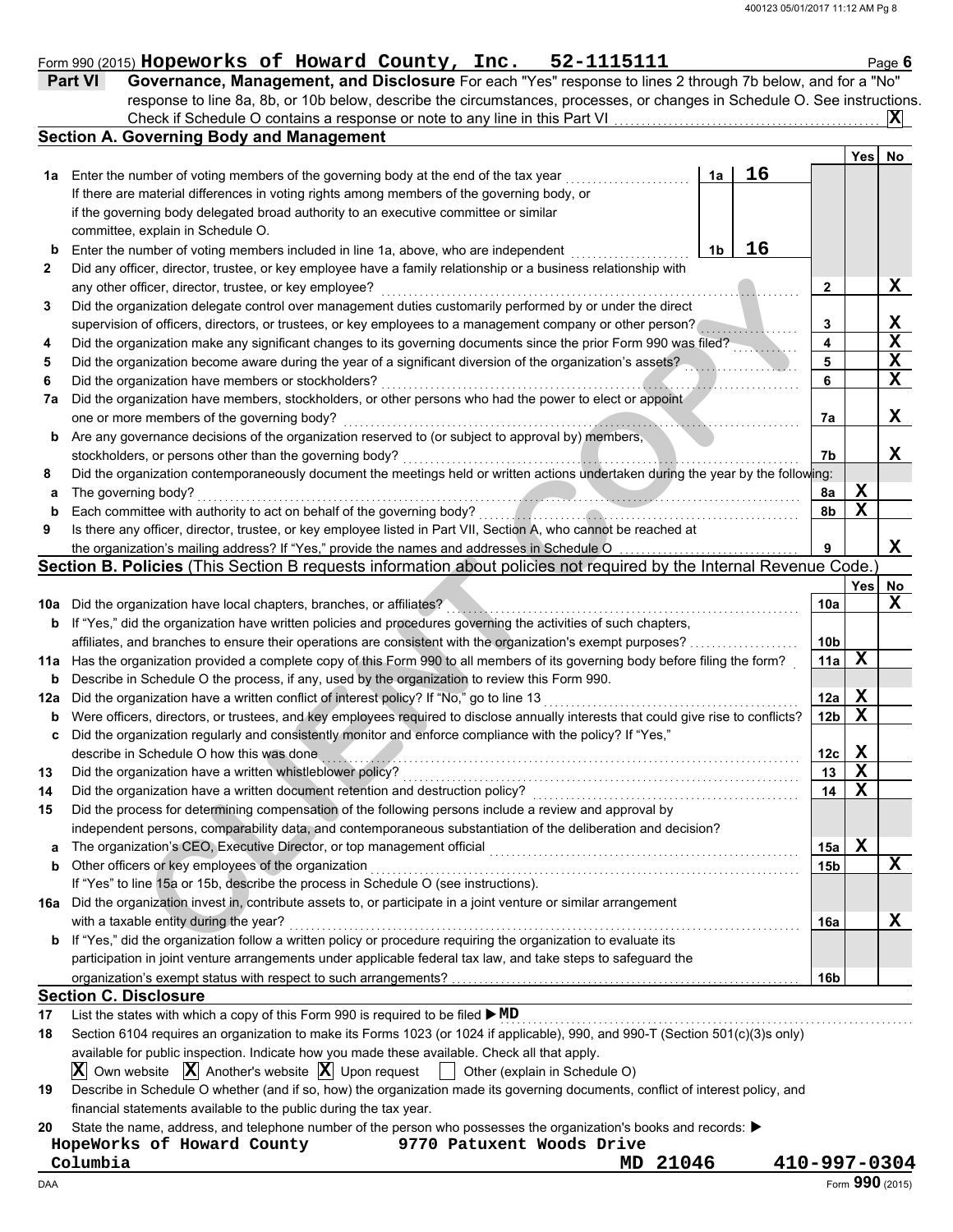Form 990 (2015) **Hopeworks of Howard County, Inc. 52-1115111** Page **6**

## Part VI Governance, Management, and Disclosure

For each "Yes" response to lines 2 through 7b below, and for a "No" response to line 8a, 8b, or 10b below, describe the circumstances, processes, or changes in Schedule O. See instructions.

Check if Schedule O contains a response or note to any line in this Part VI .......... **X**

### Section A. Governing Body and Management

| | | | | Yes | No |
|---|---|---|---|---|---|
| **1a** | Enter the number of voting members of the governing body at the end of the tax year — **1a: 16**. If there are material differences in voting rights among members of the governing body, or if the governing body delegated broad authority to an executive committee or similar committee, explain in Schedule O. | | | | |
| **b** | Enter the number of voting members included in line 1a, above, who are independent — **1b: 16** | | | | |
| **2** | Did any officer, director, trustee, or key employee have a family relationship or a business relationship with any other officer, director, trustee, or key employee? | 2 | | | X |
| **3** | Did the organization delegate control over management duties customarily performed by or under the direct supervision of officers, directors, or trustees, or key employees to a management company or other person? | 3 | | | X |
| **4** | Did the organization make any significant changes to its governing documents since the prior Form 990 was filed? | 4 | | | X |
| **5** | Did the organization become aware during the year of a significant diversion of the organization's assets? | 5 | | | X |
| **6** | Did the organization have members or stockholders? | 6 | | | X |
| **7a** | Did the organization have members, stockholders, or other persons who had the power to elect or appoint one or more members of the governing body? | 7a | | | X |
| **b** | Are any governance decisions of the organization reserved to (or subject to approval by) members, stockholders, or persons other than the governing body? | 7b | | | X |
| **8** | Did the organization contemporaneously document the meetings held or written actions undertaken during the year by the following: | | | | |
| **a** | The governing body? | 8a | | X | |
| **b** | Each committee with authority to act on behalf of the governing body? | 8b | | X | |
| **9** | Is there any officer, director, trustee, or key employee listed in Part VII, Section A, who cannot be reached at the organization's mailing address? If "Yes," provide the names and addresses in Schedule O | 9 | | | X |

### Section B. Policies (This Section B requests information about policies not required by the Internal Revenue Code.)

| | | | Yes | No |
|---|---|---|---|---|
| **10a** | Did the organization have local chapters, branches, or affiliates? | 10a | | X |
| **b** | If "Yes," did the organization have written policies and procedures governing the activities of such chapters, affiliates, and branches to ensure their operations are consistent with the organization's exempt purposes? | 10b | | |
| **11a** | Has the organization provided a complete copy of this Form 990 to all members of its governing body before filing the form? | 11a | X | |
| **b** | Describe in Schedule O the process, if any, used by the organization to review this Form 990. | | | |
| **12a** | Did the organization have a written conflict of interest policy? If "No," go to line 13 | 12a | X | |
| **b** | Were officers, directors, or trustees, and key employees required to disclose annually interests that could give rise to conflicts? | 12b | X | |
| **c** | Did the organization regularly and consistently monitor and enforce compliance with the policy? If "Yes," describe in Schedule O how this was done | 12c | X | |
| **13** | Did the organization have a written whistleblower policy? | 13 | X | |
| **14** | Did the organization have a written document retention and destruction policy? | 14 | X | |
| **15** | Did the process for determining compensation of the following persons include a review and approval by independent persons, comparability data, and contemporaneous substantiation of the deliberation and decision? | | | |
| **a** | The organization's CEO, Executive Director, or top management official | 15a | X | |
| **b** | Other officers or key employees of the organization | 15b | | X |
| | If "Yes" to line 15a or 15b, describe the process in Schedule O (see instructions). | | | |
| **16a** | Did the organization invest in, contribute assets to, or participate in a joint venture or similar arrangement with a taxable entity during the year? | 16a | | X |
| **b** | If "Yes," did the organization follow a written policy or procedure requiring the organization to evaluate its participation in joint venture arrangements under applicable federal tax law, and take steps to safeguard the organization's exempt status with respect to such arrangements? | 16b | | |

### Section C. Disclosure

**17** List the states with which a copy of this Form 990 is required to be filed ▶ **MD**

**18** Section 6104 requires an organization to make its Forms 1023 (or 1024 if applicable), 990, and 990-T (Section 501(c)(3)s only) available for public inspection. Indicate how you made these available. Check all that apply.

**X** Own website  **X** Another's website  **X** Upon request  ☐ Other (explain in Schedule O)

**19** Describe in Schedule O whether (and if so, how) the organization made its governing documents, conflict of interest policy, and financial statements available to the public during the tax year.

**20** State the name, address, and telephone number of the person who possesses the organization's books and records: ▶

HopeWorks of Howard County  9770 Patuxent Woods Drive
Columbia  MD 21046  410-997-0304

DAA  Form **990** (2015)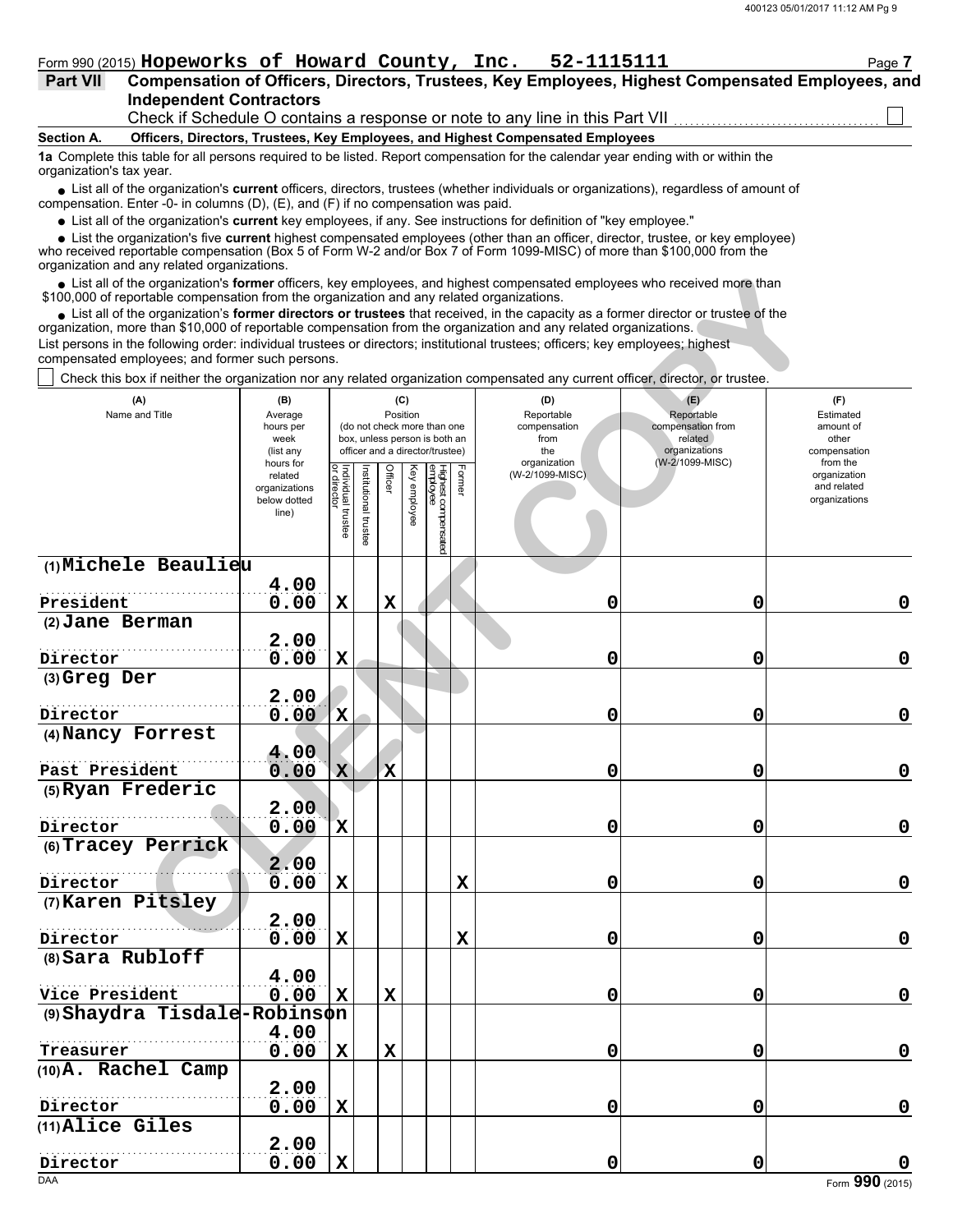Form 990 (2015) **Hopeworks of Howard County, Inc. 52-1115111** Page **7**

## Part VII Compensation of Officers, Directors, Trustees, Key Employees, Highest Compensated Employees, and Independent Contractors

Check if Schedule O contains a response or note to any line in this Part VII ☐

### Section A. Officers, Directors, Trustees, Key Employees, and Highest Compensated Employees

**1a** Complete this table for all persons required to be listed. Report compensation for the calendar year ending with or within the organization's tax year.

- List all of the organization's **current** officers, directors, trustees (whether individuals or organizations), regardless of amount of compensation. Enter -0- in columns (D), (E), and (F) if no compensation was paid.
- List all of the organization's **current** key employees, if any. See instructions for definition of "key employee."
- List the organization's five **current** highest compensated employees (other than an officer, director, trustee, or key employee) who received reportable compensation (Box 5 of Form W-2 and/or Box 7 of Form 1099-MISC) of more than $100,000 from the organization and any related organizations.
- List all of the organization's **former** officers, key employees, and highest compensated employees who received more than $100,000 of reportable compensation from the organization and any related organizations.
- List all of the organization's **former directors or trustees** that received, in the capacity as a former director or trustee of the organization, more than $10,000 of reportable compensation from the organization and any related organizations.

List persons in the following order: individual trustees or directors; institutional trustees; officers; key employees; highest compensated employees; and former such persons.

☐ Check this box if neither the organization nor any related organization compensated any current officer, director, or trustee.

| (A) Name and Title | (B) Average hours per week (list any hours for related organizations below dotted line) | (C) Position: Individual trustee or director | Institutional trustee | Officer | Key employee | Highest compensated employee | Former | (D) Reportable compensation from the organization (W-2/1099-MISC) | (E) Reportable compensation from related organizations (W-2/1099-MISC) | (F) Estimated amount of other compensation from the organization and related organizations |
|---|---|---|---|---|---|---|---|---|---|---|
| (1) Michele Beaulieu<br>President | 4.00<br>0.00 | X | | X | | | | 0 | 0 | 0 |
| (2) Jane Berman<br>Director | 2.00<br>0.00 | X | | | | | | 0 | 0 | 0 |
| (3) Greg Der<br>Director | 2.00<br>0.00 | X | | | | | | 0 | 0 | 0 |
| (4) Nancy Forrest<br>Past President | 4.00<br>0.00 | X | | X | | | | 0 | 0 | 0 |
| (5) Ryan Frederic<br>Director | 2.00<br>0.00 | X | | | | | | 0 | 0 | 0 |
| (6) Tracey Perrick<br>Director | 2.00<br>0.00 | X | | | | | X | 0 | 0 | 0 |
| (7) Karen Pitsley<br>Director | 2.00<br>0.00 | X | | | | | X | 0 | 0 | 0 |
| (8) Sara Rubloff<br>Vice President | 4.00<br>0.00 | X | | X | | | | 0 | 0 | 0 |
| (9) Shaydra Tisdale-Robinson<br>Treasurer | 4.00<br>0.00 | X | | X | | | | 0 | 0 | 0 |
| (10) A. Rachel Camp<br>Director | 2.00<br>0.00 | X | | | | | | 0 | 0 | 0 |
| (11) Alice Giles<br>Director | 2.00<br>0.00 | X | | | | | | 0 | 0 | 0 |

DAA Form **990** (2015)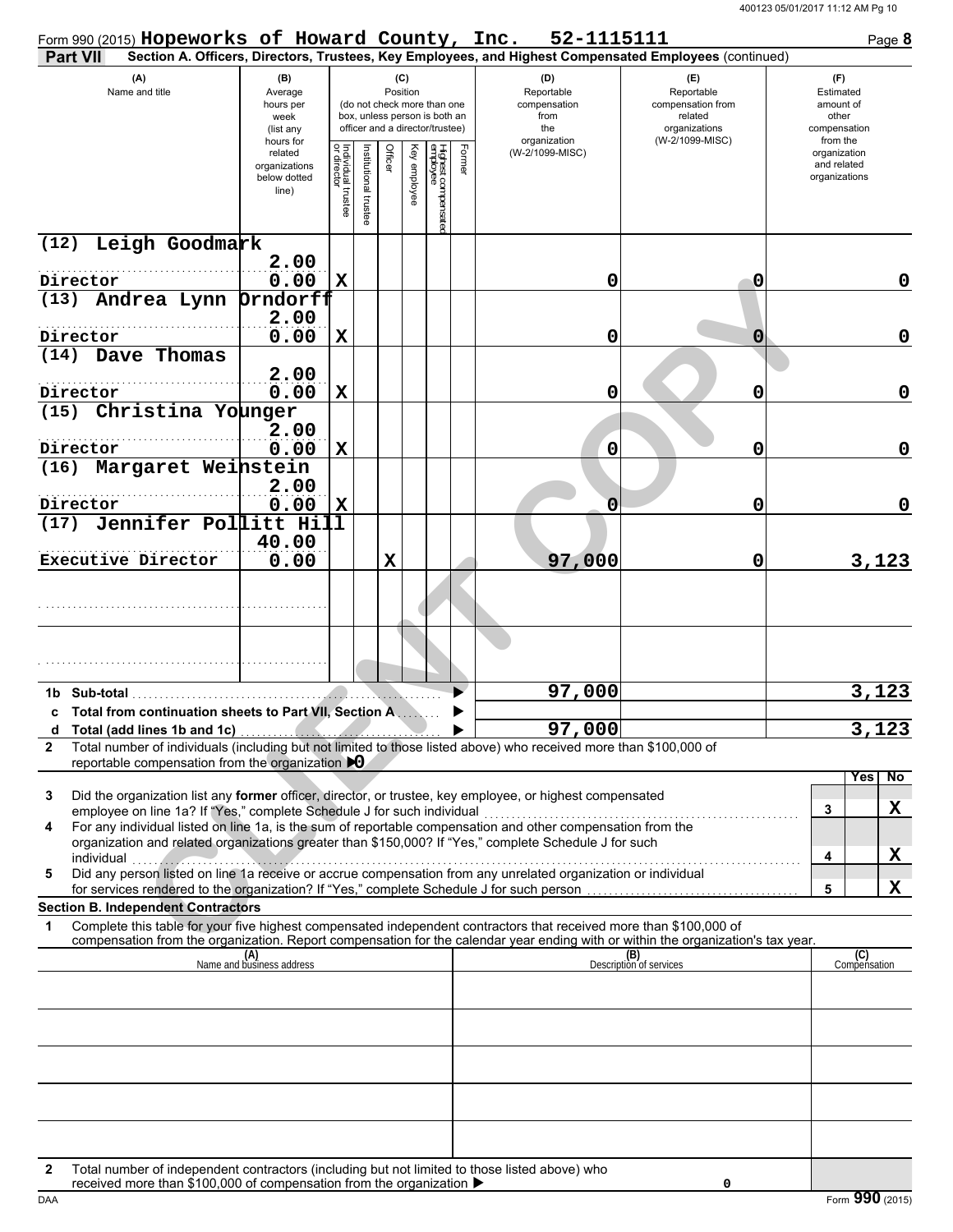Form 990 (2015) **Hopeworks of Howard County, Inc. 52-1115111** Page **8**

**Part VII** **Section A. Officers, Directors, Trustees, Key Employees, and Highest Compensated Employees** (continued)

| (A) Name and title | (B) Average hours per week (list any hours for related organizations below dotted line) | (C) Position: Individual trustee or director | Institutional trustee | Officer | Key employee | Highest compensated employee | Former | (D) Reportable compensation from the organization (W-2/1099-MISC) | (E) Reportable compensation from related organizations (W-2/1099-MISC) | (F) Estimated amount of other compensation from the organization and related organizations |
|---|---|---|---|---|---|---|---|---|---|---|
| (12) Leigh Goodmark<br>Director | 2.00<br>0.00 | X | | | | | | 0 | 0 | 0 |
| (13) Andrea Lynn Orndorff<br>Director | 2.00<br>0.00 | X | | | | | | 0 | 0 | 0 |
| (14) Dave Thomas<br>Director | 2.00<br>0.00 | X | | | | | | 0 | 0 | 0 |
| (15) Christina Younger<br>Director | 2.00<br>0.00 | X | | | | | | 0 | 0 | 0 |
| (16) Margaret Weinstein<br>Director | 2.00<br>0.00 | X | | | | | | 0 | 0 | 0 |
| (17) Jennifer Pollitt Hill<br>Executive Director | 40.00<br>0.00 | | | X | | | | 97,000 | 0 | 3,123 |
| | | | | | | | | | | |
| | | | | | | | | | | |
| **1b Sub-total** | | | | | | | | 97,000 | | 3,123 |
| **c Total from continuation sheets to Part VII, Section A** | | | | | | | | | | |
| **d Total (add lines 1b and 1c)** | | | | | | | | 97,000 | | 3,123 |

**2** Total number of individuals (including but not limited to those listed above) who received more than $100,000 of reportable compensation from the organization ▶ 0

| | | | Yes | No |
|---|---|---|---|---|
| **3** | Did the organization list any **former** officer, director, or trustee, key employee, or highest compensated employee on line 1a? If "Yes," complete Schedule J for such individual | 3 | | X |
| **4** | For any individual listed on line 1a, is the sum of reportable compensation and other compensation from the organization and related organizations greater than $150,000? If "Yes," complete Schedule J for such individual | 4 | | X |
| **5** | Did any person listed on line 1a receive or accrue compensation from any unrelated organization or individual for services rendered to the organization? If "Yes," complete Schedule J for such person | 5 | | X |

**Section B. Independent Contractors**

**1** Complete this table for your five highest compensated independent contractors that received more than $100,000 of compensation from the organization. Report compensation for the calendar year ending with or within the organization's tax year.

| (A) Name and business address | (B) Description of services | (C) Compensation |
|---|---|---|
| | | |
| | | |
| | | |
| | | |
| | | |

**2** Total number of independent contractors (including but not limited to those listed above) who received more than $100,000 of compensation from the organization ▶ 0

DAA Form **990** (2015)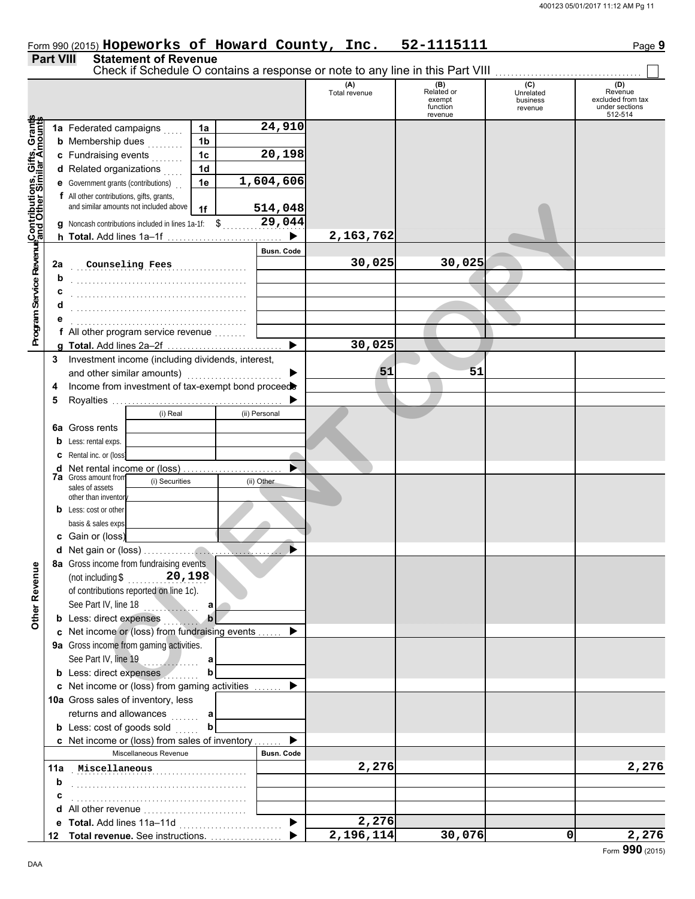Form 990 (2015) **Hopeworks of Howard County, Inc.** **52-1115111** Page **9**

**Part VIII** **Statement of Revenue**

Check if Schedule O contains a response or note to any line in this Part VIII ☐

| | | | | (A) Total revenue | (B) Related or exempt function revenue | (C) Unrelated business revenue | (D) Revenue excluded from tax under sections 512-514 |
|---|---|---|---|---|---|---|---|
| **Contributions, Gifts, Grants and Other Similar Amounts** | 1a Federated campaigns | 1a | 24,910 | | | | |
| | b Membership dues | 1b | | | | | |
| | c Fundraising events | 1c | 20,198 | | | | |
| | d Related organizations | 1d | | | | | |
| | e Government grants (contributions) | 1e | 1,604,606 | | | | |
| | f All other contributions, gifts, grants, and similar amounts not included above | 1f | 514,048 | | | | |
| | g Noncash contributions included in lines 1a-1f: $ 29,044 | | | | | | |
| | h **Total.** Add lines 1a–1f | | ▶ | 2,163,762 | | | |
| **Program Service Revenue** | | | Busn. Code | | | | |
| | 2a Counseling Fees | | | 30,025 | 30,025 | | |
| | b | | | | | | |
| | c | | | | | | |
| | d | | | | | | |
| | e | | | | | | |
| | f All other program service revenue | | | | | | |
| | g **Total.** Add lines 2a–2f | | ▶ | 30,025 | | | |
| **Other Revenue** | 3 Investment income (including dividends, interest, and other similar amounts) | | ▶ | 51 | 51 | | |
| | 4 Income from investment of tax-exempt bond proceeds | | ▶ | | | | |
| | 5 Royalties | | ▶ | | | | |
| | | (i) Real | (ii) Personal | | | | |
| | 6a Gross rents | | | | | | |
| | b Less: rental exps. | | | | | | |
| | c Rental inc. or (loss) | | | | | | |
| | d Net rental income or (loss) | | ▶ | | | | |
| | 7a Gross amount from sales of assets other than inventory | (i) Securities | (ii) Other | | | | |
| | b Less: cost or other basis & sales exps. | | | | | | |
| | c Gain or (loss) | | | | | | |
| | d Net gain or (loss) | | ▶ | | | | |
| | 8a Gross income from fundraising events (not including $ 20,198 of contributions reported on line 1c). See Part IV, line 18 | a | | | | | |
| | b Less: direct expenses | b | | | | | |
| | c Net income or (loss) from fundraising events | | ▶ | | | | |
| | 9a Gross income from gaming activities. See Part IV, line 19 | a | | | | | |
| | b Less: direct expenses | b | | | | | |
| | c Net income or (loss) from gaming activities | | ▶ | | | | |
| | 10a Gross sales of inventory, less returns and allowances | a | | | | | |
| | b Less: cost of goods sold | b | | | | | |
| | c Net income or (loss) from sales of inventory | | ▶ | | | | |
| | Miscellaneous Revenue | | Busn. Code | | | | |
| | 11a Miscellaneous | | | 2,276 | | | 2,276 |
| | b | | | | | | |
| | c | | | | | | |
| | d All other revenue | | | | | | |
| | e **Total.** Add lines 11a–11d | | ▶ | 2,276 | | | |
| | 12 **Total revenue.** See instructions. | | ▶ | 2,196,114 | 30,076 | 0 | 2,276 |

Form **990** (2015)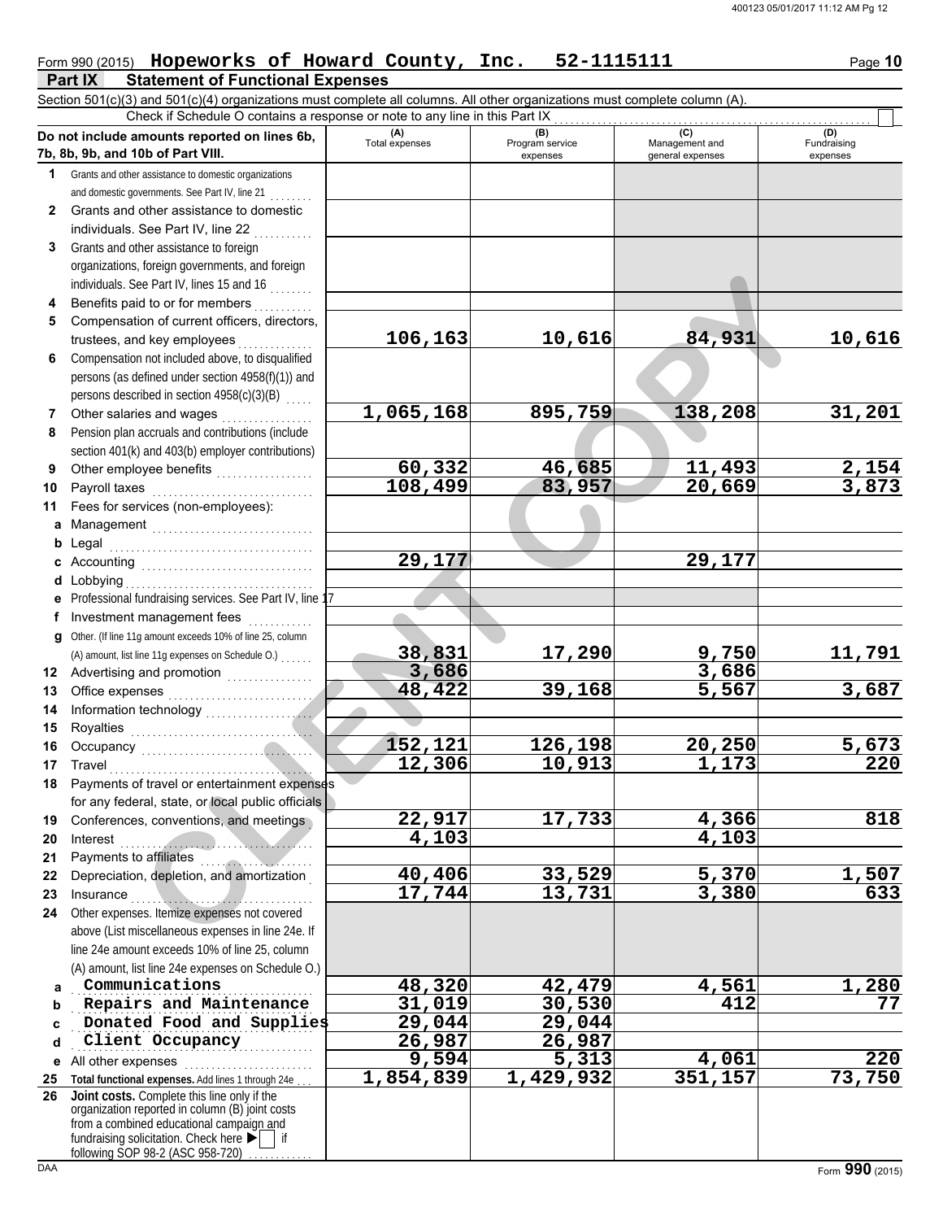Form 990 (2015) **Hopeworks of Howard County, Inc. 52-1115111** Page **10**

## Part IX Statement of Functional Expenses

Section 501(c)(3) and 501(c)(4) organizations must complete all columns. All other organizations must complete column (A).

Check if Schedule O contains a response or note to any line in this Part IX ☐

| Do not include amounts reported on lines 6b, 7b, 8b, 9b, and 10b of Part VIII. | (A) Total expenses | (B) Program service expenses | (C) Management and general expenses | (D) Fundraising expenses |
|---|---|---|---|---|
| **1** Grants and other assistance to domestic organizations and domestic governments. See Part IV, line 21 | | | | |
| **2** Grants and other assistance to domestic individuals. See Part IV, line 22 | | | | |
| **3** Grants and other assistance to foreign organizations, foreign governments, and foreign individuals. See Part IV, lines 15 and 16 | | | | |
| **4** Benefits paid to or for members | | | | |
| **5** Compensation of current officers, directors, trustees, and key employees | 106,163 | 10,616 | 84,931 | 10,616 |
| **6** Compensation not included above, to disqualified persons (as defined under section 4958(f)(1)) and persons described in section 4958(c)(3)(B) | | | | |
| **7** Other salaries and wages | 1,065,168 | 895,759 | 138,208 | 31,201 |
| **8** Pension plan accruals and contributions (include section 401(k) and 403(b) employer contributions) | | | | |
| **9** Other employee benefits | 60,332 | 46,685 | 11,493 | 2,154 |
| **10** Payroll taxes | 108,499 | 83,957 | 20,669 | 3,873 |
| **11** Fees for services (non-employees): | | | | |
| **a** Management | | | | |
| **b** Legal | | | | |
| **c** Accounting | 29,177 | | 29,177 | |
| **d** Lobbying | | | | |
| **e** Professional fundraising services. See Part IV, line 17 | | | | |
| **f** Investment management fees | | | | |
| **g** Other. (If line 11g amount exceeds 10% of line 25, column (A) amount, list line 11g expenses on Schedule O.) | 38,831 | 17,290 | 9,750 | 11,791 |
| **12** Advertising and promotion | 3,686 | | 3,686 | |
| **13** Office expenses | 48,422 | 39,168 | 5,567 | 3,687 |
| **14** Information technology | | | | |
| **15** Royalties | | | | |
| **16** Occupancy | 152,121 | 126,198 | 20,250 | 5,673 |
| **17** Travel | 12,306 | 10,913 | 1,173 | 220 |
| **18** Payments of travel or entertainment expenses for any federal, state, or local public officials | | | | |
| **19** Conferences, conventions, and meetings | 22,917 | 17,733 | 4,366 | 818 |
| **20** Interest | 4,103 | | 4,103 | |
| **21** Payments to affiliates | | | | |
| **22** Depreciation, depletion, and amortization | 40,406 | 33,529 | 5,370 | 1,507 |
| **23** Insurance | 17,744 | 13,731 | 3,380 | 633 |
| **24** Other expenses. Itemize expenses not covered above (List miscellaneous expenses in line 24e. If line 24e amount exceeds 10% of line 25, column (A) amount, list line 24e expenses on Schedule O.) | | | | |
| **a** Communications | 48,320 | 42,479 | 4,561 | 1,280 |
| **b** Repairs and Maintenance | 31,019 | 30,530 | 412 | 77 |
| **c** Donated Food and Supplies | 29,044 | 29,044 | | |
| **d** Client Occupancy | 26,987 | 26,987 | | |
| **e** All other expenses | 9,594 | 5,313 | 4,061 | 220 |
| **25** **Total functional expenses.** Add lines 1 through 24e | 1,854,839 | 1,429,932 | 351,157 | 73,750 |
| **26** **Joint costs.** Complete this line only if the organization reported in column (B) joint costs from a combined educational campaign and fundraising solicitation. Check here ▶ ☐ if following SOP 98-2 (ASC 958-720) | | | | |

Form **990** (2015)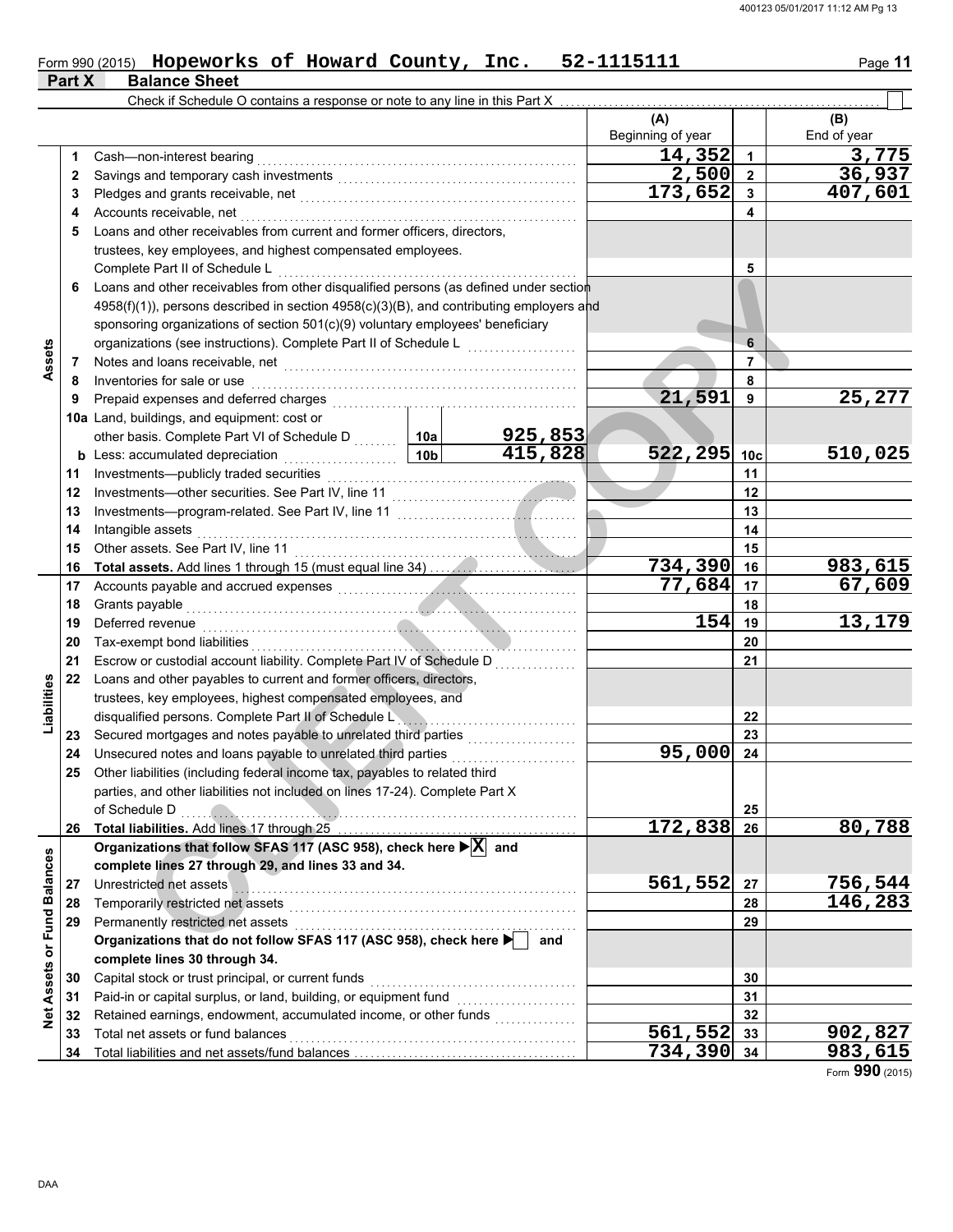Form 990 (2015) **Hopeworks of Howard County, Inc. 52-1115111** Page **11**

## Part X Balance Sheet

Check if Schedule O contains a response or note to any line in this Part X ☐

| | | | | (A) Beginning of year | | (B) End of year |
|---|---|---|---|---|---|---|
| **Assets** | 1 | Cash—non-interest bearing | | 14,352 | 1 | 3,775 |
| | 2 | Savings and temporary cash investments | | 2,500 | 2 | 36,937 |
| | 3 | Pledges and grants receivable, net | | 173,652 | 3 | 407,601 |
| | 4 | Accounts receivable, net | | | 4 | |
| | 5 | Loans and other receivables from current and former officers, directors, trustees, key employees, and highest compensated employees. Complete Part II of Schedule L | | | 5 | |
| | 6 | Loans and other receivables from other disqualified persons (as defined under section 4958(f)(1)), persons described in section 4958(c)(3)(B), and contributing employers and sponsoring organizations of section 501(c)(9) voluntary employees' beneficiary organizations (see instructions). Complete Part II of Schedule L | | | 6 | |
| | 7 | Notes and loans receivable, net | | | 7 | |
| | 8 | Inventories for sale or use | | | 8 | |
| | 9 | Prepaid expenses and deferred charges | | 21,591 | 9 | 25,277 |
| | 10a | Land, buildings, and equipment: cost or other basis. Complete Part VI of Schedule D | 10a 925,853 | | | |
| | b | Less: accumulated depreciation | 10b 415,828 | 522,295 | 10c | 510,025 |
| | 11 | Investments—publicly traded securities | | | 11 | |
| | 12 | Investments—other securities. See Part IV, line 11 | | | 12 | |
| | 13 | Investments—program-related. See Part IV, line 11 | | | 13 | |
| | 14 | Intangible assets | | | 14 | |
| | 15 | Other assets. See Part IV, line 11 | | | 15 | |
| | 16 | **Total assets.** Add lines 1 through 15 (must equal line 34) | | 734,390 | 16 | 983,615 |
| **Liabilities** | 17 | Accounts payable and accrued expenses | | 77,684 | 17 | 67,609 |
| | 18 | Grants payable | | | 18 | |
| | 19 | Deferred revenue | | 154 | 19 | 13,179 |
| | 20 | Tax-exempt bond liabilities | | | 20 | |
| | 21 | Escrow or custodial account liability. Complete Part IV of Schedule D | | | 21 | |
| | 22 | Loans and other payables to current and former officers, directors, trustees, key employees, highest compensated employees, and disqualified persons. Complete Part II of Schedule L | | | 22 | |
| | 23 | Secured mortgages and notes payable to unrelated third parties | | | 23 | |
| | 24 | Unsecured notes and loans payable to unrelated third parties | | 95,000 | 24 | |
| | 25 | Other liabilities (including federal income tax, payables to related third parties, and other liabilities not included on lines 17-24). Complete Part X of Schedule D | | | 25 | |
| | 26 | **Total liabilities.** Add lines 17 through 25 | | 172,838 | 26 | 80,788 |
| **Net Assets or Fund Balances** | | **Organizations that follow SFAS 117 (ASC 958), check here ▶ ☒ and complete lines 27 through 29, and lines 33 and 34.** | | | | |
| | 27 | Unrestricted net assets | | 561,552 | 27 | 756,544 |
| | 28 | Temporarily restricted net assets | | | 28 | 146,283 |
| | 29 | Permanently restricted net assets | | | 29 | |
| | | **Organizations that do not follow SFAS 117 (ASC 958), check here ▶ ☐ and complete lines 30 through 34.** | | | | |
| | 30 | Capital stock or trust principal, or current funds | | | 30 | |
| | 31 | Paid-in or capital surplus, or land, building, or equipment fund | | | 31 | |
| | 32 | Retained earnings, endowment, accumulated income, or other funds | | | 32 | |
| | 33 | Total net assets or fund balances | | 561,552 | 33 | 902,827 |
| | 34 | Total liabilities and net assets/fund balances | | 734,390 | 34 | 983,615 |

Form **990** (2015)

DAA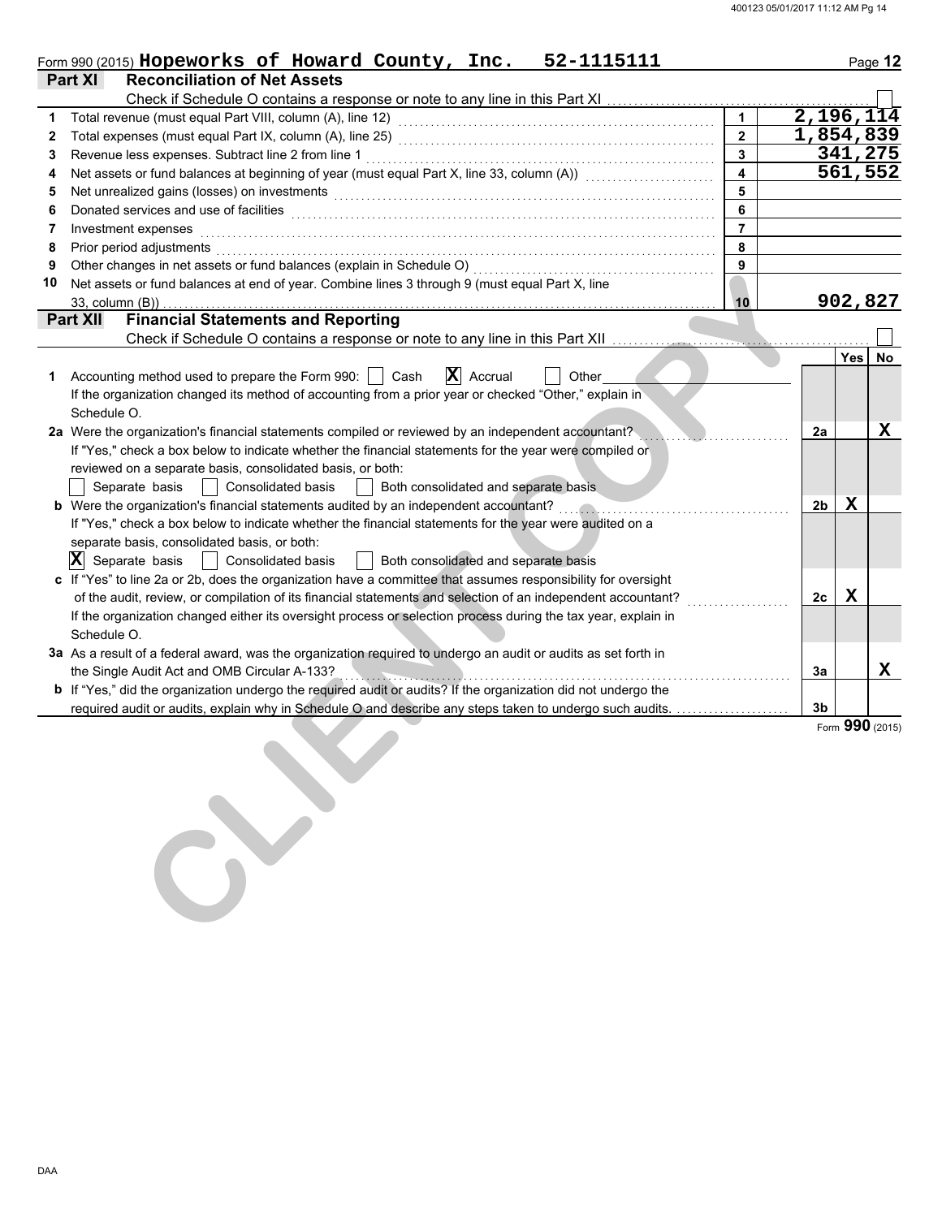Form 990 (2015) **Hopeworks of Howard County, Inc. 52-1115111**

## Part XI Reconciliation of Net Assets

Check if Schedule O contains a response or note to any line in this Part XI [ ]

| | | | |
|---|---|---|---|
| 1 | Total revenue (must equal Part VIII, column (A), line 12) | 1 | 2,196,114 |
| 2 | Total expenses (must equal Part IX, column (A), line 25) | 2 | 1,854,839 |
| 3 | Revenue less expenses. Subtract line 2 from line 1 | 3 | 341,275 |
| 4 | Net assets or fund balances at beginning of year (must equal Part X, line 33, column (A)) | 4 | 561,552 |
| 5 | Net unrealized gains (losses) on investments | 5 | |
| 6 | Donated services and use of facilities | 6 | |
| 7 | Investment expenses | 7 | |
| 8 | Prior period adjustments | 8 | |
| 9 | Other changes in net assets or fund balances (explain in Schedule O) | 9 | |
| 10 | Net assets or fund balances at end of year. Combine lines 3 through 9 (must equal Part X, line 33, column (B)) | 10 | 902,827 |

## Part XII Financial Statements and Reporting

Check if Schedule O contains a response or note to any line in this Part XII [ ]

| | | | Yes | No |
|---|---|---|---|---|
| 1 | Accounting method used to prepare the Form 990: [ ] Cash [X] Accrual [ ] Other<br>If the organization changed its method of accounting from a prior year or checked "Other," explain in Schedule O. | | | |
| 2a | Were the organization's financial statements compiled or reviewed by an independent accountant?<br>If "Yes," check a box below to indicate whether the financial statements for the year were compiled or reviewed on a separate basis, consolidated basis, or both:<br>[ ] Separate basis [ ] Consolidated basis [ ] Both consolidated and separate basis | 2a | | X |
| b | Were the organization's financial statements audited by an independent accountant?<br>If "Yes," check a box below to indicate whether the financial statements for the year were audited on a separate basis, consolidated basis, or both:<br>[X] Separate basis [ ] Consolidated basis [ ] Both consolidated and separate basis | 2b | X | |
| c | If "Yes" to line 2a or 2b, does the organization have a committee that assumes responsibility for oversight of the audit, review, or compilation of its financial statements and selection of an independent accountant?<br>If the organization changed either its oversight process or selection process during the tax year, explain in Schedule O. | 2c | X | |
| 3a | As a result of a federal award, was the organization required to undergo an audit or audits as set forth in the Single Audit Act and OMB Circular A-133? | 3a | | X |
| b | If "Yes," did the organization undergo the required audit or audits? If the organization did not undergo the required audit or audits, explain why in Schedule O and describe any steps taken to undergo such audits. | 3b | | |

Form **990** (2015)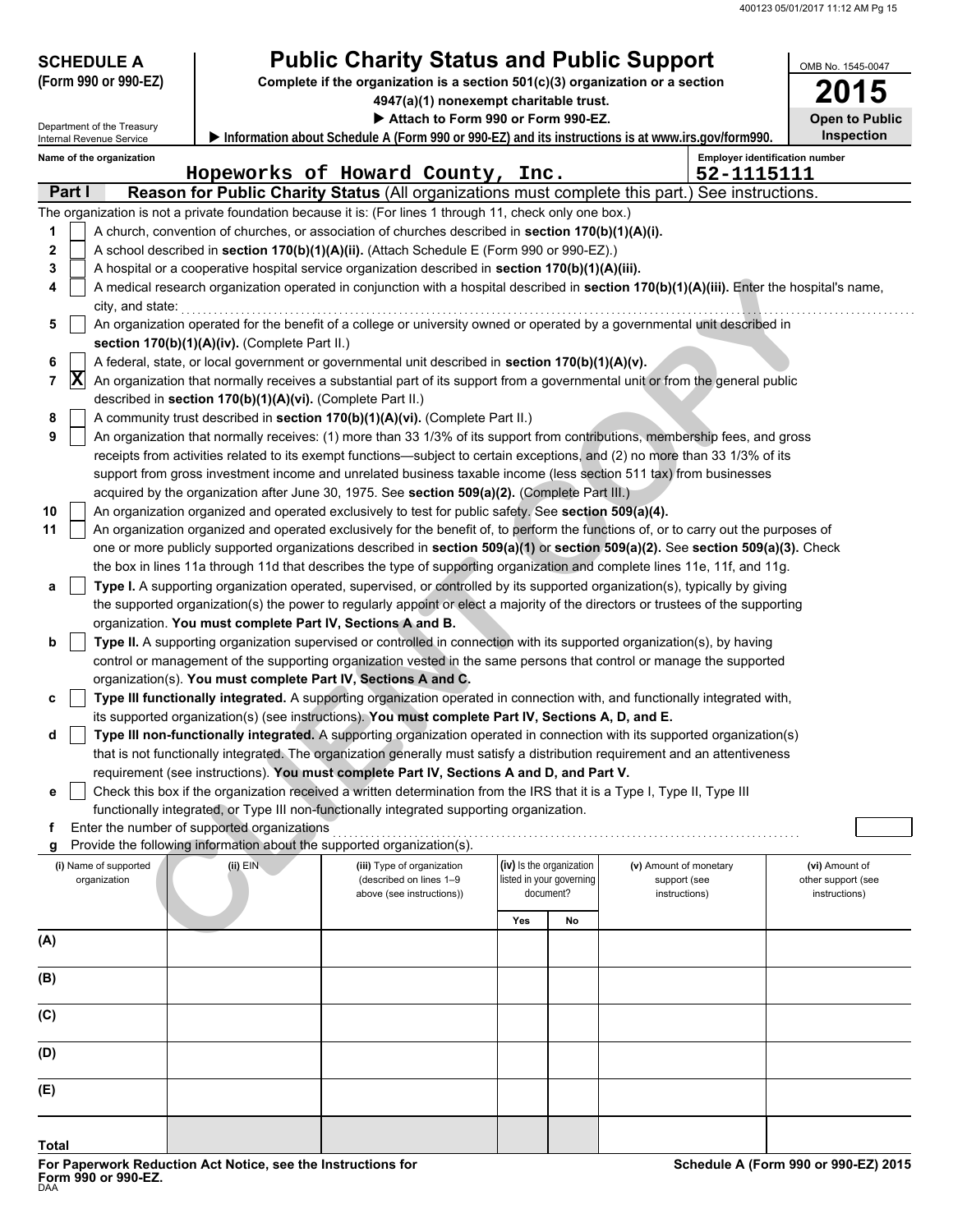**SCHEDULE A (Form 990 or 990-EZ)**

Department of the Treasury
Internal Revenue Service

# Public Charity Status and Public Support

**Complete if the organization is a section 501(c)(3) organization or a section 4947(a)(1) nonexempt charitable trust.**

**▶ Attach to Form 990 or Form 990-EZ.**

**▶ Information about Schedule A (Form 990 or 990-EZ) and its instructions is at www.irs.gov/form990.**

OMB No. 1545-0047

**2015**

**Open to Public Inspection**

Name of the organization: Hopeworks of Howard County, Inc.

Employer identification number: 52-1115111

## Part I Reason for Public Charity Status (All organizations must complete this part.) See instructions.

The organization is not a private foundation because it is: (For lines 1 through 11, check only one box.)

1. ☐ A church, convention of churches, or association of churches described in **section 170(b)(1)(A)(i).**
2. ☐ A school described in **section 170(b)(1)(A)(ii).** (Attach Schedule E (Form 990 or 990-EZ).)
3. ☐ A hospital or a cooperative hospital service organization described in **section 170(b)(1)(A)(iii).**
4. ☐ A medical research organization operated in conjunction with a hospital described in **section 170(b)(1)(A)(iii).** Enter the hospital's name, city, and state:
5. ☐ An organization operated for the benefit of a college or university owned or operated by a governmental unit described in **section 170(b)(1)(A)(iv).** (Complete Part II.)
6. ☐ A federal, state, or local government or governmental unit described in **section 170(b)(1)(A)(v).**
7. ☒ An organization that normally receives a substantial part of its support from a governmental unit or from the general public described in **section 170(b)(1)(A)(vi).** (Complete Part II.)
8. ☐ A community trust described in **section 170(b)(1)(A)(vi).** (Complete Part II.)
9. ☐ An organization that normally receives: (1) more than 33 1/3% of its support from contributions, membership fees, and gross receipts from activities related to its exempt functions—subject to certain exceptions, and (2) no more than 33 1/3% of its support from gross investment income and unrelated business taxable income (less section 511 tax) from businesses acquired by the organization after June 30, 1975. See **section 509(a)(2).** (Complete Part III.)
10. ☐ An organization organized and operated exclusively to test for public safety. See **section 509(a)(4).**
11. ☐ An organization organized and operated exclusively for the benefit of, to perform the functions of, or to carry out the purposes of one or more publicly supported organizations described in **section 509(a)(1)** or **section 509(a)(2).** See **section 509(a)(3).** Check the box in lines 11a through 11d that describes the type of supporting organization and complete lines 11e, 11f, and 11g.
   - a ☐ **Type I.** A supporting organization operated, supervised, or controlled by its supported organization(s), typically by giving the supported organization(s) the power to regularly appoint or elect a majority of the directors or trustees of the supporting organization. **You must complete Part IV, Sections A and B.**
   - b ☐ **Type II.** A supporting organization supervised or controlled in connection with its supported organization(s), by having control or management of the supporting organization vested in the same persons that control or manage the supported organization(s). **You must complete Part IV, Sections A and C.**
   - c ☐ **Type III functionally integrated.** A supporting organization operated in connection with, and functionally integrated with, its supported organization(s) (see instructions). **You must complete Part IV, Sections A, D, and E.**
   - d ☐ **Type III non-functionally integrated.** A supporting organization operated in connection with its supported organization(s) that is not functionally integrated. The organization generally must satisfy a distribution requirement and an attentiveness requirement (see instructions). **You must complete Part IV, Sections A and D, and Part V.**
   - e ☐ Check this box if the organization received a written determination from the IRS that it is a Type I, Type II, Type III functionally integrated, or Type III non-functionally integrated supporting organization.
   - f Enter the number of supported organizations
   - g Provide the following information about the supported organization(s).

| (i) Name of supported organization | (ii) EIN | (iii) Type of organization (described on lines 1–9 above (see instructions)) | (iv) Is the organization listed in your governing document? Yes | No | (v) Amount of monetary support (see instructions) | (vi) Amount of other support (see instructions) |
|---|---|---|---|---|---|---|
| (A) | | | | | | |
| (B) | | | | | | |
| (C) | | | | | | |
| (D) | | | | | | |
| (E) | | | | | | |
| **Total** | | | | | | |

**For Paperwork Reduction Act Notice, see the Instructions for Form 990 or 990-EZ.**
DAA

**Schedule A (Form 990 or 990-EZ) 2015**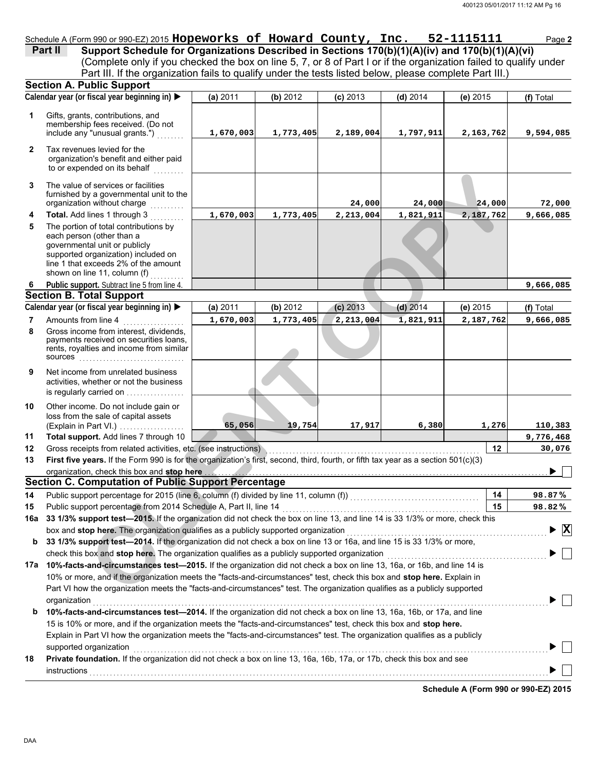Schedule A (Form 990 or 990-EZ) 2015 **Hopeworks of Howard County, Inc.** **52-1115111** Page **2**

**Part II** **Support Schedule for Organizations Described in Sections 170(b)(1)(A)(iv) and 170(b)(1)(A)(vi)**
(Complete only if you checked the box on line 5, 7, or 8 of Part I or if the organization failed to qualify under Part III. If the organization fails to qualify under the tests listed below, please complete Part III.)

## Section A. Public Support

| | Calendar year (or fiscal year beginning in) ▶ | (a) 2011 | (b) 2012 | (c) 2013 | (d) 2014 | (e) 2015 | (f) Total |
|---|---|---|---|---|---|---|---|
| 1 | Gifts, grants, contributions, and membership fees received. (Do not include any "unusual grants.") | 1,670,003 | 1,773,405 | 2,189,004 | 1,797,911 | 2,163,762 | 9,594,085 |
| 2 | Tax revenues levied for the organization's benefit and either paid to or expended on its behalf | | | | | | |
| 3 | The value of services or facilities furnished by a governmental unit to the organization without charge | | | 24,000 | 24,000 | 24,000 | 72,000 |
| 4 | **Total.** Add lines 1 through 3 | 1,670,003 | 1,773,405 | 2,213,004 | 1,821,911 | 2,187,762 | 9,666,085 |
| 5 | The portion of total contributions by each person (other than a governmental unit or publicly supported organization) included on line 1 that exceeds 2% of the amount shown on line 11, column (f) | | | | | | |
| 6 | **Public support.** Subtract line 5 from line 4. | | | | | | 9,666,085 |

## Section B. Total Support

| | Calendar year (or fiscal year beginning in) ▶ | (a) 2011 | (b) 2012 | (c) 2013 | (d) 2014 | (e) 2015 | (f) Total |
|---|---|---|---|---|---|---|---|
| 7 | Amounts from line 4 | 1,670,003 | 1,773,405 | 2,213,004 | 1,821,911 | 2,187,762 | 9,666,085 |
| 8 | Gross income from interest, dividends, payments received on securities loans, rents, royalties and income from similar sources | | | | | | |
| 9 | Net income from unrelated business activities, whether or not the business is regularly carried on | | | | | | |
| 10 | Other income. Do not include gain or loss from the sale of capital assets (Explain in Part VI.) | 65,056 | 19,754 | 17,917 | 6,380 | 1,276 | 110,383 |
| 11 | **Total support.** Add lines 7 through 10 | | | | | | 9,776,468 |
| 12 | Gross receipts from related activities, etc. (see instructions) | | | | | 12 | 30,076 |

**13** **First five years.** If the Form 990 is for the organization's first, second, third, fourth, or fifth tax year as a section 501(c)(3) organization, check this box and **stop here** ▶ ☐

## Section C. Computation of Public Support Percentage

| | | | |
|---|---|---|---|
| 14 | Public support percentage for 2015 (line 6, column (f) divided by line 11, column (f)) | 14 | 98.87 % |
| 15 | Public support percentage from 2014 Schedule A, Part II, line 14 | 15 | 98.82 % |

**16a** **33 1/3% support test—2015.** If the organization did not check the box on line 13, and line 14 is 33 1/3% or more, check this box and **stop here.** The organization qualifies as a publicly supported organization ▶ ☒

**b** **33 1/3% support test—2014.** If the organization did not check a box on line 13 or 16a, and line 15 is 33 1/3% or more, check this box and **stop here.** The organization qualifies as a publicly supported organization ▶ ☐

**17a** **10%-facts-and-circumstances test—2015.** If the organization did not check a box on line 13, 16a, or 16b, and line 14 is 10% or more, and if the organization meets the "facts-and-circumstances" test, check this box and **stop here.** Explain in Part VI how the organization meets the "facts-and-circumstances" test. The organization qualifies as a publicly supported organization ▶ ☐

**b** **10%-facts-and-circumstances test—2014.** If the organization did not check a box on line 13, 16a, 16b, or 17a, and line 15 is 10% or more, and if the organization meets the "facts-and-circumstances" test, check this box and **stop here.** Explain in Part VI how the organization meets the "facts-and-circumstances" test. The organization qualifies as a publicly supported organization ▶ ☐

**18** **Private foundation.** If the organization did not check a box on line 13, 16a, 16b, 17a, or 17b, check this box and see instructions ▶ ☐

**Schedule A (Form 990 or 990-EZ) 2015**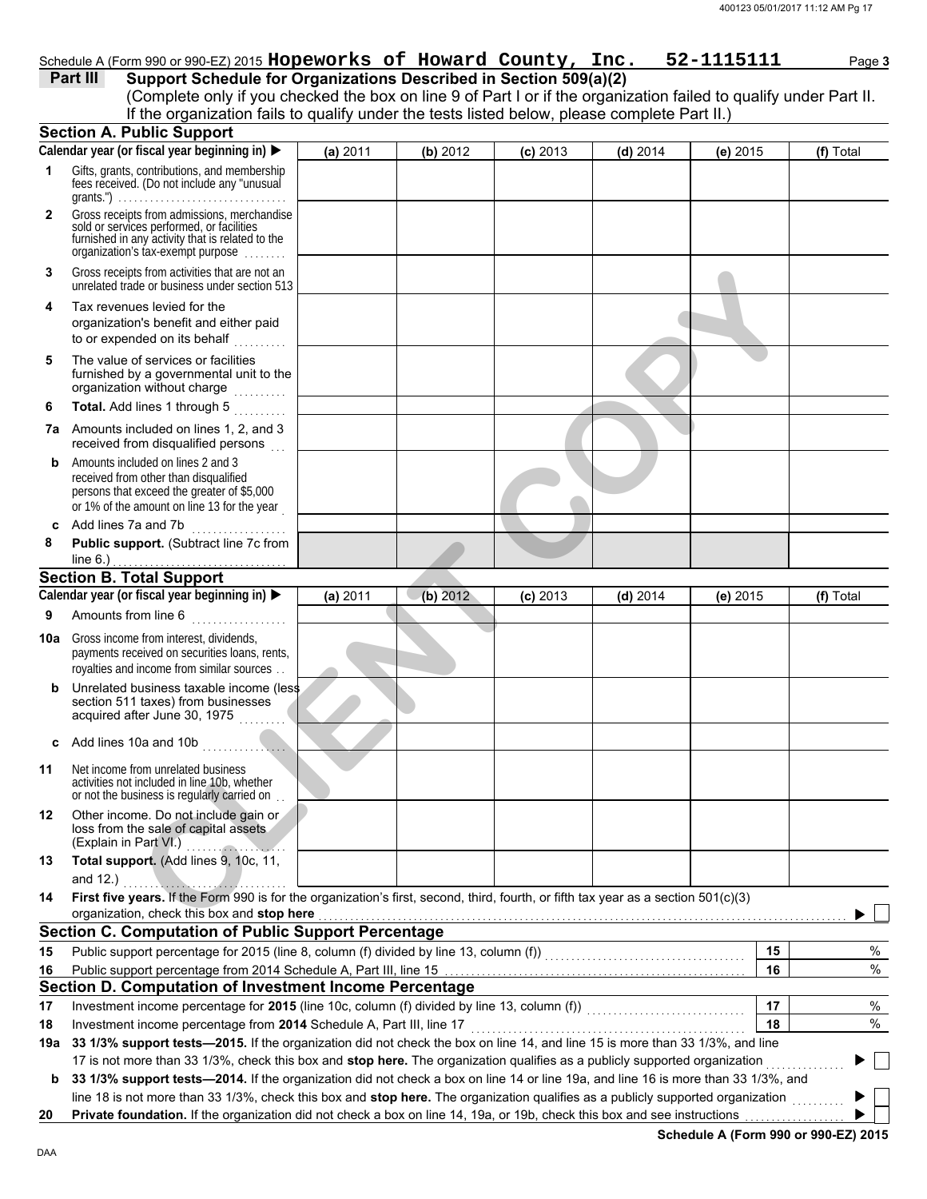Schedule A (Form 990 or 990-EZ) 2015 **Hopeworks of Howard County, Inc. 52-1115111** Page **3**

## Part III Support Schedule for Organizations Described in Section 509(a)(2)

(Complete only if you checked the box on line 9 of Part I or if the organization failed to qualify under Part II. If the organization fails to qualify under the tests listed below, please complete Part II.)

### Section A. Public Support

| Calendar year (or fiscal year beginning in) ▶ | (a) 2011 | (b) 2012 | (c) 2013 | (d) 2014 | (e) 2015 | (f) Total |
|---|---|---|---|---|---|---|
| **1** Gifts, grants, contributions, and membership fees received. (Do not include any "unusual grants.") | | | | | | |
| **2** Gross receipts from admissions, merchandise sold or services performed, or facilities furnished in any activity that is related to the organization's tax-exempt purpose | | | | | | |
| **3** Gross receipts from activities that are not an unrelated trade or business under section 513 | | | | | | |
| **4** Tax revenues levied for the organization's benefit and either paid to or expended on its behalf | | | | | | |
| **5** The value of services or facilities furnished by a governmental unit to the organization without charge | | | | | | |
| **6** **Total.** Add lines 1 through 5 | | | | | | |
| **7a** Amounts included on lines 1, 2, and 3 received from disqualified persons | | | | | | |
| **b** Amounts included on lines 2 and 3 received from other than disqualified persons that exceed the greater of $5,000 or 1% of the amount on line 13 for the year | | | | | | |
| **c** Add lines 7a and 7b | | | | | | |
| **8** **Public support.** (Subtract line 7c from line 6.) | | | | | | |

### Section B. Total Support

| Calendar year (or fiscal year beginning in) ▶ | (a) 2011 | (b) 2012 | (c) 2013 | (d) 2014 | (e) 2015 | (f) Total |
|---|---|---|---|---|---|---|
| **9** Amounts from line 6 | | | | | | |
| **10a** Gross income from interest, dividends, payments received on securities loans, rents, royalties and income from similar sources | | | | | | |
| **b** Unrelated business taxable income (less section 511 taxes) from businesses acquired after June 30, 1975 | | | | | | |
| **c** Add lines 10a and 10b | | | | | | |
| **11** Net income from unrelated business activities not included in line 10b, whether or not the business is regularly carried on | | | | | | |
| **12** Other income. Do not include gain or loss from the sale of capital assets (Explain in Part VI.) | | | | | | |
| **13** **Total support.** (Add lines 9, 10c, 11, and 12.) | | | | | | |

**14** **First five years.** If the Form 990 is for the organization's first, second, third, fourth, or fifth tax year as a section 501(c)(3) organization, check this box and **stop here** ▶ ☐

### Section C. Computation of Public Support Percentage

| | | | |
|---|---|---|---|
| **15** | Public support percentage for 2015 (line 8, column (f) divided by line 13, column (f)) | 15 | % |
| **16** | Public support percentage from 2014 Schedule A, Part III, line 15 | 16 | % |

### Section D. Computation of Investment Income Percentage

| | | | |
|---|---|---|---|
| **17** | Investment income percentage for **2015** (line 10c, column (f) divided by line 13, column (f)) | 17 | % |
| **18** | Investment income percentage from **2014** Schedule A, Part III, line 17 | 18 | % |

**19a** **33 1/3% support tests—2015.** If the organization did not check the box on line 14, and line 15 is more than 33 1/3%, and line 17 is not more than 33 1/3%, check this box and **stop here.** The organization qualifies as a publicly supported organization ▶ ☐

**b** **33 1/3% support tests—2014.** If the organization did not check a box on line 14 or line 19a, and line 16 is more than 33 1/3%, and line 18 is not more than 33 1/3%, check this box and **stop here.** The organization qualifies as a publicly supported organization ▶ ☐

**20** **Private foundation.** If the organization did not check a box on line 14, 19a, or 19b, check this box and see instructions ▶ ☐

**Schedule A (Form 990 or 990-EZ) 2015**

DAA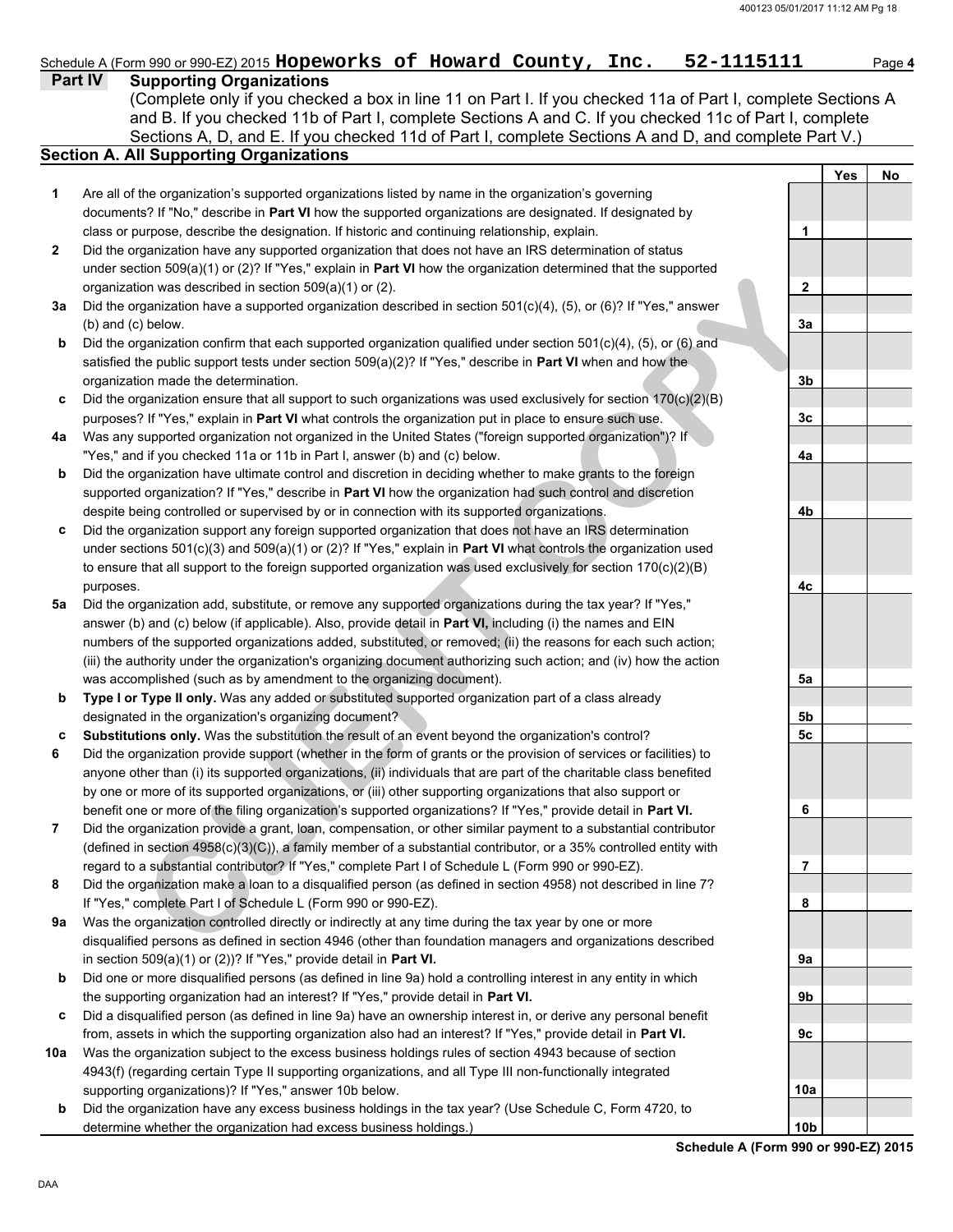Schedule A (Form 990 or 990-EZ) 2015 **Hopeworks of Howard County, Inc. 52-1115111**

## Part IV Supporting Organizations

(Complete only if you checked a box in line 11 on Part I. If you checked 11a of Part I, complete Sections A and B. If you checked 11b of Part I, complete Sections A and C. If you checked 11c of Part I, complete Sections A, D, and E. If you checked 11d of Part I, complete Sections A and D, and complete Part V.)

### Section A. All Supporting Organizations

| | | | Yes | No |
|---|---|---|---|---|
| **1** | Are all of the organization's supported organizations listed by name in the organization's governing documents? If "No," describe in **Part VI** how the supported organizations are designated. If designated by class or purpose, describe the designation. If historic and continuing relationship, explain. | **1** | | |
| **2** | Did the organization have any supported organization that does not have an IRS determination of status under section 509(a)(1) or (2)? If "Yes," explain in **Part VI** how the organization determined that the supported organization was described in section 509(a)(1) or (2). | **2** | | |
| **3a** | Did the organization have a supported organization described in section 501(c)(4), (5), or (6)? If "Yes," answer (b) and (c) below. | **3a** | | |
| **b** | Did the organization confirm that each supported organization qualified under section 501(c)(4), (5), or (6) and satisfied the public support tests under section 509(a)(2)? If "Yes," describe in **Part VI** when and how the organization made the determination. | **3b** | | |
| **c** | Did the organization ensure that all support to such organizations was used exclusively for section 170(c)(2)(B) purposes? If "Yes," explain in **Part VI** what controls the organization put in place to ensure such use. | **3c** | | |
| **4a** | Was any supported organization not organized in the United States ("foreign supported organization")? If "Yes," and if you checked 11a or 11b in Part I, answer (b) and (c) below. | **4a** | | |
| **b** | Did the organization have ultimate control and discretion in deciding whether to make grants to the foreign supported organization? If "Yes," describe in **Part VI** how the organization had such control and discretion despite being controlled or supervised by or in connection with its supported organizations. | **4b** | | |
| **c** | Did the organization support any foreign supported organization that does not have an IRS determination under sections 501(c)(3) and 509(a)(1) or (2)? If "Yes," explain in **Part VI** what controls the organization used to ensure that all support to the foreign supported organization was used exclusively for section 170(c)(2)(B) purposes. | **4c** | | |
| **5a** | Did the organization add, substitute, or remove any supported organizations during the tax year? If "Yes," answer (b) and (c) below (if applicable). Also, provide detail in **Part VI,** including (i) the names and EIN numbers of the supported organizations added, substituted, or removed; (ii) the reasons for each such action; (iii) the authority under the organization's organizing document authorizing such action; and (iv) how the action was accomplished (such as by amendment to the organizing document). | **5a** | | |
| **b** | **Type I or Type II only.** Was any added or substituted supported organization part of a class already designated in the organization's organizing document? | **5b** | | |
| **c** | **Substitutions only.** Was the substitution the result of an event beyond the organization's control? | **5c** | | |
| **6** | Did the organization provide support (whether in the form of grants or the provision of services or facilities) to anyone other than (i) its supported organizations, (ii) individuals that are part of the charitable class benefited by one or more of its supported organizations, or (iii) other supporting organizations that also support or benefit one or more of the filing organization's supported organizations? If "Yes," provide detail in **Part VI.** | **6** | | |
| **7** | Did the organization provide a grant, loan, compensation, or other similar payment to a substantial contributor (defined in section 4958(c)(3)(C)), a family member of a substantial contributor, or a 35% controlled entity with regard to a substantial contributor? If "Yes," complete Part I of Schedule L (Form 990 or 990-EZ). | **7** | | |
| **8** | Did the organization make a loan to a disqualified person (as defined in section 4958) not described in line 7? If "Yes," complete Part I of Schedule L (Form 990 or 990-EZ). | **8** | | |
| **9a** | Was the organization controlled directly or indirectly at any time during the tax year by one or more disqualified persons as defined in section 4946 (other than foundation managers and organizations described in section 509(a)(1) or (2))? If "Yes," provide detail in **Part VI.** | **9a** | | |
| **b** | Did one or more disqualified persons (as defined in line 9a) hold a controlling interest in any entity in which the supporting organization had an interest? If "Yes," provide detail in **Part VI.** | **9b** | | |
| **c** | Did a disqualified person (as defined in line 9a) have an ownership interest in, or derive any personal benefit from, assets in which the supporting organization also had an interest? If "Yes," provide detail in **Part VI.** | **9c** | | |
| **10a** | Was the organization subject to the excess business holdings rules of section 4943 because of section 4943(f) (regarding certain Type II supporting organizations, and all Type III non-functionally integrated supporting organizations)? If "Yes," answer 10b below. | **10a** | | |
| **b** | Did the organization have any excess business holdings in the tax year? (Use Schedule C, Form 4720, to determine whether the organization had excess business holdings.) | **10b** | | |

**Schedule A (Form 990 or 990-EZ) 2015**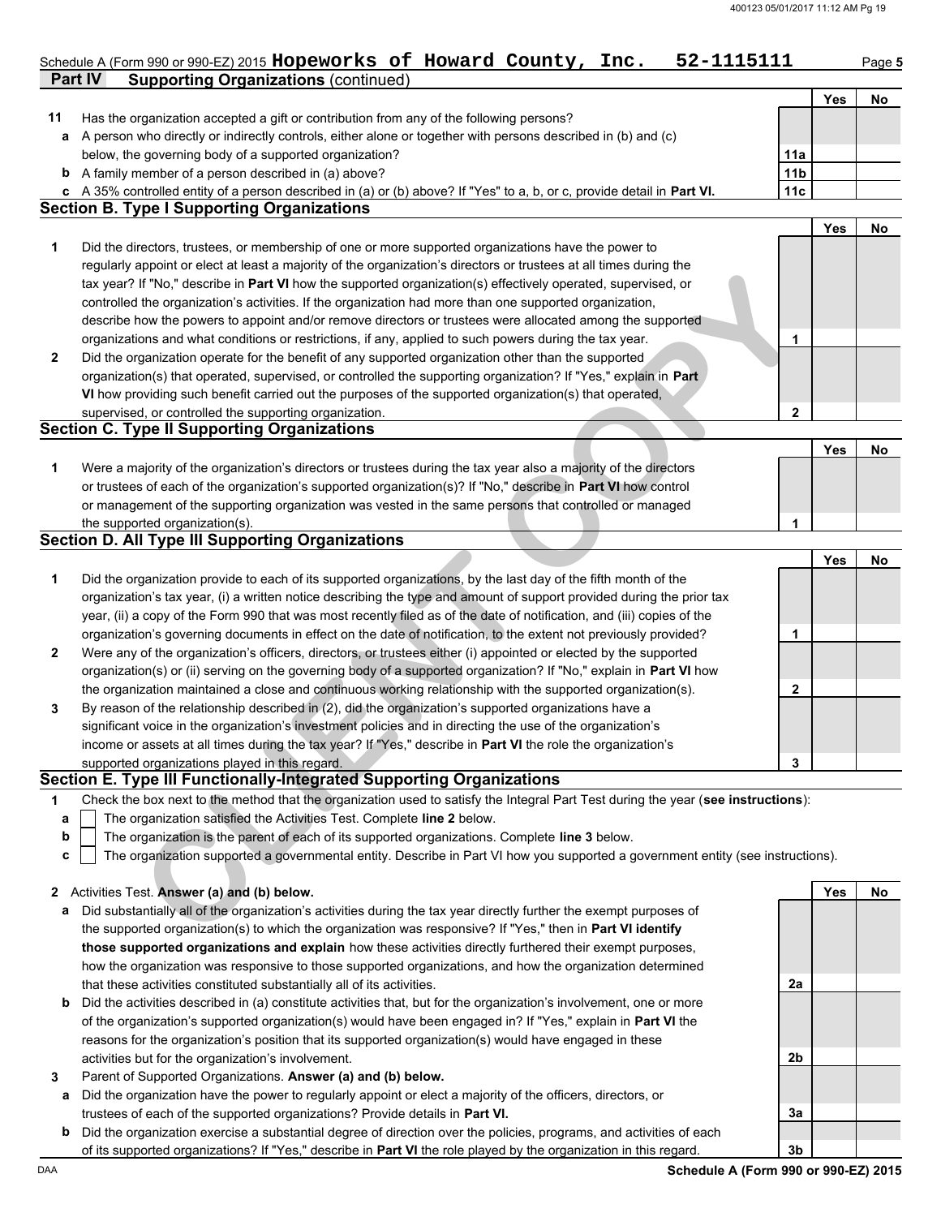Schedule A (Form 990 or 990-EZ) 2015 **Hopeworks of Howard County, Inc. 52-1115111** Page **5**

**Part IV Supporting Organizations** (continued)

| | | | Yes | No |
|---|---|---|---|---|
| **11** | Has the organization accepted a gift or contribution from any of the following persons? | | | |
| **a** | A person who directly or indirectly controls, either alone or together with persons described in (b) and (c) below, the governing body of a supported organization? | **11a** | | |
| **b** | A family member of a person described in (a) above? | **11b** | | |
| **c** | A 35% controlled entity of a person described in (a) or (b) above? If "Yes" to a, b, or c, provide detail in **Part VI.** | **11c** | | |

## Section B. Type I Supporting Organizations

| | | | Yes | No |
|---|---|---|---|---|
| **1** | Did the directors, trustees, or membership of one or more supported organizations have the power to regularly appoint or elect at least a majority of the organization's directors or trustees at all times during the tax year? If "No," describe in **Part VI** how the supported organization(s) effectively operated, supervised, or controlled the organization's activities. If the organization had more than one supported organization, describe how the powers to appoint and/or remove directors or trustees were allocated among the supported organizations and what conditions or restrictions, if any, applied to such powers during the tax year. | **1** | | |
| **2** | Did the organization operate for the benefit of any supported organization other than the supported organization(s) that operated, supervised, or controlled the supporting organization? If "Yes," explain in **Part VI** how providing such benefit carried out the purposes of the supported organization(s) that operated, supervised, or controlled the supporting organization. | **2** | | |

## Section C. Type II Supporting Organizations

| | | | Yes | No |
|---|---|---|---|---|
| **1** | Were a majority of the organization's directors or trustees during the tax year also a majority of the directors or trustees of each of the organization's supported organization(s)? If "No," describe in **Part VI** how control or management of the supporting organization was vested in the same persons that controlled or managed the supported organization(s). | **1** | | |

## Section D. All Type III Supporting Organizations

| | | | Yes | No |
|---|---|---|---|---|
| **1** | Did the organization provide to each of its supported organizations, by the last day of the fifth month of the organization's tax year, (i) a written notice describing the type and amount of support provided during the prior tax year, (ii) a copy of the Form 990 that was most recently filed as of the date of notification, and (iii) copies of the organization's governing documents in effect on the date of notification, to the extent not previously provided? | **1** | | |
| **2** | Were any of the organization's officers, directors, or trustees either (i) appointed or elected by the supported organization(s) or (ii) serving on the governing body of a supported organization? If "No," explain in **Part VI** how the organization maintained a close and continuous working relationship with the supported organization(s). | **2** | | |
| **3** | By reason of the relationship described in (2), did the organization's supported organizations have a significant voice in the organization's investment policies and in directing the use of the organization's income or assets at all times during the tax year? If "Yes," describe in **Part VI** the role the organization's supported organizations played in this regard. | **3** | | |

## Section E. Type III Functionally-Integrated Supporting Organizations

**1** Check the box next to the method that the organization used to satisfy the Integral Part Test during the year (**see instructions**):

- **a** ☐ The organization satisfied the Activities Test. Complete **line 2** below.
- **b** ☐ The organization is the parent of each of its supported organizations. Complete **line 3** below.
- **c** ☐ The organization supported a governmental entity. Describe in Part VI how you supported a government entity (see instructions).

| | | | Yes | No |
|---|---|---|---|---|
| **2** | Activities Test. **Answer (a) and (b) below.** | | | |
| **a** | Did substantially all of the organization's activities during the tax year directly further the exempt purposes of the supported organization(s) to which the organization was responsive? If "Yes," then in **Part VI identify those supported organizations and explain** how these activities directly furthered their exempt purposes, how the organization was responsive to those supported organizations, and how the organization determined that these activities constituted substantially all of its activities. | **2a** | | |
| **b** | Did the activities described in (a) constitute activities that, but for the organization's involvement, one or more of the organization's supported organization(s) would have been engaged in? If "Yes," explain in **Part VI** the reasons for the organization's position that its supported organization(s) would have engaged in these activities but for the organization's involvement. | **2b** | | |
| **3** | Parent of Supported Organizations. **Answer (a) and (b) below.** | | | |
| **a** | Did the organization have the power to regularly appoint or elect a majority of the officers, directors, or trustees of each of the supported organizations? Provide details in **Part VI.** | **3a** | | |
| **b** | Did the organization exercise a substantial degree of direction over the policies, programs, and activities of each of its supported organizations? If "Yes," describe in **Part VI** the role played by the organization in this regard. | **3b** | | |

DAA **Schedule A (Form 990 or 990-EZ) 2015**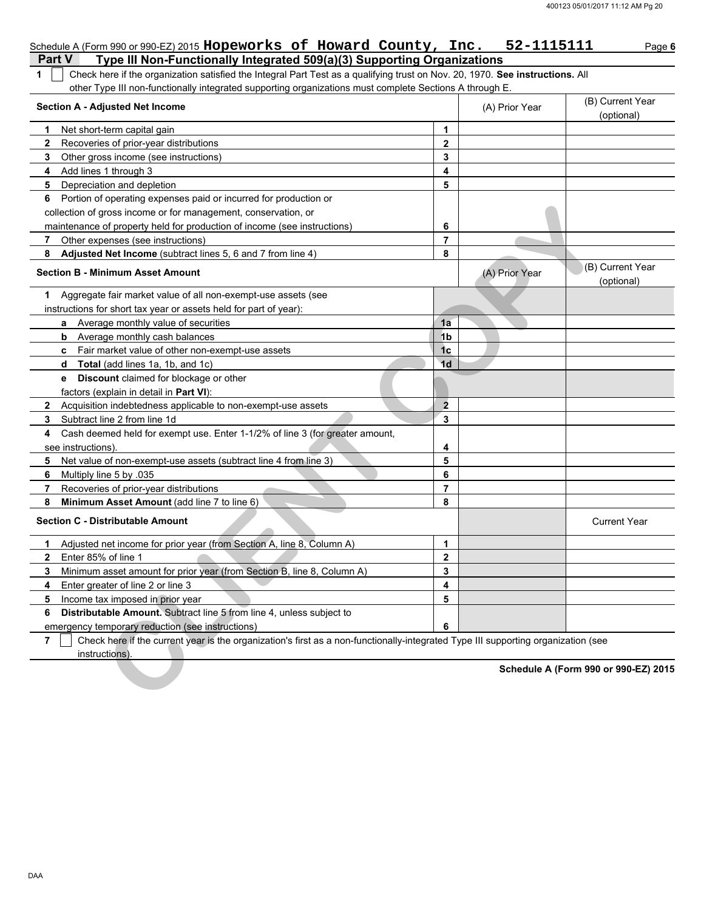Schedule A (Form 990 or 990-EZ) 2015 **Hopeworks of Howard County, Inc. 52-1115111** Page **6**

## Part V Type III Non-Functionally Integrated 509(a)(3) Supporting Organizations

**1** ☐ Check here if the organization satisfied the Integral Part Test as a qualifying trust on Nov. 20, 1970. **See instructions.** All other Type III non-functionally integrated supporting organizations must complete Sections A through E.

| **Section A - Adjusted Net Income** | | (A) Prior Year | (B) Current Year (optional) |
|---|---|---|---|
| **1** Net short-term capital gain | **1** | | |
| **2** Recoveries of prior-year distributions | **2** | | |
| **3** Other gross income (see instructions) | **3** | | |
| **4** Add lines 1 through 3 | **4** | | |
| **5** Depreciation and depletion | **5** | | |
| **6** Portion of operating expenses paid or incurred for production or collection of gross income or for management, conservation, or maintenance of property held for production of income (see instructions) | **6** | | |
| **7** Other expenses (see instructions) | **7** | | |
| **8** **Adjusted Net Income** (subtract lines 5, 6 and 7 from line 4) | **8** | | |

| **Section B - Minimum Asset Amount** | | (A) Prior Year | (B) Current Year (optional) |
|---|---|---|---|
| **1** Aggregate fair market value of all non-exempt-use assets (see instructions for short tax year or assets held for part of year): | | | |
| **a** Average monthly value of securities | **1a** | | |
| **b** Average monthly cash balances | **1b** | | |
| **c** Fair market value of other non-exempt-use assets | **1c** | | |
| **d** **Total** (add lines 1a, 1b, and 1c) | **1d** | | |
| **e** **Discount** claimed for blockage or other factors (explain in detail in **Part VI**): | | | |
| **2** Acquisition indebtedness applicable to non-exempt-use assets | **2** | | |
| **3** Subtract line 2 from line 1d | **3** | | |
| **4** Cash deemed held for exempt use. Enter 1-1/2% of line 3 (for greater amount, see instructions). | **4** | | |
| **5** Net value of non-exempt-use assets (subtract line 4 from line 3) | **5** | | |
| **6** Multiply line 5 by .035 | **6** | | |
| **7** Recoveries of prior-year distributions | **7** | | |
| **8** **Minimum Asset Amount** (add line 7 to line 6) | **8** | | |

| **Section C - Distributable Amount** | | | Current Year |
|---|---|---|---|
| **1** Adjusted net income for prior year (from Section A, line 8, Column A) | **1** | | |
| **2** Enter 85% of line 1 | **2** | | |
| **3** Minimum asset amount for prior year (from Section B, line 8, Column A) | **3** | | |
| **4** Enter greater of line 2 or line 3 | **4** | | |
| **5** Income tax imposed in prior year | **5** | | |
| **6** **Distributable Amount.** Subtract line 5 from line 4, unless subject to emergency temporary reduction (see instructions) | **6** | | |

**7** ☐ Check here if the current year is the organization's first as a non-functionally-integrated Type III supporting organization (see instructions).

**Schedule A (Form 990 or 990-EZ) 2015**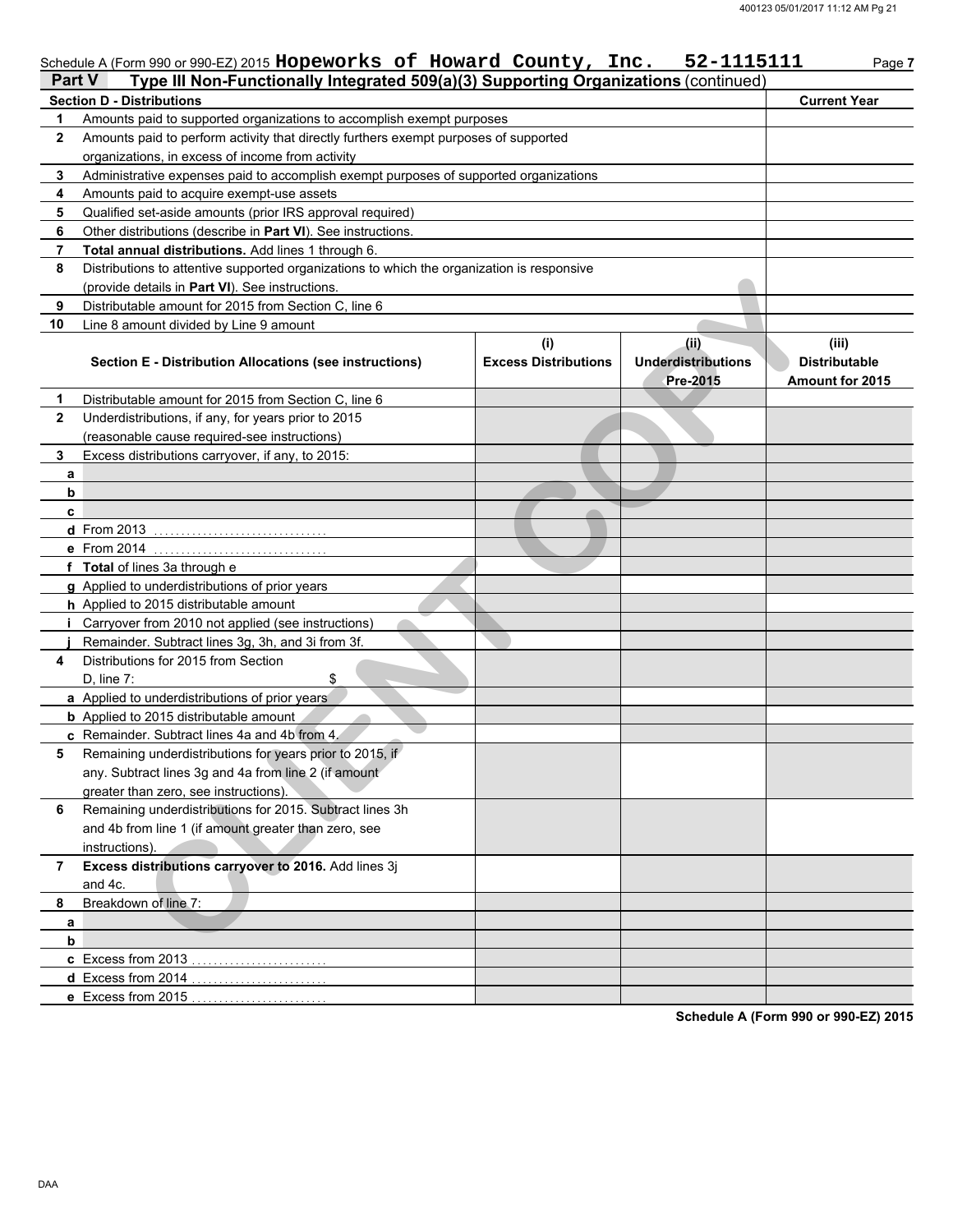Schedule A (Form 990 or 990-EZ) 2015 **Hopeworks of Howard County, Inc. 52-1115111** Page **7**

## Part V Type III Non-Functionally Integrated 509(a)(3) Supporting Organizations (continued)

| Section D - Distributions | | Current Year |
|---|---|---|
| 1 | Amounts paid to supported organizations to accomplish exempt purposes | |
| 2 | Amounts paid to perform activity that directly furthers exempt purposes of supported organizations, in excess of income from activity | |
| 3 | Administrative expenses paid to accomplish exempt purposes of supported organizations | |
| 4 | Amounts paid to acquire exempt-use assets | |
| 5 | Qualified set-aside amounts (prior IRS approval required) | |
| 6 | Other distributions (describe in **Part VI**). See instructions. | |
| 7 | **Total annual distributions.** Add lines 1 through 6. | |
| 8 | Distributions to attentive supported organizations to which the organization is responsive (provide details in **Part VI**). See instructions. | |
| 9 | Distributable amount for 2015 from Section C, line 6 | |
| 10 | Line 8 amount divided by Line 9 amount | |

| | Section E - Distribution Allocations (see instructions) | (i) Excess Distributions | (ii) Underdistributions Pre-2015 | (iii) Distributable Amount for 2015 |
|---|---|---|---|---|
| 1 | Distributable amount for 2015 from Section C, line 6 | | | |
| 2 | Underdistributions, if any, for years prior to 2015 (reasonable cause required-see instructions) | | | |
| 3 | Excess distributions carryover, if any, to 2015: | | | |
| a | | | | |
| b | | | | |
| c | | | | |
| d | From 2013 | | | |
| e | From 2014 | | | |
| f | **Total** of lines 3a through e | | | |
| g | Applied to underdistributions of prior years | | | |
| h | Applied to 2015 distributable amount | | | |
| i | Carryover from 2010 not applied (see instructions) | | | |
| j | Remainder. Subtract lines 3g, 3h, and 3i from 3f. | | | |
| 4 | Distributions for 2015 from Section D, line 7: $ | | | |
| a | Applied to underdistributions of prior years | | | |
| b | Applied to 2015 distributable amount | | | |
| c | Remainder. Subtract lines 4a and 4b from 4. | | | |
| 5 | Remaining underdistributions for years prior to 2015, if any. Subtract lines 3g and 4a from line 2 (if amount greater than zero, see instructions). | | | |
| 6 | Remaining underdistributions for 2015. Subtract lines 3h and 4b from line 1 (if amount greater than zero, see instructions). | | | |
| 7 | **Excess distributions carryover to 2016.** Add lines 3j and 4c. | | | |
| 8 | Breakdown of line 7: | | | |
| a | | | | |
| b | | | | |
| c | Excess from 2013 | | | |
| d | Excess from 2014 | | | |
| e | Excess from 2015 | | | |

**Schedule A (Form 990 or 990-EZ) 2015**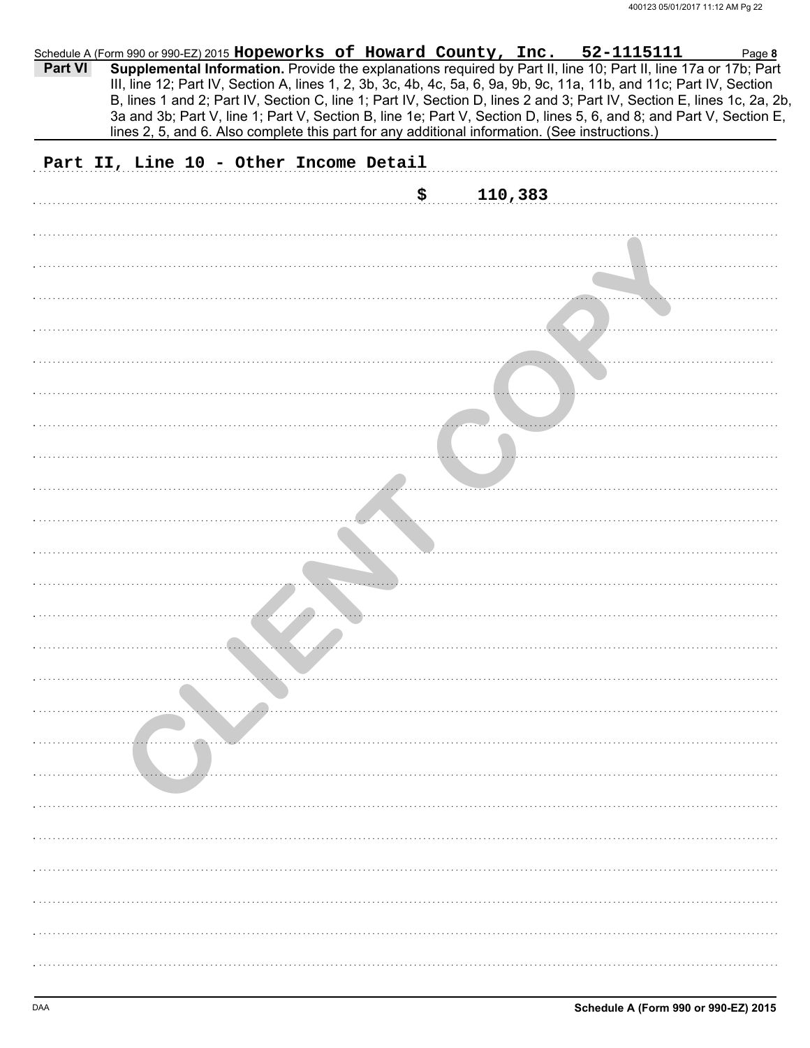Schedule A (Form 990 or 990-EZ) 2015 **Hopeworks of Howard County, Inc. 52-1115111** Page **8**

**Part VI** **Supplemental Information.** Provide the explanations required by Part II, line 10; Part II, line 17a or 17b; Part III, line 12; Part IV, Section A, lines 1, 2, 3b, 3c, 4b, 4c, 5a, 6, 9a, 9b, 9c, 11a, 11b, and 11c; Part IV, Section B, lines 1 and 2; Part IV, Section C, line 1; Part IV, Section D, lines 2 and 3; Part IV, Section E, lines 1c, 2a, 2b, 3a and 3b; Part V, line 1; Part V, Section B, line 1e; Part V, Section D, lines 5, 6, and 8; and Part V, Section E, lines 2, 5, and 6. Also complete this part for any additional information. (See instructions.)

Part II, Line 10 - Other Income Detail

$ 110,383

CLIENT COPY

DAA **Schedule A (Form 990 or 990-EZ) 2015**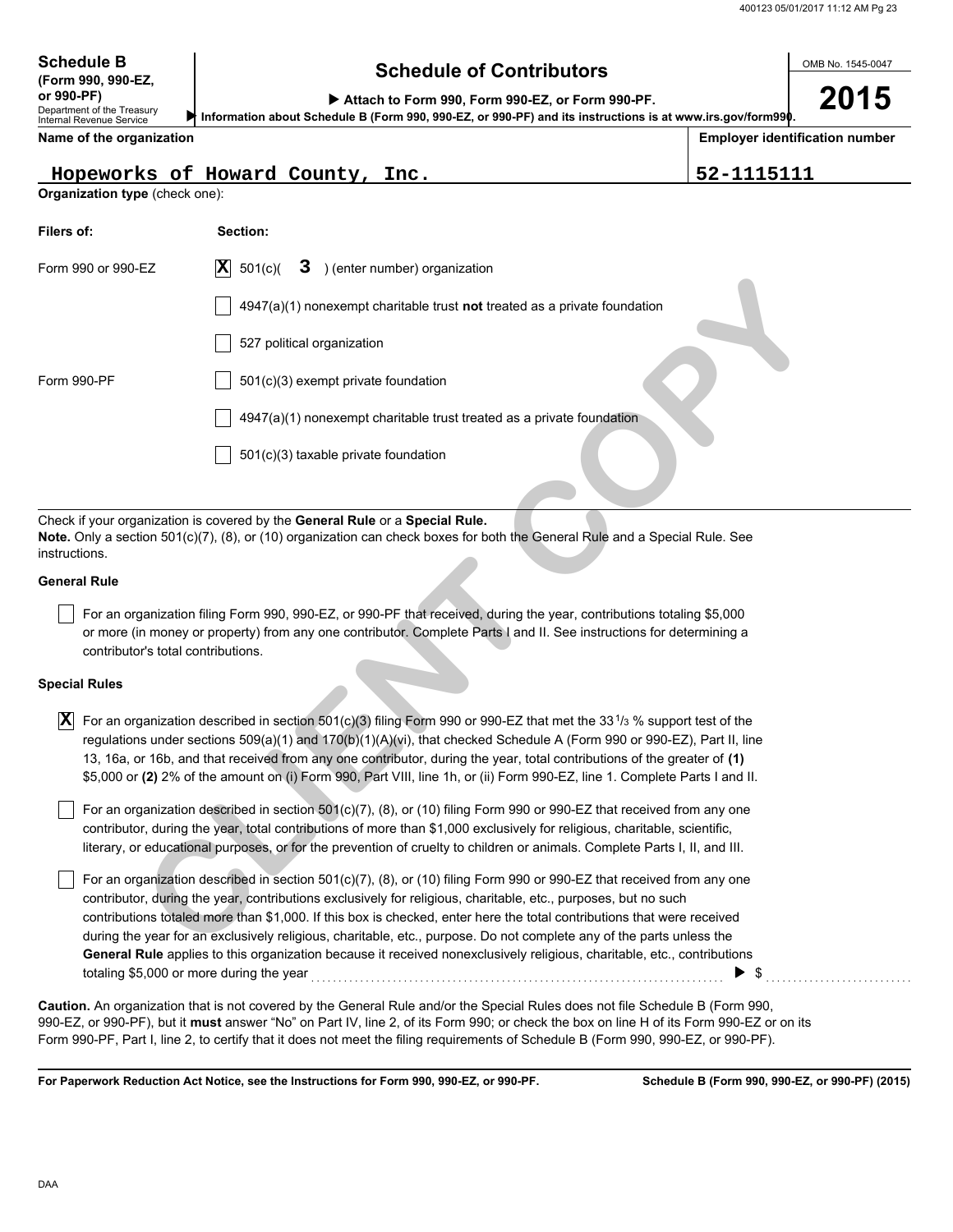**Schedule B**
**(Form 990, 990-EZ, or 990-PF)**
Department of the Treasury
Internal Revenue Service

# Schedule of Contributors

▶ **Attach to Form 990, Form 990-EZ, or Form 990-PF.**
▶ **Information about Schedule B (Form 990, 990-EZ, or 990-PF) and its instructions is at www.irs.gov/form990.**

OMB No. 1545-0047

**2015**

| **Name of the organization** | **Employer identification number** |
|---|---|
| Hopeworks of Howard County, Inc. | 52-1115111 |

**Organization type** (check one):

| **Filers of:** | **Section:** |
|---|---|
| Form 990 or 990-EZ | [X] 501(c)( 3 ) (enter number) organization |
| | [ ] 4947(a)(1) nonexempt charitable trust **not** treated as a private foundation |
| | [ ] 527 political organization |
| Form 990-PF | [ ] 501(c)(3) exempt private foundation |
| | [ ] 4947(a)(1) nonexempt charitable trust treated as a private foundation |
| | [ ] 501(c)(3) taxable private foundation |

Check if your organization is covered by the **General Rule** or a **Special Rule.**
**Note.** Only a section 501(c)(7), (8), or (10) organization can check boxes for both the General Rule and a Special Rule. See instructions.

**General Rule**

[ ] For an organization filing Form 990, 990-EZ, or 990-PF that received, during the year, contributions totaling $5,000 or more (in money or property) from any one contributor. Complete Parts I and II. See instructions for determining a contributor's total contributions.

**Special Rules**

[X] For an organization described in section 501(c)(3) filing Form 990 or 990-EZ that met the 33 1/3 % support test of the regulations under sections 509(a)(1) and 170(b)(1)(A)(vi), that checked Schedule A (Form 990 or 990-EZ), Part II, line 13, 16a, or 16b, and that received from any one contributor, during the year, total contributions of the greater of **(1)** $5,000 or **(2)** 2% of the amount on (i) Form 990, Part VIII, line 1h, or (ii) Form 990-EZ, line 1. Complete Parts I and II.

[ ] For an organization described in section 501(c)(7), (8), or (10) filing Form 990 or 990-EZ that received from any one contributor, during the year, total contributions of more than $1,000 exclusively for religious, charitable, scientific, literary, or educational purposes, or for the prevention of cruelty to children or animals. Complete Parts I, II, and III.

[ ] For an organization described in section 501(c)(7), (8), or (10) filing Form 990 or 990-EZ that received from any one contributor, during the year, contributions exclusively for religious, charitable, etc., purposes, but no such contributions totaled more than $1,000. If this box is checked, enter here the total contributions that were received during the year for an exclusively religious, charitable, etc., purpose. Do not complete any of the parts unless the **General Rule** applies to this organization because it received nonexclusively religious, charitable, etc., contributions totaling $5,000 or more during the year ▶ $ ..........

**Caution.** An organization that is not covered by the General Rule and/or the Special Rules does not file Schedule B (Form 990, 990-EZ, or 990-PF), but it **must** answer "No" on Part IV, line 2, of its Form 990; or check the box on line H of its Form 990-EZ or on its Form 990-PF, Part I, line 2, to certify that it does not meet the filing requirements of Schedule B (Form 990, 990-EZ, or 990-PF).

**For Paperwork Reduction Act Notice, see the Instructions for Form 990, 990-EZ, or 990-PF.** **Schedule B (Form 990, 990-EZ, or 990-PF) (2015)**

DAA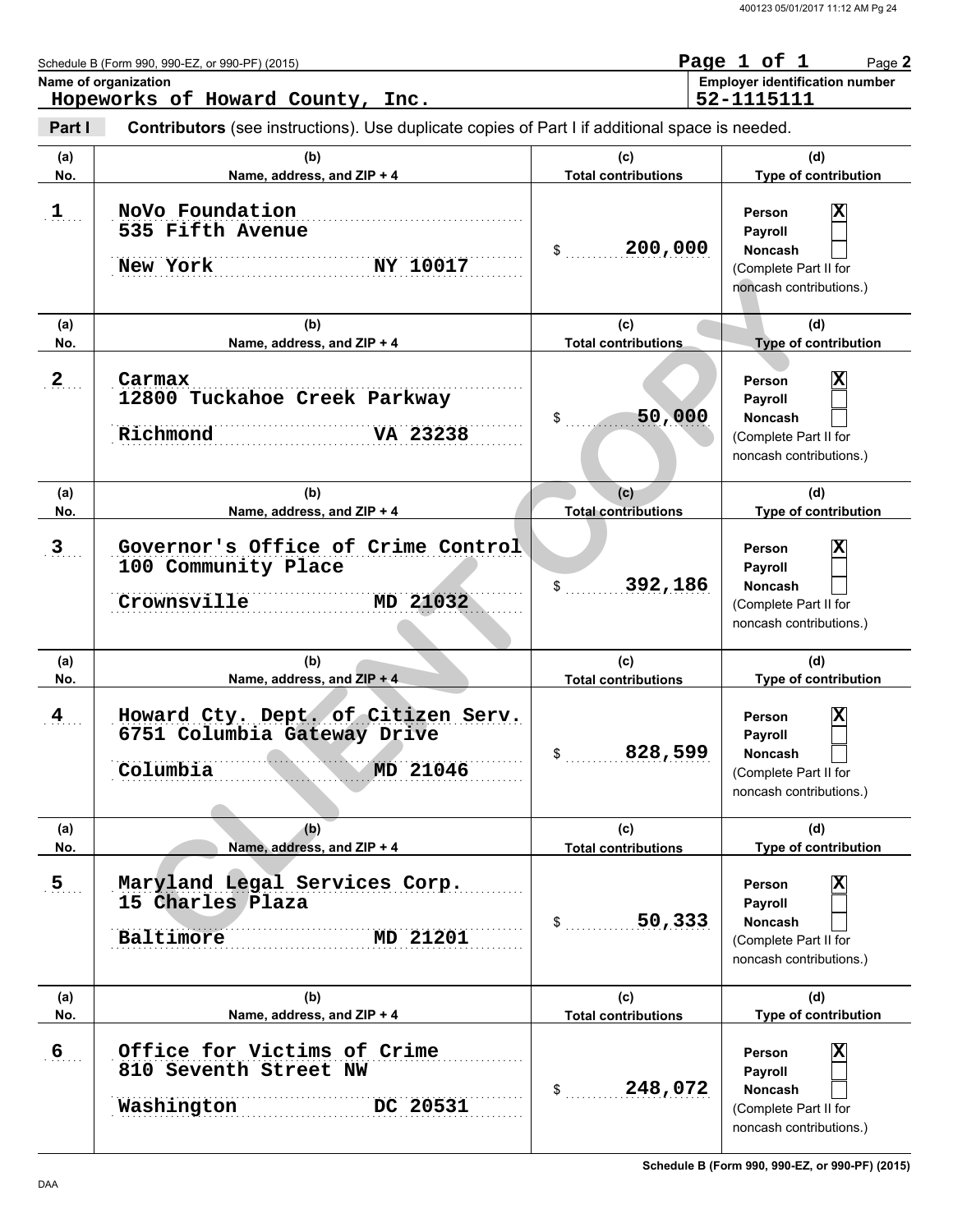Schedule B (Form 990, 990-EZ, or 990-PF) (2015)

Page 1 of 1

**Name of organization**
Hopeworks of Howard County, Inc.

**Employer identification number**
52-1115111

**Part I** **Contributors** (see instructions). Use duplicate copies of Part I if additional space is needed.

| (a) No. | (b) Name, address, and ZIP + 4 | (c) Total contributions | (d) Type of contribution |
|---|---|---|---|
| 1 | NoVo Foundation<br>535 Fifth Avenue<br>New York NY 10017 | $ 200,000 | Person [X]<br>Payroll [ ]<br>Noncash [ ]<br>(Complete Part II for noncash contributions.) |
| 2 | Carmax<br>12800 Tuckahoe Creek Parkway<br>Richmond VA 23238 | $ 50,000 | Person [X]<br>Payroll [ ]<br>Noncash [ ]<br>(Complete Part II for noncash contributions.) |
| 3 | Governor's Office of Crime Control<br>100 Community Place<br>Crownsville MD 21032 | $ 392,186 | Person [X]<br>Payroll [ ]<br>Noncash [ ]<br>(Complete Part II for noncash contributions.) |
| 4 | Howard Cty. Dept. of Citizen Serv.<br>6751 Columbia Gateway Drive<br>Columbia MD 21046 | $ 828,599 | Person [X]<br>Payroll [ ]<br>Noncash [ ]<br>(Complete Part II for noncash contributions.) |
| 5 | Maryland Legal Services Corp.<br>15 Charles Plaza<br>Baltimore MD 21201 | $ 50,333 | Person [X]<br>Payroll [ ]<br>Noncash [ ]<br>(Complete Part II for noncash contributions.) |
| 6 | Office for Victims of Crime<br>810 Seventh Street NW<br>Washington DC 20531 | $ 248,072 | Person [X]<br>Payroll [ ]<br>Noncash [ ]<br>(Complete Part II for noncash contributions.) |

CLIENT COPY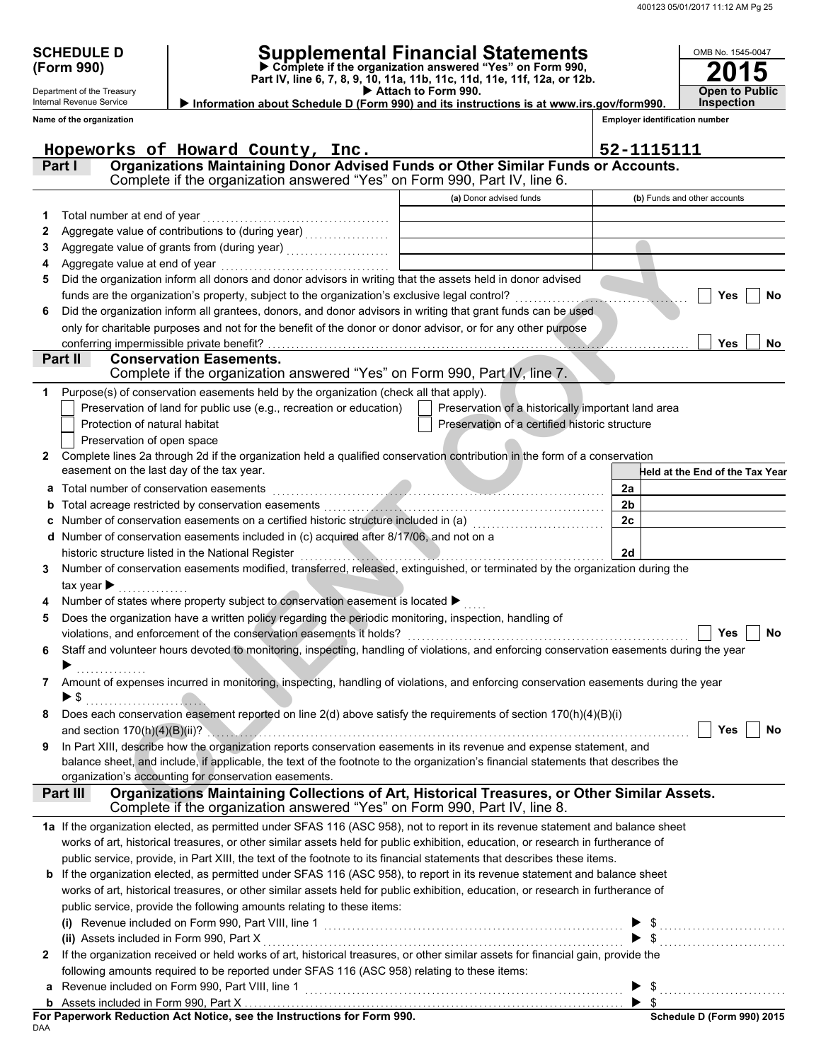**SCHEDULE D (Form 990)**

Department of the Treasury
Internal Revenue Service

# Supplemental Financial Statements

▶ Complete if the organization answered "Yes" on Form 990, Part IV, line 6, 7, 8, 9, 10, 11a, 11b, 11c, 11d, 11e, 11f, 12a, or 12b.
▶ Attach to Form 990.
▶ Information about Schedule D (Form 990) and its instructions is at www.irs.gov/form990.

OMB No. 1545-0047
**2015**
**Open to Public Inspection**

Name of the organization: **Hopeworks of Howard County, Inc.**
Employer identification number: **52-1115111**

## Part I — Organizations Maintaining Donor Advised Funds or Other Similar Funds or Accounts.
Complete if the organization answered "Yes" on Form 990, Part IV, line 6.

| | | (a) Donor advised funds | (b) Funds and other accounts |
|---|---|---|---|
| 1 | Total number at end of year | | |
| 2 | Aggregate value of contributions to (during year) | | |
| 3 | Aggregate value of grants from (during year) | | |
| 4 | Aggregate value at end of year | | |

5 Did the organization inform all donors and donor advisors in writing that the assets held in donor advised funds are the organization's property, subject to the organization's exclusive legal control? ☐ Yes ☐ No

6 Did the organization inform all grantees, donors, and donor advisors in writing that grant funds can be used only for charitable purposes and not for the benefit of the donor or donor advisor, or for any other purpose conferring impermissible private benefit? ☐ Yes ☐ No

## Part II — Conservation Easements.
Complete if the organization answered "Yes" on Form 990, Part IV, line 7.

1 Purpose(s) of conservation easements held by the organization (check all that apply).
- ☐ Preservation of land for public use (e.g., recreation or education)
- ☐ Preservation of a historically important land area
- ☐ Protection of natural habitat
- ☐ Preservation of a certified historic structure
- ☐ Preservation of open space

2 Complete lines 2a through 2d if the organization held a qualified conservation contribution in the form of a conservation easement on the last day of the tax year.

| | | | Held at the End of the Tax Year |
|---|---|---|---|
| a | Total number of conservation easements | 2a | |
| b | Total acreage restricted by conservation easements | 2b | |
| c | Number of conservation easements on a certified historic structure included in (a) | 2c | |
| d | Number of conservation easements included in (c) acquired after 8/17/06, and not on a historic structure listed in the National Register | 2d | |

3 Number of conservation easements modified, transferred, released, extinguished, or terminated by the organization during the tax year ▶

4 Number of states where property subject to conservation easement is located ▶

5 Does the organization have a written policy regarding the periodic monitoring, inspection, handling of violations, and enforcement of the conservation easements it holds? ☐ Yes ☐ No

6 Staff and volunteer hours devoted to monitoring, inspecting, handling of violations, and enforcing conservation easements during the year ▶

7 Amount of expenses incurred in monitoring, inspecting, handling of violations, and enforcing conservation easements during the year ▶ $

8 Does each conservation easement reported on line 2(d) above satisfy the requirements of section 170(h)(4)(B)(i) and section 170(h)(4)(B)(ii)? ☐ Yes ☐ No

9 In Part XIII, describe how the organization reports conservation easements in its revenue and expense statement, and balance sheet, and include, if applicable, the text of the footnote to the organization's financial statements that describes the organization's accounting for conservation easements.

## Part III — Organizations Maintaining Collections of Art, Historical Treasures, or Other Similar Assets.
Complete if the organization answered "Yes" on Form 990, Part IV, line 8.

1a If the organization elected, as permitted under SFAS 116 (ASC 958), not to report in its revenue statement and balance sheet works of art, historical treasures, or other similar assets held for public exhibition, education, or research in furtherance of public service, provide, in Part XIII, the text of the footnote to its financial statements that describes these items.

b If the organization elected, as permitted under SFAS 116 (ASC 958), to report in its revenue statement and balance sheet works of art, historical treasures, or other similar assets held for public exhibition, education, or research in furtherance of public service, provide the following amounts relating to these items:

(i) Revenue included on Form 990, Part VIII, line 1 ▶ $

(ii) Assets included in Form 990, Part X ▶ $

2 If the organization received or held works of art, historical treasures, or other similar assets for financial gain, provide the following amounts required to be reported under SFAS 116 (ASC 958) relating to these items:

a Revenue included on Form 990, Part VIII, line 1 ▶ $

b Assets included in Form 990, Part X ▶ $

**For Paperwork Reduction Act Notice, see the Instructions for Form 990.**

DAA **Schedule D (Form 990) 2015**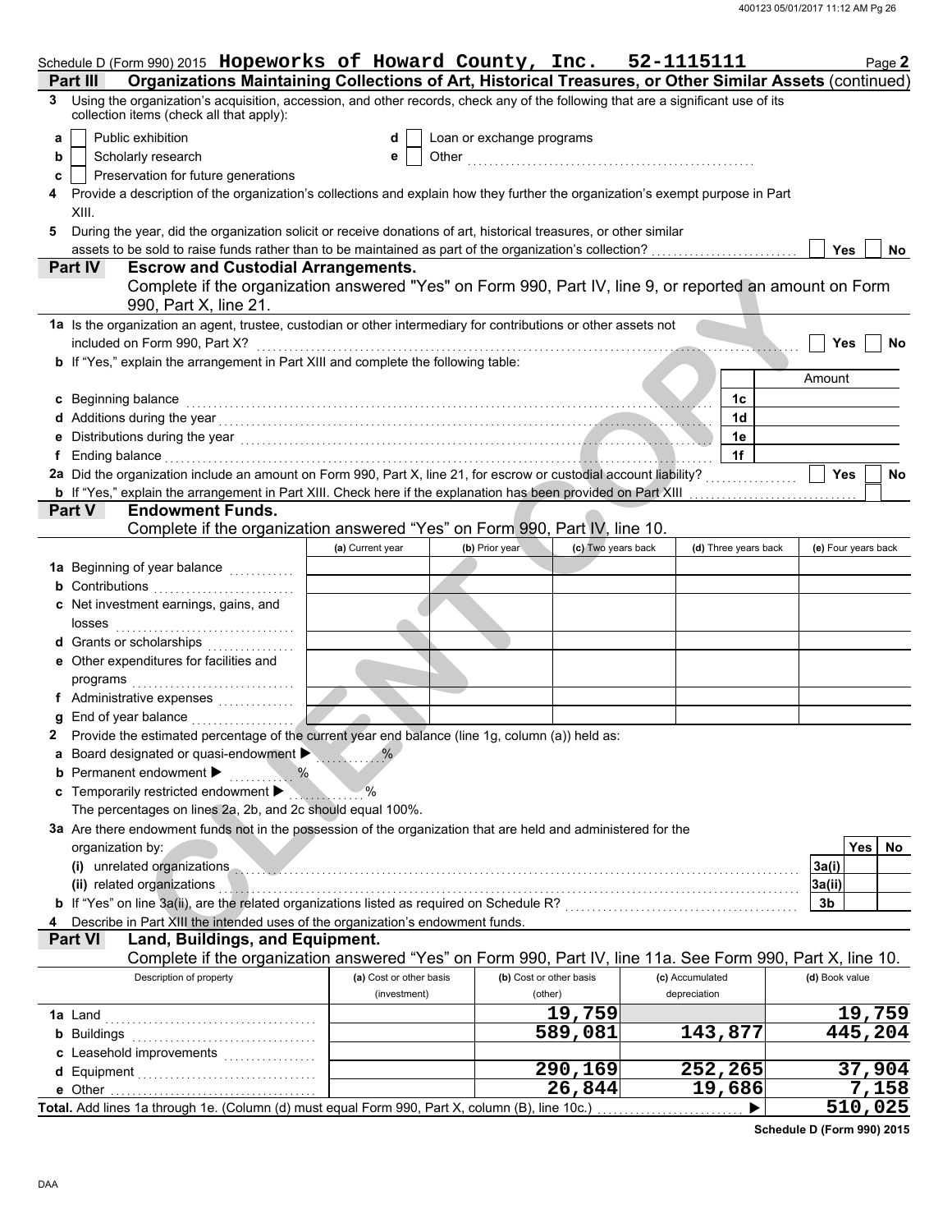Schedule D (Form 990) 2015 **Hopeworks of Howard County, Inc. 52-1115111** Page **2**

**Part III** **Organizations Maintaining Collections of Art, Historical Treasures, or Other Similar Assets** (continued)

**3** Using the organization's acquisition, accession, and other records, check any of the following that are a significant use of its collection items (check all that apply):

- **a** ☐ Public exhibition
- **b** ☐ Scholarly research
- **c** ☐ Preservation for future generations
- **d** ☐ Loan or exchange programs
- **e** ☐ Other

**4** Provide a description of the organization's collections and explain how they further the organization's exempt purpose in Part XIII.

**5** During the year, did the organization solicit or receive donations of art, historical treasures, or other similar assets to be sold to raise funds rather than to be maintained as part of the organization's collection? ☐ Yes ☐ No

**Part IV** **Escrow and Custodial Arrangements.**
Complete if the organization answered "Yes" on Form 990, Part IV, line 9, or reported an amount on Form 990, Part X, line 21.

**1a** Is the organization an agent, trustee, custodian or other intermediary for contributions or other assets not included on Form 990, Part X? ☐ Yes ☐ No

**b** If "Yes," explain the arrangement in Part XIII and complete the following table:

| | | Amount |
|---|---|---|
| **c** Beginning balance | 1c | |
| **d** Additions during the year | 1d | |
| **e** Distributions during the year | 1e | |
| **f** Ending balance | 1f | |

**2a** Did the organization include an amount on Form 990, Part X, line 21, for escrow or custodial account liability? ☐ Yes ☐ No

**b** If "Yes," explain the arrangement in Part XIII. Check here if the explanation has been provided on Part XIII ☐

**Part V** **Endowment Funds.**
Complete if the organization answered "Yes" on Form 990, Part IV, line 10.

| | (a) Current year | (b) Prior year | (c) Two years back | (d) Three years back | (e) Four years back |
|---|---|---|---|---|---|
| **1a** Beginning of year balance | | | | | |
| **b** Contributions | | | | | |
| **c** Net investment earnings, gains, and losses | | | | | |
| **d** Grants or scholarships | | | | | |
| **e** Other expenditures for facilities and programs | | | | | |
| **f** Administrative expenses | | | | | |
| **g** End of year balance | | | | | |

**2** Provide the estimated percentage of the current year end balance (line 1g, column (a)) held as:

- **a** Board designated or quasi-endowment ▶ %
- **b** Permanent endowment ▶ %
- **c** Temporarily restricted endowment ▶ %

The percentages on lines 2a, 2b, and 2c should equal 100%.

**3a** Are there endowment funds not in the possession of the organization that are held and administered for the organization by:

| | | Yes | No |
|---|---|---|---|
| **(i)** unrelated organizations | 3a(i) | | |
| **(ii)** related organizations | 3a(ii) | | |
| **b** If "Yes" on line 3a(ii), are the related organizations listed as required on Schedule R? | 3b | | |

**4** Describe in Part XIII the intended uses of the organization's endowment funds.

**Part VI** **Land, Buildings, and Equipment.**
Complete if the organization answered "Yes" on Form 990, Part IV, line 11a. See Form 990, Part X, line 10.

| Description of property | (a) Cost or other basis (investment) | (b) Cost or other basis (other) | (c) Accumulated depreciation | (d) Book value |
|---|---|---|---|---|
| **1a** Land | | 19,759 | | 19,759 |
| **b** Buildings | | 589,081 | 143,877 | 445,204 |
| **c** Leasehold improvements | | | | |
| **d** Equipment | | 290,169 | 252,265 | 37,904 |
| **e** Other | | 26,844 | 19,686 | 7,158 |
| **Total.** Add lines 1a through 1e. (Column (d) must equal Form 990, Part X, column (B), line 10c.) ▶ | | | | 510,025 |

**Schedule D (Form 990) 2015**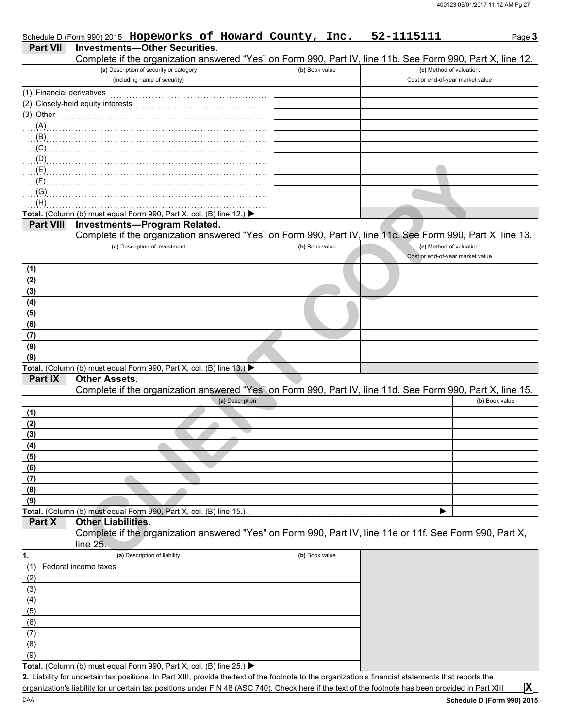Schedule D (Form 990) 2015 **Hopeworks of Howard County, Inc.** **52-1115111** Page **3**

## Part VII Investments—Other Securities.

Complete if the organization answered "Yes" on Form 990, Part IV, line 11b. See Form 990, Part X, line 12.

| (a) Description of security or category (including name of security) | (b) Book value | (c) Method of valuation: Cost or end-of-year market value |
|---|---|---|
| (1) Financial derivatives | | |
| (2) Closely-held equity interests | | |
| (3) Other | | |
| (A) | | |
| (B) | | |
| (C) | | |
| (D) | | |
| (E) | | |
| (F) | | |
| (G) | | |
| (H) | | |
| **Total.** (Column (b) must equal Form 990, Part X, col. (B) line 12.) ▶ | | |

## Part VIII Investments—Program Related.

Complete if the organization answered "Yes" on Form 990, Part IV, line 11c. See Form 990, Part X, line 13.

| (a) Description of investment | (b) Book value | (c) Method of valuation: Cost or end-of-year market value |
|---|---|---|
| (1) | | |
| (2) | | |
| (3) | | |
| (4) | | |
| (5) | | |
| (6) | | |
| (7) | | |
| (8) | | |
| (9) | | |
| **Total.** (Column (b) must equal Form 990, Part X, col. (B) line 13.) ▶ | | |

## Part IX Other Assets.

Complete if the organization answered "Yes" on Form 990, Part IV, line 11d. See Form 990, Part X, line 15.

| (a) Description | (b) Book value |
|---|---|
| (1) | |
| (2) | |
| (3) | |
| (4) | |
| (5) | |
| (6) | |
| (7) | |
| (8) | |
| (9) | |
| **Total.** (Column (b) must equal Form 990, Part X, col. (B) line 15.) ▶ | |

## Part X Other Liabilities.

Complete if the organization answered "Yes" on Form 990, Part IV, line 11e or 11f. See Form 990, Part X, line 25.

| 1. (a) Description of liability | (b) Book value |
|---|---|
| (1) Federal income taxes | |
| (2) | |
| (3) | |
| (4) | |
| (5) | |
| (6) | |
| (7) | |
| (8) | |
| (9) | |
| **Total.** (Column (b) must equal Form 990, Part X, col. (B) line 25.) ▶ | |

**2.** Liability for uncertain tax positions. In Part XIII, provide the text of the footnote to the organization's financial statements that reports the organization's liability for uncertain tax positions under FIN 48 (ASC 740). Check here if the text of the footnote has been provided in Part XIII .... **X**

DAA **Schedule D (Form 990) 2015**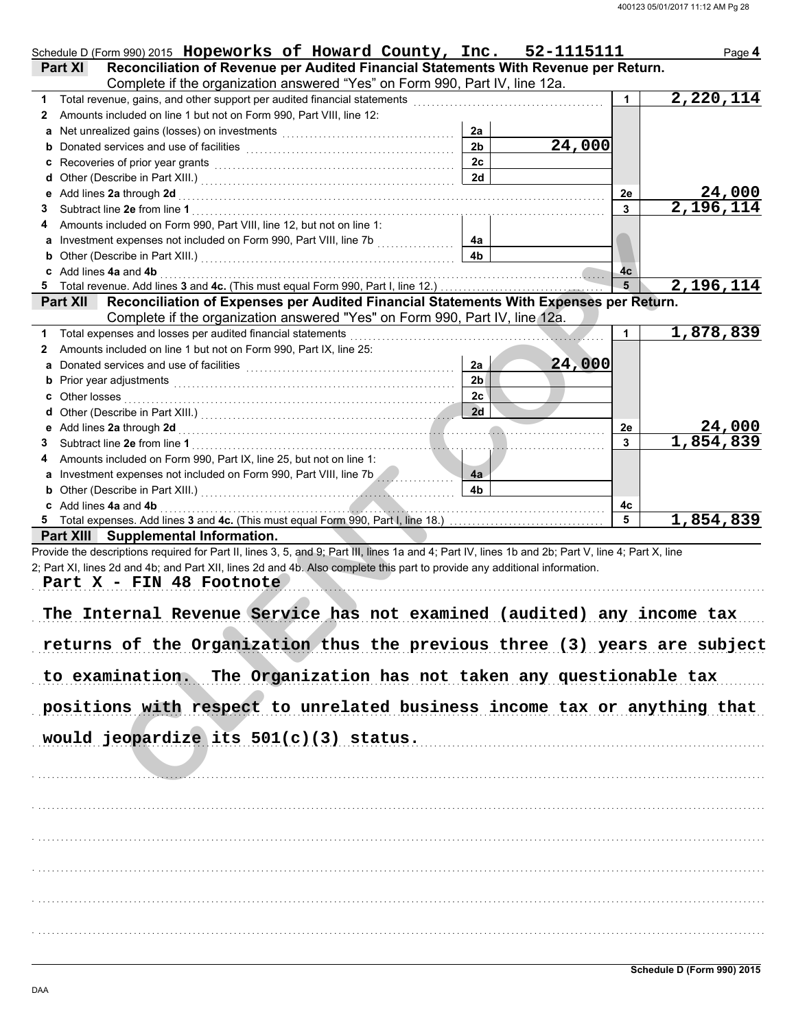Schedule D (Form 990) 2015 **Hopeworks of Howard County, Inc. 52-1115111** Page **4**

**Part XI Reconciliation of Revenue per Audited Financial Statements With Revenue per Return.** Complete if the organization answered "Yes" on Form 990, Part IV, line 12a.

| | | | | | |
|---|---|---|---|---|---|
| **1** | Total revenue, gains, and other support per audited financial statements | | | 1 | 2,220,114 |
| **2** | Amounts included on line 1 but not on Form 990, Part VIII, line 12: | | | | |
| **a** | Net unrealized gains (losses) on investments | 2a | | | |
| **b** | Donated services and use of facilities | 2b | 24,000 | | |
| **c** | Recoveries of prior year grants | 2c | | | |
| **d** | Other (Describe in Part XIII.) | 2d | | | |
| **e** | Add lines **2a** through **2d** | | | 2e | 24,000 |
| **3** | Subtract line **2e** from line **1** | | | 3 | 2,196,114 |
| **4** | Amounts included on Form 990, Part VIII, line 12, but not on line 1: | | | | |
| **a** | Investment expenses not included on Form 990, Part VIII, line 7b | 4a | | | |
| **b** | Other (Describe in Part XIII.) | 4b | | | |
| **c** | Add lines **4a** and **4b** | | | 4c | |
| **5** | Total revenue. Add lines **3** and **4c.** (This must equal Form 990, Part I, line 12.) | | | 5 | 2,196,114 |

**Part XII Reconciliation of Expenses per Audited Financial Statements With Expenses per Return.** Complete if the organization answered "Yes" on Form 990, Part IV, line 12a.

| | | | | | |
|---|---|---|---|---|---|
| **1** | Total expenses and losses per audited financial statements | | | 1 | 1,878,839 |
| **2** | Amounts included on line 1 but not on Form 990, Part IX, line 25: | | | | |
| **a** | Donated services and use of facilities | 2a | 24,000 | | |
| **b** | Prior year adjustments | 2b | | | |
| **c** | Other losses | 2c | | | |
| **d** | Other (Describe in Part XIII.) | 2d | | | |
| **e** | Add lines **2a** through **2d** | | | 2e | 24,000 |
| **3** | Subtract line **2e** from line **1** | | | 3 | 1,854,839 |
| **4** | Amounts included on Form 990, Part IX, line 25, but not on line 1: | | | | |
| **a** | Investment expenses not included on Form 990, Part VIII, line 7b | 4a | | | |
| **b** | Other (Describe in Part XIII.) | 4b | | | |
| **c** | Add lines **4a** and **4b** | | | 4c | |
| **5** | Total expenses. Add lines **3** and **4c.** (This must equal Form 990, Part I, line 18.) | | | 5 | 1,854,839 |

**Part XIII Supplemental Information.**

Provide the descriptions required for Part II, lines 3, 5, and 9; Part III, lines 1a and 4; Part IV, lines 1b and 2b; Part V, line 4; Part X, line 2; Part XI, lines 2d and 4b; and Part XII, lines 2d and 4b. Also complete this part to provide any additional information.

Part X - FIN 48 Footnote

The Internal Revenue Service has not examined (audited) any income tax returns of the Organization thus the previous three (3) years are subject to examination. The Organization has not taken any questionable tax positions with respect to unrelated business income tax or anything that would jeopardize its 501(c)(3) status.

Schedule D (Form 990) 2015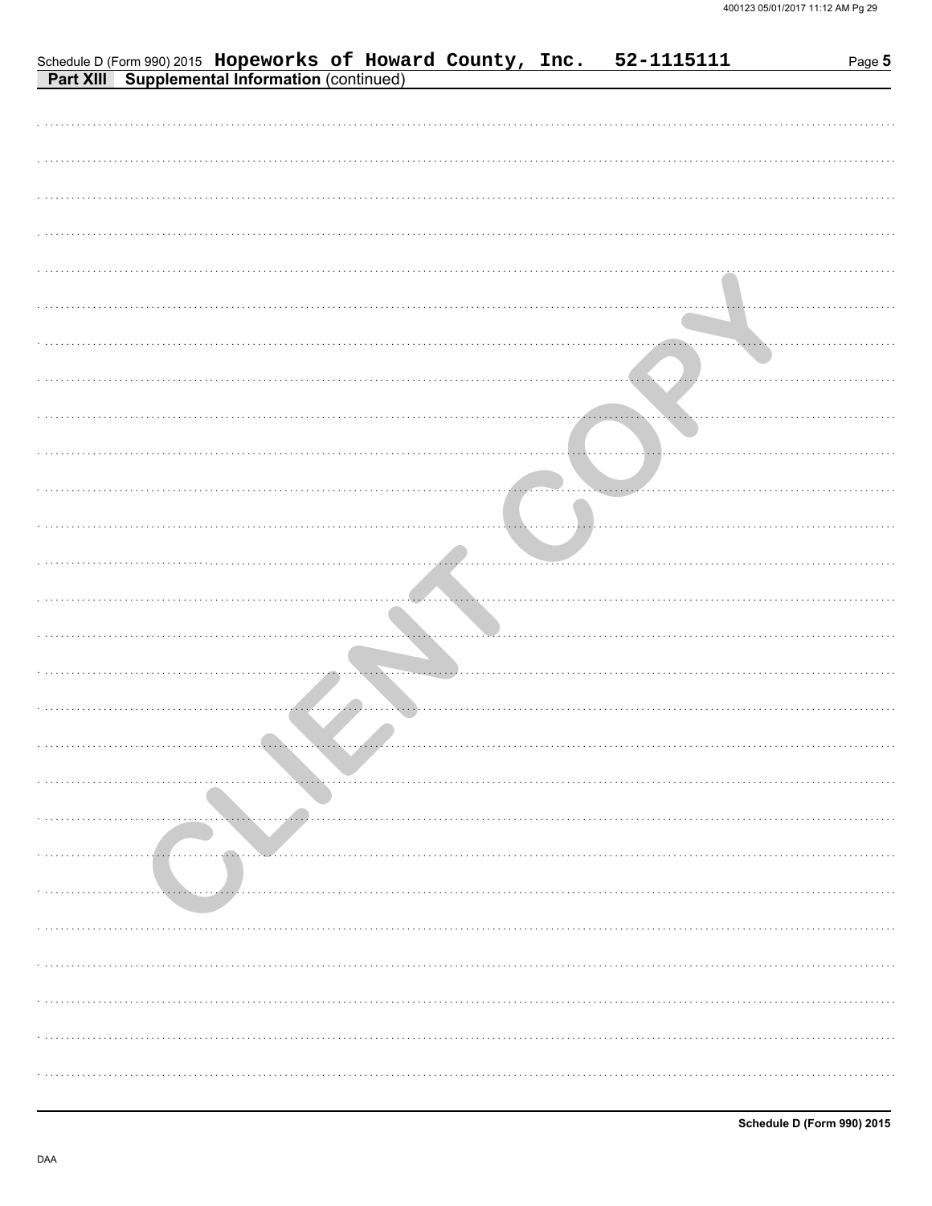Schedule D (Form 990) 2015 **Hopeworks of Howard County, Inc.** **52-1115111**

**Part XIII Supplemental Information** (continued)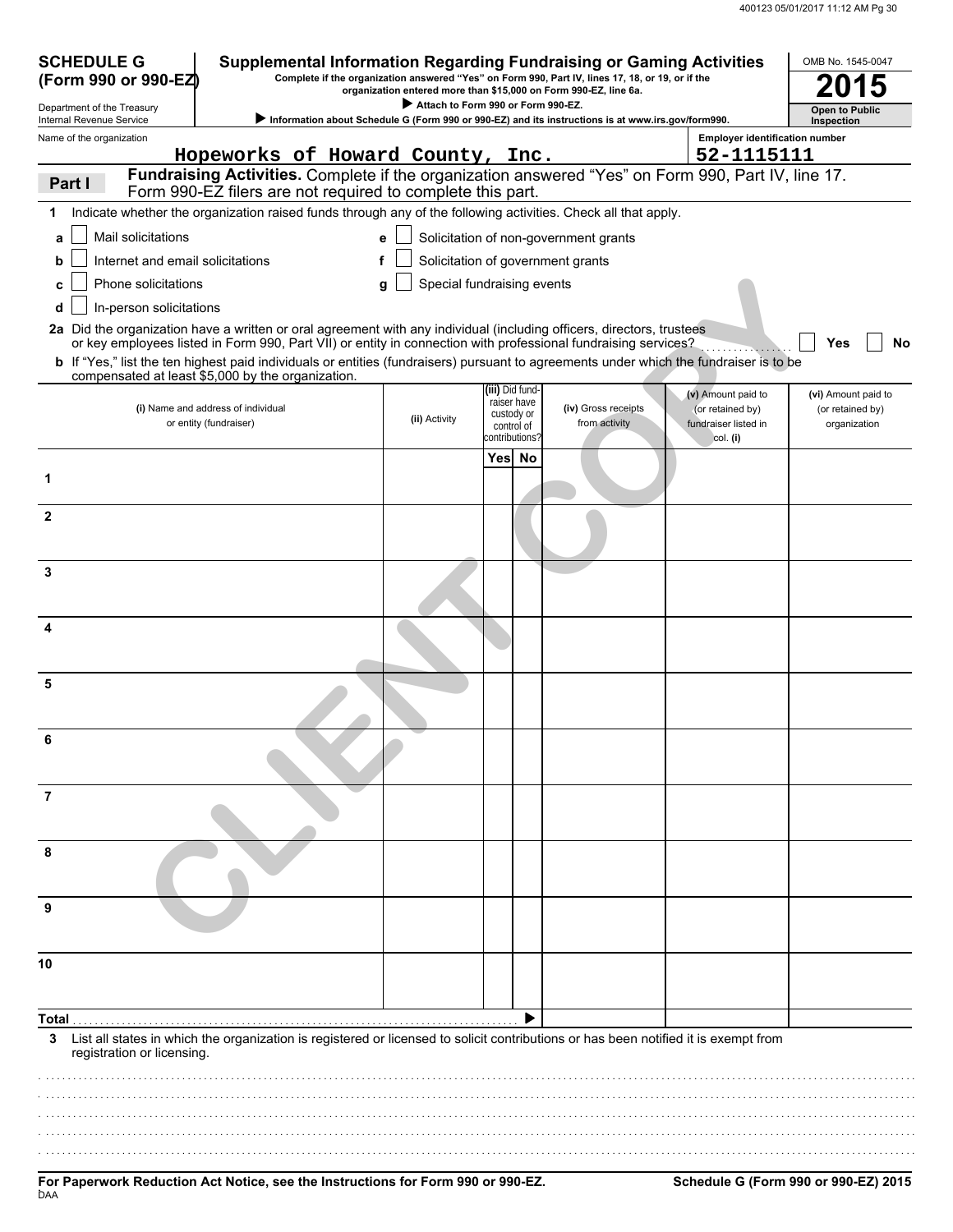# SCHEDULE G (Form 990 or 990-EZ)

Department of the Treasury
Internal Revenue Service

## Supplemental Information Regarding Fundraising or Gaming Activities

**Complete if the organization answered "Yes" on Form 990, Part IV, lines 17, 18, or 19, or if the organization entered more than $15,000 on Form 990-EZ, line 6a.**

▶ Attach to Form 990 or Form 990-EZ.

▶ Information about Schedule G (Form 990 or 990-EZ) and its instructions is at www.irs.gov/form990.

OMB No. 1545-0047

**2015**

**Open to Public Inspection**

Name of the organization: **Hopeworks of Howard County, Inc.**

Employer identification number: **52-1115111**

## Part I — Fundraising Activities.

Complete if the organization answered "Yes" on Form 990, Part IV, line 17. Form 990-EZ filers are not required to complete this part.

**1** Indicate whether the organization raised funds through any of the following activities. Check all that apply.

- **a** ☐ Mail solicitations
- **b** ☐ Internet and email solicitations
- **c** ☐ Phone solicitations
- **d** ☐ In-person solicitations
- **e** ☐ Solicitation of non-government grants
- **f** ☐ Solicitation of government grants
- **g** ☐ Special fundraising events

**2a** Did the organization have a written or oral agreement with any individual (including officers, directors, trustees or key employees listed in Form 990, Part VII) or entity in connection with professional fundraising services? ☐ Yes ☐ No

**b** If "Yes," list the ten highest paid individuals or entities (fundraisers) pursuant to agreements under which the fundraiser is to be compensated at least $5,000 by the organization.

| | (i) Name and address of individual or entity (fundraiser) | (ii) Activity | (iii) Did fundraiser have custody or control of contributions? Yes | No | (iv) Gross receipts from activity | (v) Amount paid to (or retained by) fundraiser listed in col. (i) | (vi) Amount paid to (or retained by) organization |
|---|---|---|---|---|---|---|---|
| 1 | | | | | | | |
| 2 | | | | | | | |
| 3 | | | | | | | |
| 4 | | | | | | | |
| 5 | | | | | | | |
| 6 | | | | | | | |
| 7 | | | | | | | |
| 8 | | | | | | | |
| 9 | | | | | | | |
| 10 | | | | | | | |
| **Total** ▶ | | | | | | | |

**3** List all states in which the organization is registered or licensed to solicit contributions or has been notified it is exempt from registration or licensing.

**For Paperwork Reduction Act Notice, see the Instructions for Form 990 or 990-EZ.**

DAA

**Schedule G (Form 990 or 990-EZ) 2015**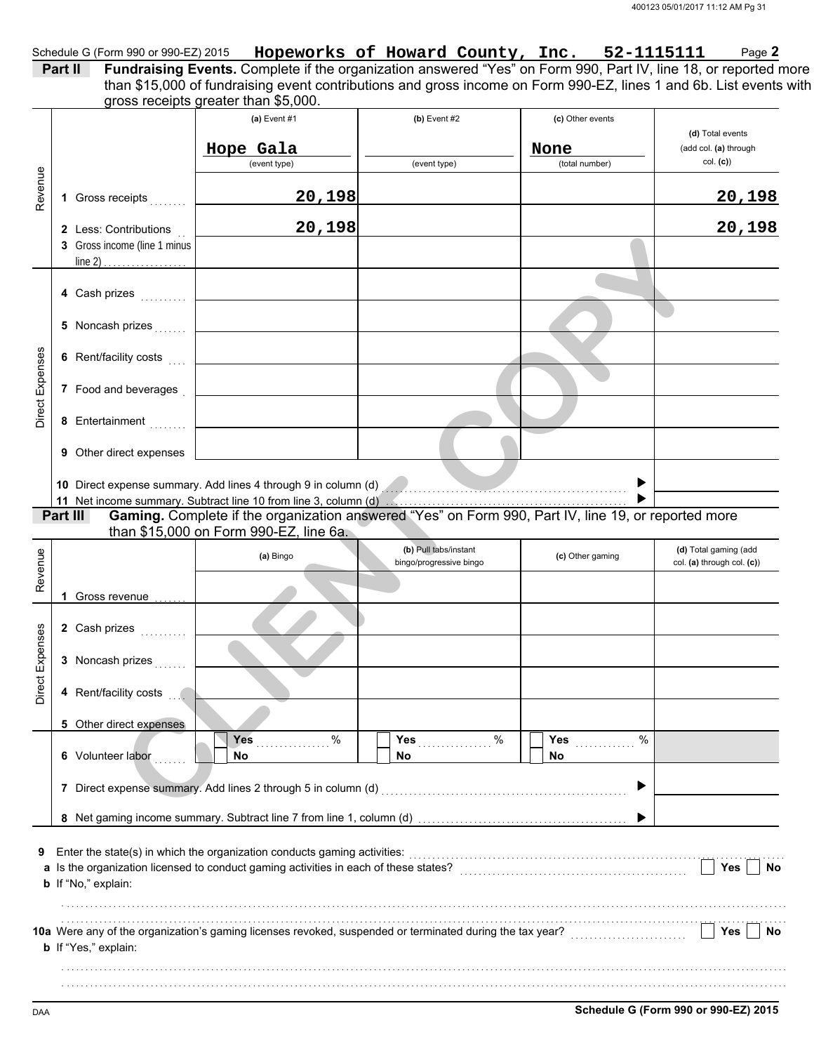Schedule G (Form 990 or 990-EZ) 2015 **Hopeworks of Howard County, Inc. 52-1115111** Page **2**

## Part II Fundraising Events.

Complete if the organization answered "Yes" on Form 990, Part IV, line 18, or reported more than $15,000 of fundraising event contributions and gross income on Form 990-EZ, lines 1 and 6b. List events with gross receipts greater than $5,000.

| | | (a) Event #1 | (b) Event #2 | (c) Other events | (d) Total events (add col. (a) through col. (c)) |
|---|---|---|---|---|---|
| | | Hope Gala (event type) | (event type) | None (total number) | |
| Revenue | 1 Gross receipts | 20,198 | | | 20,198 |
| | 2 Less: Contributions | 20,198 | | | 20,198 |
| | 3 Gross income (line 1 minus line 2) | | | | |
| Direct Expenses | 4 Cash prizes | | | | |
| | 5 Noncash prizes | | | | |
| | 6 Rent/facility costs | | | | |
| | 7 Food and beverages | | | | |
| | 8 Entertainment | | | | |
| | 9 Other direct expenses | | | | |
| | 10 Direct expense summary. Add lines 4 through 9 in column (d) | | | ▶ | |
| | 11 Net income summary. Subtract line 10 from line 3, column (d) | | | ▶ | |

## Part III Gaming.

Complete if the organization answered "Yes" on Form 990, Part IV, line 19, or reported more than $15,000 on Form 990-EZ, line 6a.

| | | (a) Bingo | (b) Pull tabs/instant bingo/progressive bingo | (c) Other gaming | (d) Total gaming (add col. (a) through col. (c)) |
|---|---|---|---|---|---|
| Revenue | 1 Gross revenue | | | | |
| Direct Expenses | 2 Cash prizes | | | | |
| | 3 Noncash prizes | | | | |
| | 4 Rent/facility costs | | | | |
| | 5 Other direct expenses | | | | |
| | 6 Volunteer labor | ☐ Yes ___ % ☐ No | ☐ Yes ___ % ☐ No | ☐ Yes ___ % ☐ No | |
| | 7 Direct expense summary. Add lines 2 through 5 in column (d) | | | ▶ | |
| | 8 Net gaming income summary. Subtract line 7 from line 1, column (d) | | | ▶ | |

**9** Enter the state(s) in which the organization conducts gaming activities: ...........................................

**a** Is the organization licensed to conduct gaming activities in each of these states? ☐ Yes ☐ No

**b** If "No," explain:

...........................................

**10a** Were any of the organization's gaming licenses revoked, suspended or terminated during the tax year? ☐ Yes ☐ No

**b** If "Yes," explain:

...........................................

DAA **Schedule G (Form 990 or 990-EZ) 2015**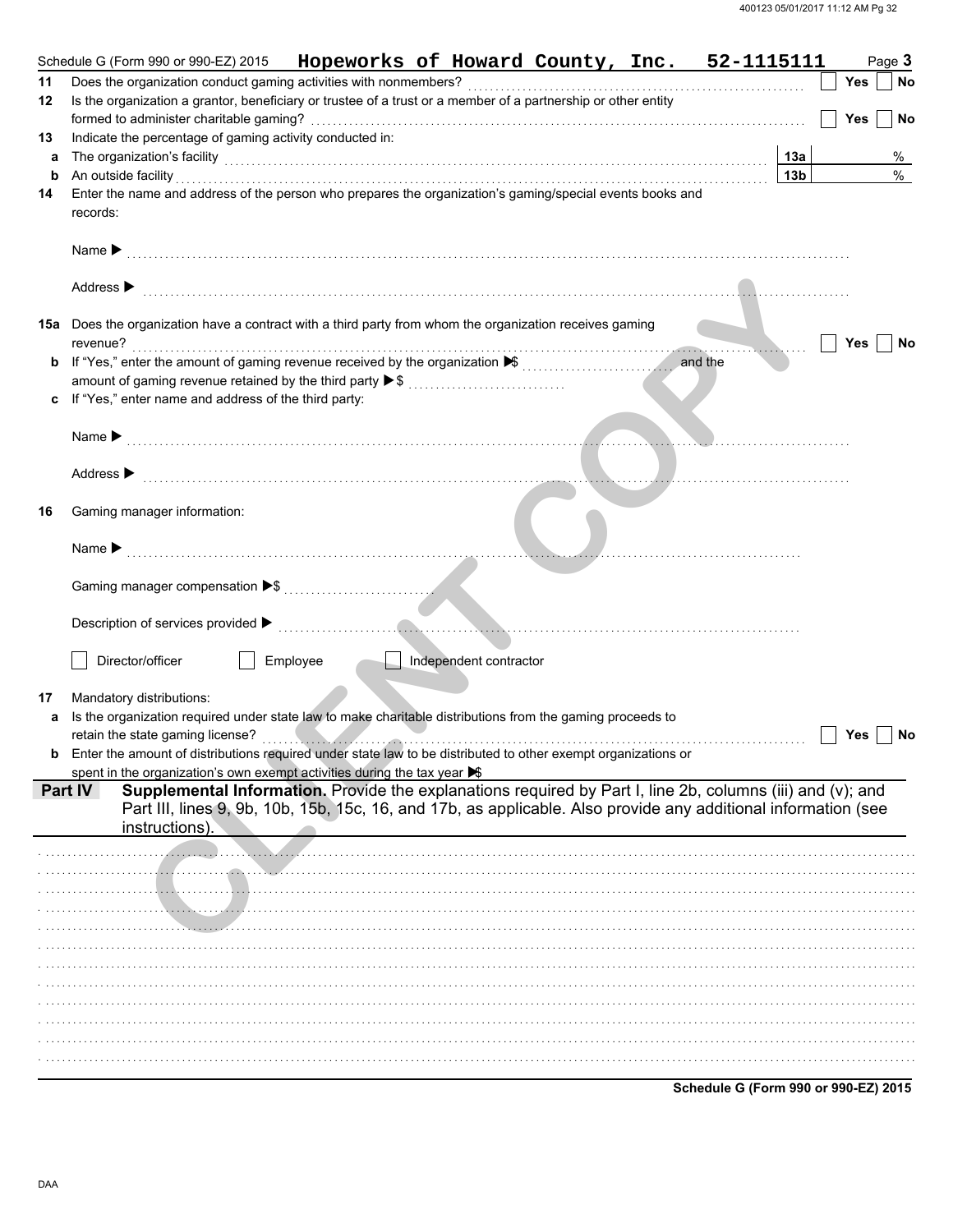Schedule G (Form 990 or 990-EZ) 2015 **Hopeworks of Howard County, Inc. 52-1115111** Page **3**

**11** Does the organization conduct gaming activities with nonmembers? ☐ Yes ☐ No

**12** Is the organization a grantor, beneficiary or trustee of a trust or a member of a partnership or other entity formed to administer charitable gaming? ☐ Yes ☐ No

**13** Indicate the percentage of gaming activity conducted in:

**a** The organization's facility **13a** %

**b** An outside facility **13b** %

**14** Enter the name and address of the person who prepares the organization's gaming/special events books and records:

Name ▶

Address ▶

**15a** Does the organization have a contract with a third party from whom the organization receives gaming revenue? ☐ Yes ☐ No

**b** If "Yes," enter the amount of gaming revenue received by the organization ▶$ and the amount of gaming revenue retained by the third party ▶$

**c** If "Yes," enter name and address of the third party:

Name ▶

Address ▶

**16** Gaming manager information:

Name ▶

Gaming manager compensation ▶$

Description of services provided ▶

☐ Director/officer ☐ Employee ☐ Independent contractor

**17** Mandatory distributions:

**a** Is the organization required under state law to make charitable distributions from the gaming proceeds to retain the state gaming license? ☐ Yes ☐ No

**b** Enter the amount of distributions required under state law to be distributed to other exempt organizations or spent in the organization's own exempt activities during the tax year ▶$

**Part IV** **Supplemental Information.** Provide the explanations required by Part I, line 2b, columns (iii) and (v); and Part III, lines 9, 9b, 10b, 15b, 15c, 16, and 17b, as applicable. Also provide any additional information (see instructions).

Schedule G (Form 990 or 990-EZ) 2015

DAA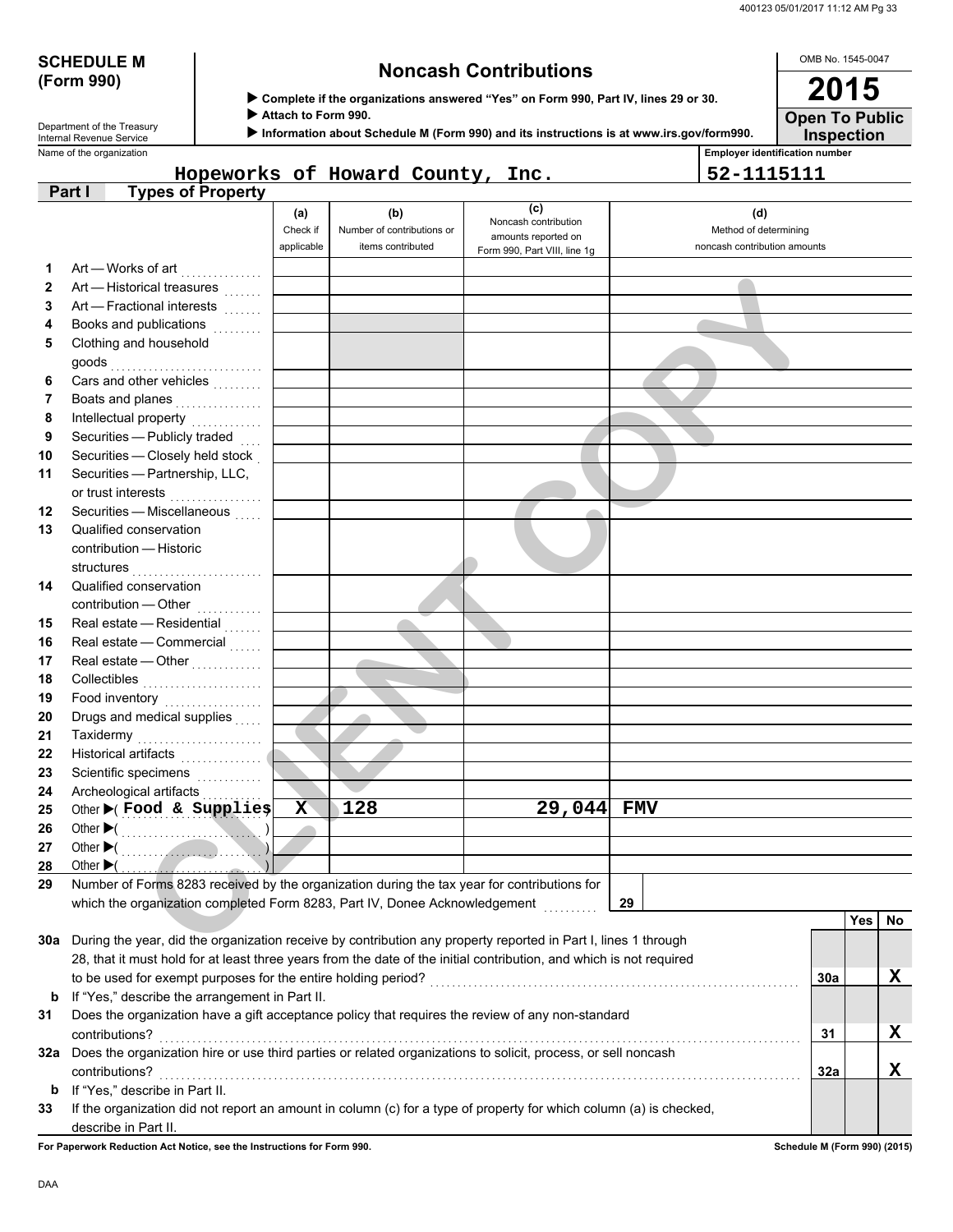**SCHEDULE M (Form 990)**

Department of the Treasury
Internal Revenue Service

# Noncash Contributions

▶ Complete if the organizations answered "Yes" on Form 990, Part IV, lines 29 or 30.
▶ Attach to Form 990.
▶ Information about Schedule M (Form 990) and its instructions is at www.irs.gov/form990.

OMB No. 1545-0047

**2015**

**Open To Public Inspection**

Name of the organization: Hopeworks of Howard County, Inc.

Employer identification number: 52-1115111

## Part I Types of Property

| | | (a) Check if applicable | (b) Number of contributions or items contributed | (c) Noncash contribution amounts reported on Form 990, Part VIII, line 1g | (d) Method of determining noncash contribution amounts |
|---|---|---|---|---|---|
| 1 | Art — Works of art | | | | |
| 2 | Art — Historical treasures | | | | |
| 3 | Art — Fractional interests | | | | |
| 4 | Books and publications | | | | |
| 5 | Clothing and household goods | | | | |
| 6 | Cars and other vehicles | | | | |
| 7 | Boats and planes | | | | |
| 8 | Intellectual property | | | | |
| 9 | Securities — Publicly traded | | | | |
| 10 | Securities — Closely held stock | | | | |
| 11 | Securities — Partnership, LLC, or trust interests | | | | |
| 12 | Securities — Miscellaneous | | | | |
| 13 | Qualified conservation contribution — Historic structures | | | | |
| 14 | Qualified conservation contribution — Other | | | | |
| 15 | Real estate — Residential | | | | |
| 16 | Real estate — Commercial | | | | |
| 17 | Real estate — Other | | | | |
| 18 | Collectibles | | | | |
| 19 | Food inventory | | | | |
| 20 | Drugs and medical supplies | | | | |
| 21 | Taxidermy | | | | |
| 22 | Historical artifacts | | | | |
| 23 | Scientific specimens | | | | |
| 24 | Archeological artifacts | | | | |
| 25 | Other ▶ ( Food & Supplies ) | X | 128 | 29,044 | FMV |
| 26 | Other ▶ ( ) | | | | |
| 27 | Other ▶ ( ) | | | | |
| 28 | Other ▶ ( ) | | | | |

29 Number of Forms 8283 received by the organization during the tax year for contributions for which the organization completed Form 8283, Part IV, Donee Acknowledgement — **29**

| | | | Yes | No |
|---|---|---|---|---|
| 30a | During the year, did the organization receive by contribution any property reported in Part I, lines 1 through 28, that it must hold for at least three years from the date of the initial contribution, and which is not required to be used for exempt purposes for the entire holding period? | 30a | | X |
| b | If "Yes," describe the arrangement in Part II. | | | |
| 31 | Does the organization have a gift acceptance policy that requires the review of any non-standard contributions? | 31 | | X |
| 32a | Does the organization hire or use third parties or related organizations to solicit, process, or sell noncash contributions? | 32a | | X |
| b | If "Yes," describe in Part II. | | | |
| 33 | If the organization did not report an amount in column (c) for a type of property for which column (a) is checked, describe in Part II. | | | |

**For Paperwork Reduction Act Notice, see the Instructions for Form 990.**

**Schedule M (Form 990) (2015)**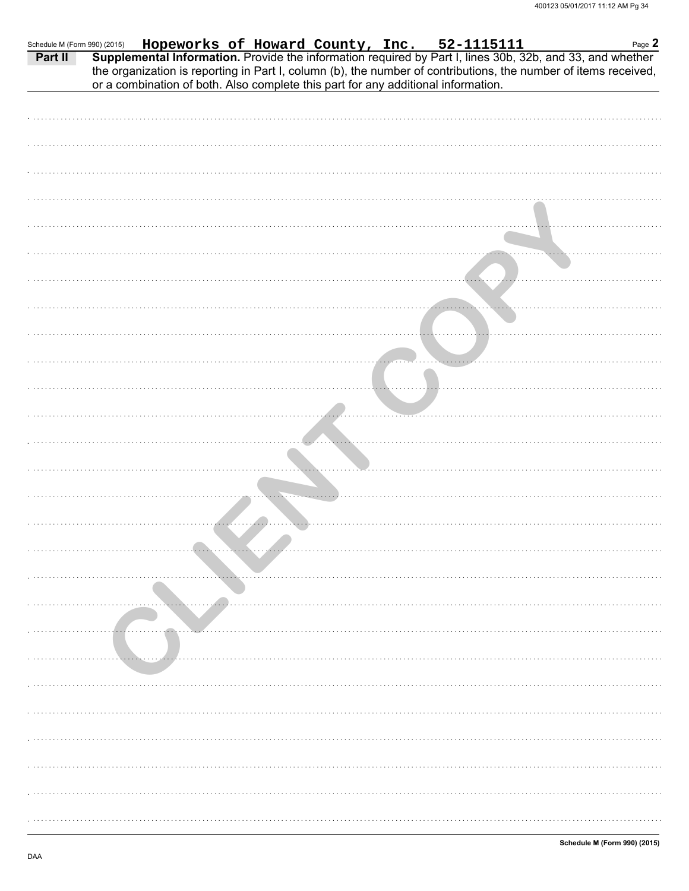Schedule M (Form 990) (2015) **Hopeworks of Howard County, Inc. 52-1115111** Page **2**

**Part II** **Supplemental Information.** Provide the information required by Part I, lines 30b, 32b, and 33, and whether the organization is reporting in Part I, column (b), the number of contributions, the number of items received, or a combination of both. Also complete this part for any additional information.

CLIENT COPY

**Schedule M (Form 990) (2015)**

DAA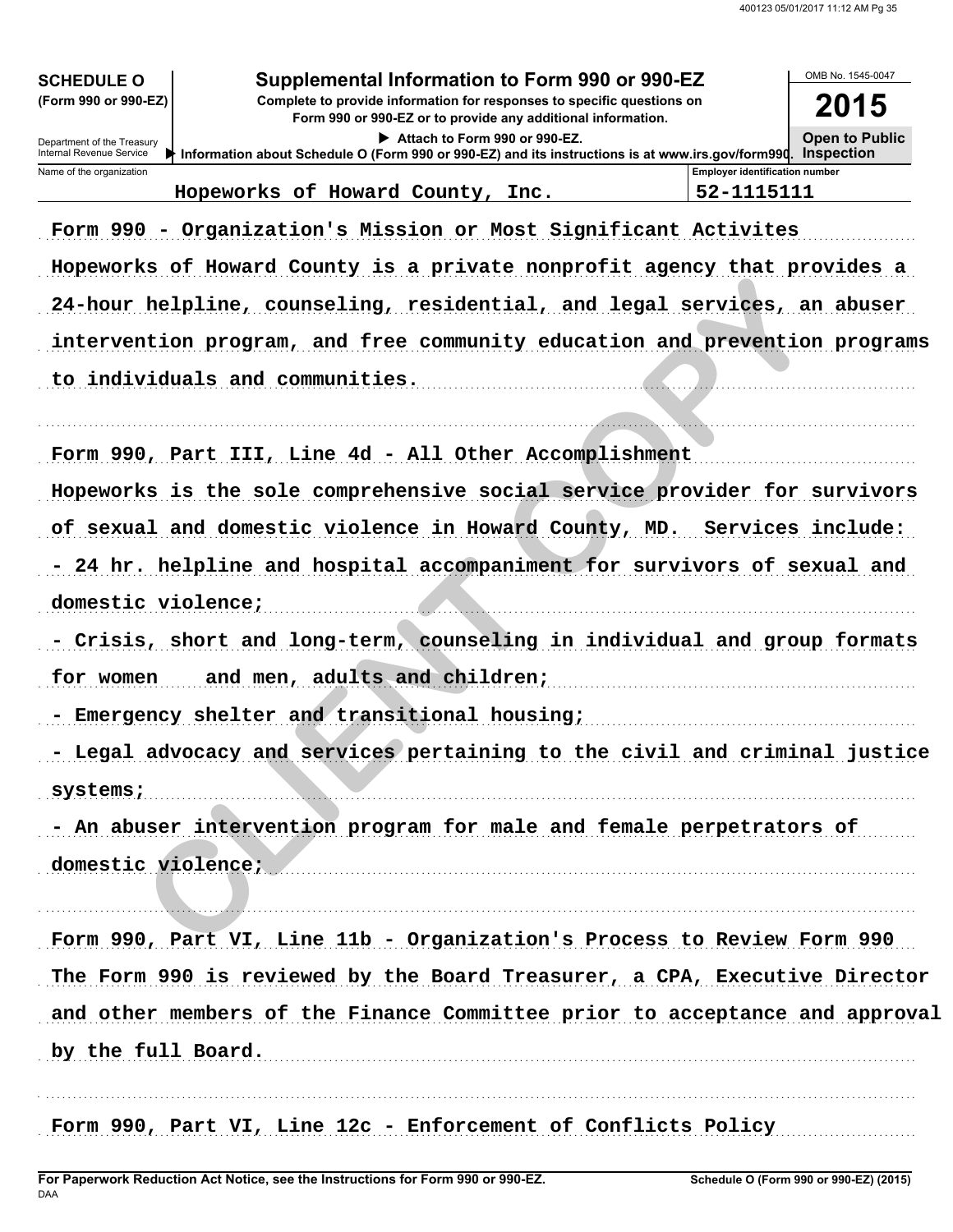**SCHEDULE O**
**(Form 990 or 990-EZ)**

Department of the Treasury
Internal Revenue Service

# Supplemental Information to Form 990 or 990-EZ

**Complete to provide information for responses to specific questions on Form 990 or 990-EZ or to provide any additional information.**

**▶ Attach to Form 990 or 990-EZ.**

**▶ Information about Schedule O (Form 990 or 990-EZ) and its instructions is at www.irs.gov/form990.**

OMB No. 1545-0047

**2015**

**Open to Public Inspection**

| Name of the organization | Employer identification number |
|---|---|
| Hopeworks of Howard County, Inc. | 52-1115111 |

Form 990 - Organization's Mission or Most Significant Activites

Hopeworks of Howard County is a private nonprofit agency that provides a 24-hour helpline, counseling, residential, and legal services, an abuser intervention program, and free community education and prevention programs to individuals and communities.

Form 990, Part III, Line 4d - All Other Accomplishment

Hopeworks is the sole comprehensive social service provider for survivors of sexual and domestic violence in Howard County, MD. Services include:

- 24 hr. helpline and hospital accompaniment for survivors of sexual and domestic violence;
- Crisis, short and long-term, counseling in individual and group formats for women and men, adults and children;
- Emergency shelter and transitional housing;
- Legal advocacy and services pertaining to the civil and criminal justice systems;
- An abuser intervention program for male and female perpetrators of domestic violence;

Form 990, Part VI, Line 11b - Organization's Process to Review Form 990

The Form 990 is reviewed by the Board Treasurer, a CPA, Executive Director and other members of the Finance Committee prior to acceptance and approval by the full Board.

Form 990, Part VI, Line 12c - Enforcement of Conflicts Policy

**For Paperwork Reduction Act Notice, see the Instructions for Form 990 or 990-EZ.**
DAA

**Schedule O (Form 990 or 990-EZ) (2015)**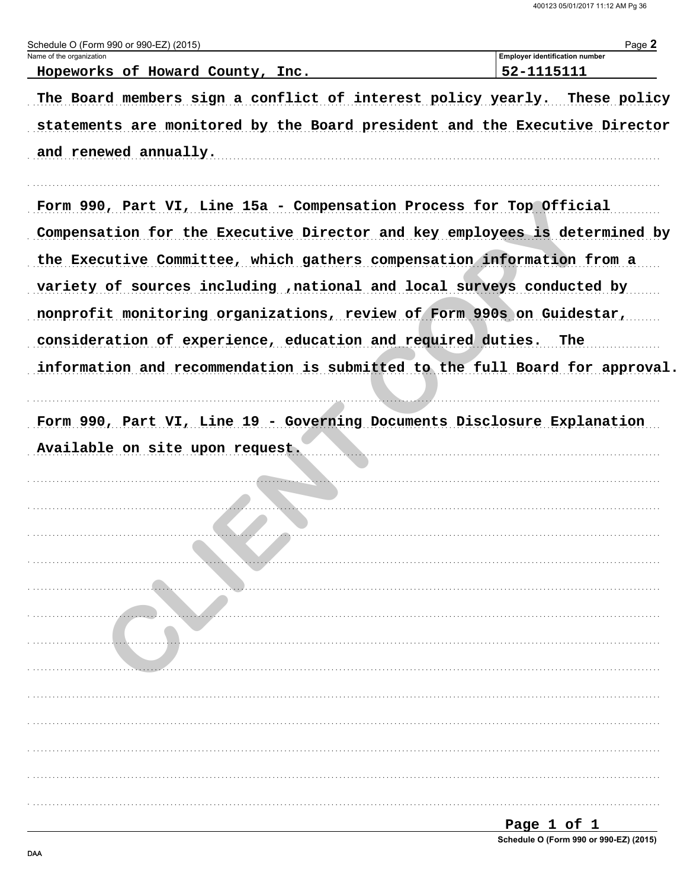Schedule O (Form 990 or 990-EZ) (2015) Page **2**

| Name of the organization | Employer identification number |
|---|---|
| Hopeworks of Howard County, Inc. | 52-1115111 |

The Board members sign a conflict of interest policy yearly.  These policy statements are monitored by the Board president and the Executive Director and renewed annually.

Form 990, Part VI, Line 15a - Compensation Process for Top Official

Compensation for the Executive Director and key employees is determined by the Executive Committee, which gathers compensation information from a variety of sources including ,national and local surveys conducted by nonprofit monitoring organizations, review of Form 990s on Guidestar, consideration of experience, education and required duties.  The information and recommendation is submitted to the full Board for approval.

Form 990, Part VI, Line 19 - Governing Documents Disclosure Explanation

Available on site upon request.

Schedule O (Form 990 or 990-EZ) (2015)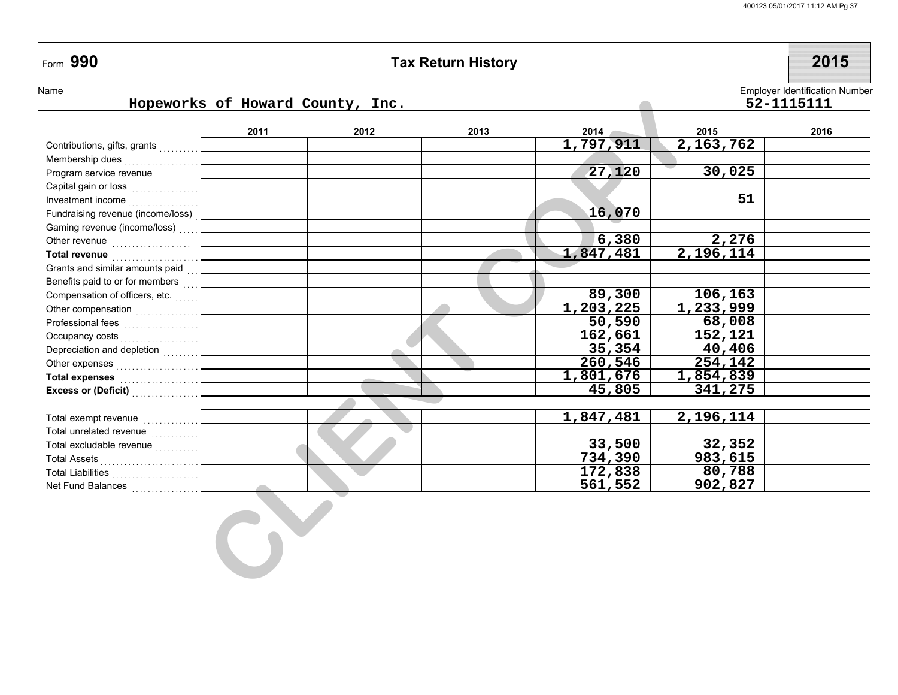# Form 990 — Tax Return History — 2015

Name: Hopeworks of Howard County, Inc.

Employer Identification Number: 52-1115111

| | 2011 | 2012 | 2013 | 2014 | 2015 | 2016 |
|---|---|---|---|---|---|---|
| Contributions, gifts, grants | | | | 1,797,911 | 2,163,762 | |
| Membership dues | | | | | | |
| Program service revenue | | | | 27,120 | 30,025 | |
| Capital gain or loss | | | | | | |
| Investment income | | | | | 51 | |
| Fundraising revenue (income/loss) | | | | 16,070 | | |
| Gaming revenue (income/loss) | | | | | | |
| Other revenue | | | | 6,380 | 2,276 | |
| **Total revenue** | | | | 1,847,481 | 2,196,114 | |
| Grants and similar amounts paid | | | | | | |
| Benefits paid to or for members | | | | | | |
| Compensation of officers, etc. | | | | 89,300 | 106,163 | |
| Other compensation | | | | 1,203,225 | 1,233,999 | |
| Professional fees | | | | 50,590 | 68,008 | |
| Occupancy costs | | | | 162,661 | 152,121 | |
| Depreciation and depletion | | | | 35,354 | 40,406 | |
| Other expenses | | | | 260,546 | 254,142 | |
| **Total expenses** | | | | 1,801,676 | 1,854,839 | |
| **Excess or (Deficit)** | | | | 45,805 | 341,275 | |
| Total exempt revenue | | | | 1,847,481 | 2,196,114 | |
| Total unrelated revenue | | | | | | |
| Total excludable revenue | | | | 33,500 | 32,352 | |
| Total Assets | | | | 734,390 | 983,615 | |
| Total Liabilities | | | | 172,838 | 80,788 | |
| Net Fund Balances | | | | 561,552 | 902,827 | |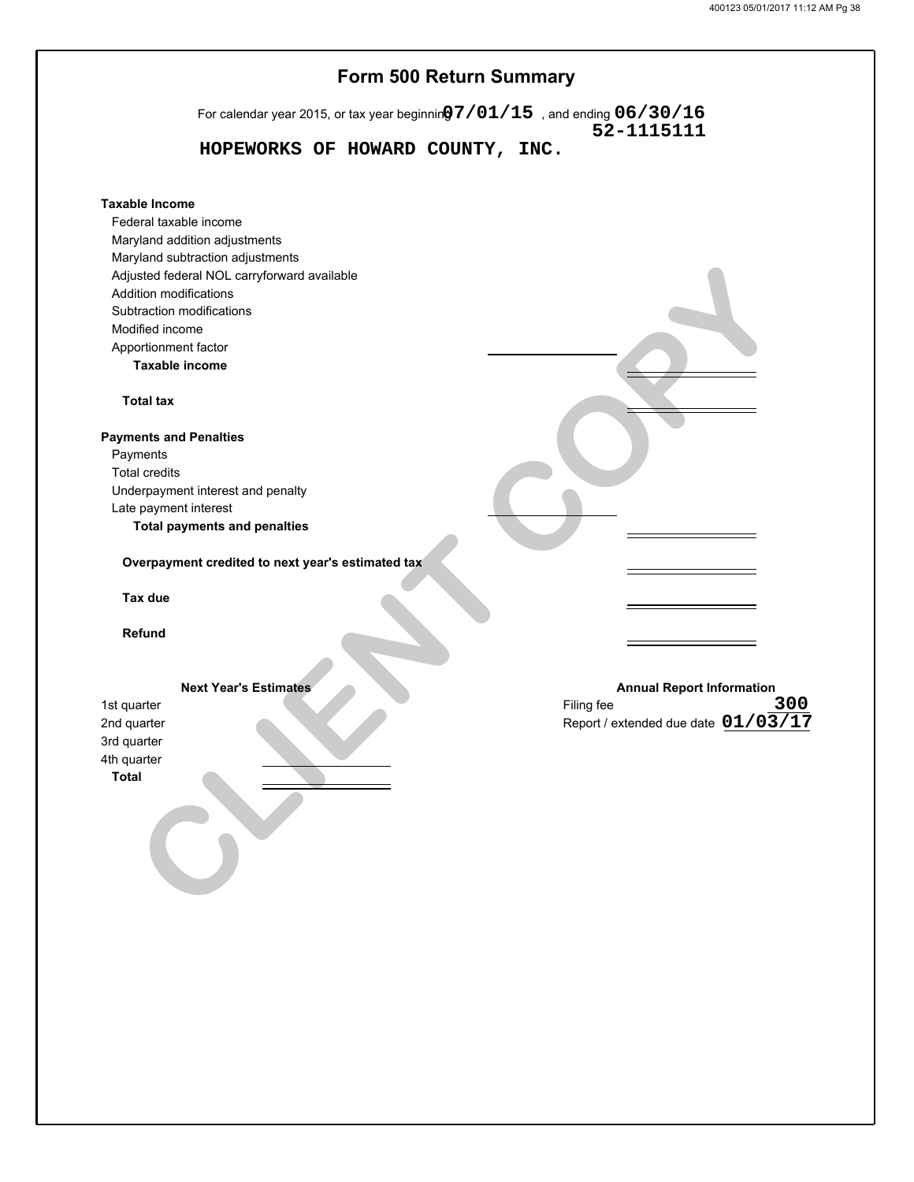# Form 500 Return Summary

For calendar year 2015, or tax year beginning **07/01/15** , and ending **06/30/16**

**HOPEWORKS OF HOWARD COUNTY, INC.** **52-1115111**

**Taxable Income**

- Federal taxable income
- Maryland addition adjustments
- Maryland subtraction adjustments
- Adjusted federal NOL carryforward available
- Addition modifications
- Subtraction modifications
- Modified income
- Apportionment factor
- **Taxable income**

**Total tax**

**Payments and Penalties**

- Payments
- Total credits
- Underpayment interest and penalty
- Late payment interest
- **Total payments and penalties**

**Overpayment credited to next year's estimated tax**

**Tax due**

**Refund**

| Next Year's Estimates | |
|---|---|
| 1st quarter | |
| 2nd quarter | |
| 3rd quarter | |
| 4th quarter | |
| **Total** | |

| Annual Report Information | |
|---|---|
| Filing fee | 300 |
| Report / extended due date | 01/03/17 |

CLIENT COPY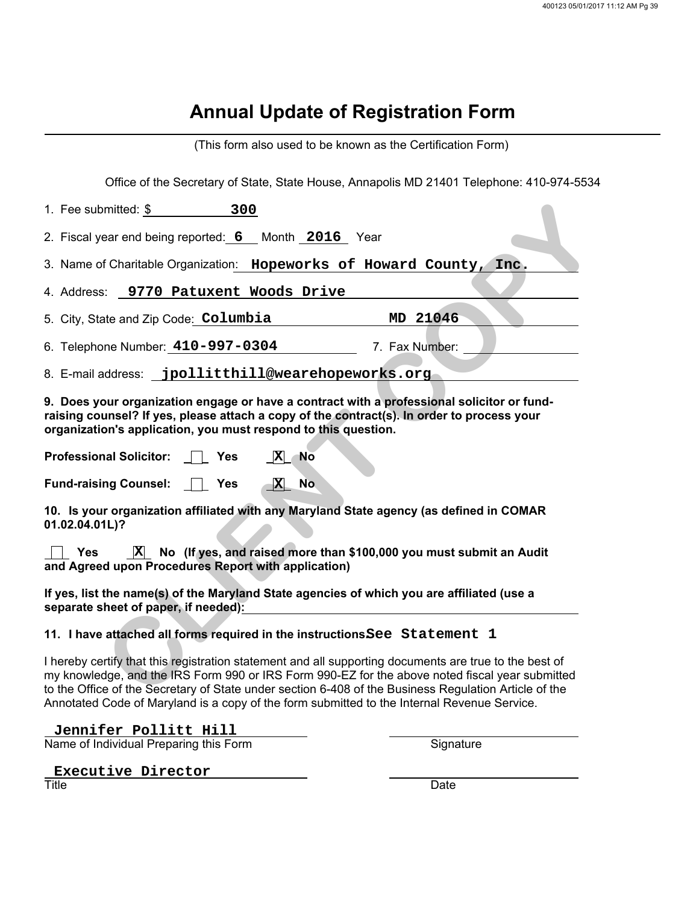# Annual Update of Registration Form

(This form also used to be known as the Certification Form)

Office of the Secretary of State, State House, Annapolis MD 21401 Telephone: 410-974-5534

1. Fee submitted: $ **300**

2. Fiscal year end being reported: **6** Month **2016** Year

3. Name of Charitable Organization: **Hopeworks of Howard County, Inc.**

4. Address: **9770 Patuxent Woods Drive**

5. City, State and Zip Code: **Columbia** **MD 21046**

6. Telephone Number: **410-997-0304** 7. Fax Number: ____________

8. E-mail address: **jpollitthill@wearehopeworks.org**

**9. Does your organization engage or have a contract with a professional solicitor or fund-raising counsel? If yes, please attach a copy of the contract(s). In order to process your organization's application, you must respond to this question.**

**Professional Solicitor:** [ ] **Yes** [X] **No**

**Fund-raising Counsel:** [ ] **Yes** [X] **No**

**10. Is your organization affiliated with any Maryland State agency (as defined in COMAR 01.02.04.01L)?**

[ ] **Yes** [X] **No (If yes, and raised more than $100,000 you must submit an Audit and Agreed upon Procedures Report with application)**

**If yes, list the name(s) of the Maryland State agencies of which you are affiliated (use a separate sheet of paper, if needed):** ____________

**11. I have attached all forms required in the instructions** **See Statement 1**

I hereby certify that this registration statement and all supporting documents are true to the best of my knowledge, and the IRS Form 990 or IRS Form 990-EZ for the above noted fiscal year submitted to the Office of the Secretary of State under section 6-408 of the Business Regulation Article of the Annotated Code of Maryland is a copy of the form submitted to the Internal Revenue Service.

**Jennifer Pollitt Hill**
Name of Individual Preparing this Form

____________
Signature

**Executive Director**
Title

____________
Date

CLIENT COPY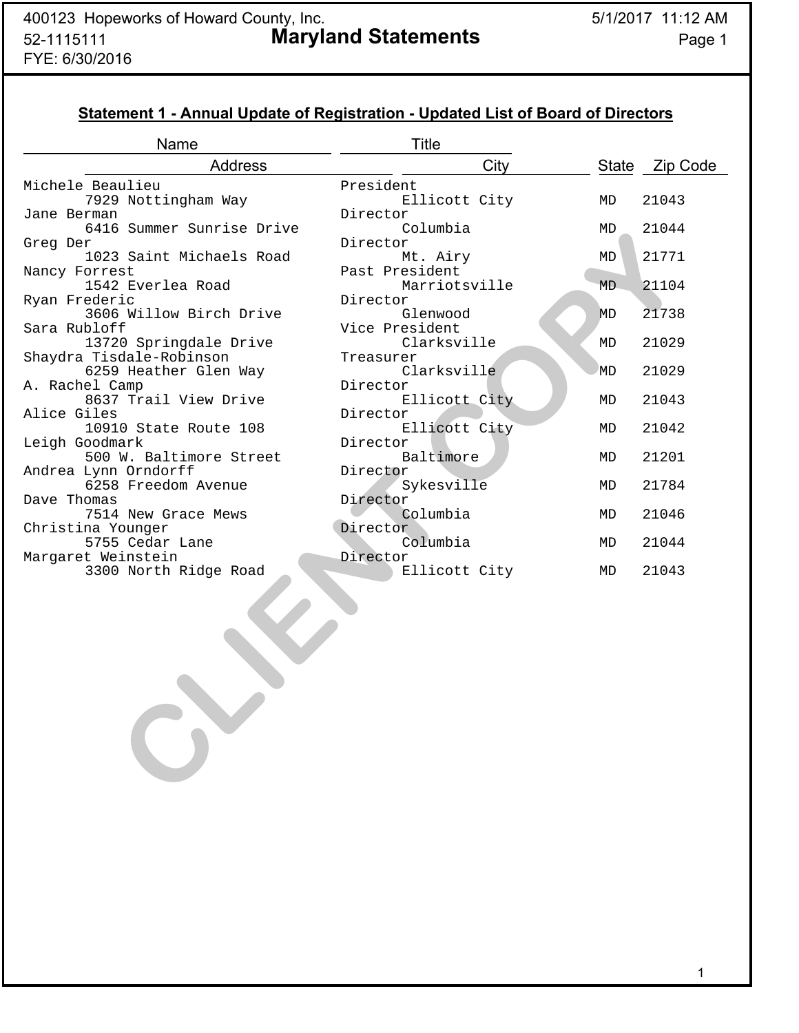400123 Hopeworks of Howard County, Inc.
52-1115111
FYE: 6/30/2016

# Maryland Statements

5/1/2017 11:12 AM

## Statement 1 - Annual Update of Registration - Updated List of Board of Directors

| Name / Address | Title / City | State | Zip Code |
|---|---|---|---|
| Michele Beaulieu | President | | |
| 7929 Nottingham Way | Ellicott City | MD | 21043 |
| Jane Berman | Director | | |
| 6416 Summer Sunrise Drive | Columbia | MD | 21044 |
| Greg Der | Director | | |
| 1023 Saint Michaels Road | Mt. Airy | MD | 21771 |
| Nancy Forrest | Past President | | |
| 1542 Everlea Road | Marriotsville | MD | 21104 |
| Ryan Frederic | Director | | |
| 3606 Willow Birch Drive | Glenwood | MD | 21738 |
| Sara Rubloff | Vice President | | |
| 13720 Springdale Drive | Clarksville | MD | 21029 |
| Shaydra Tisdale-Robinson | Treasurer | | |
| 6259 Heather Glen Way | Clarksville | MD | 21029 |
| A. Rachel Camp | Director | | |
| 8637 Trail View Drive | Ellicott City | MD | 21043 |
| Alice Giles | Director | | |
| 10910 State Route 108 | Ellicott City | MD | 21042 |
| Leigh Goodmark | Director | | |
| 500 W. Baltimore Street | Baltimore | MD | 21201 |
| Andrea Lynn Orndorff | Director | | |
| 6258 Freedom Avenue | Sykesville | MD | 21784 |
| Dave Thomas | Director | | |
| 7514 New Grace Mews | Columbia | MD | 21046 |
| Christina Younger | Director | | |
| 5755 Cedar Lane | Columbia | MD | 21044 |
| Margaret Weinstein | Director | | |
| 3300 North Ridge Road | Ellicott City | MD | 21043 |

CLIENT COPY